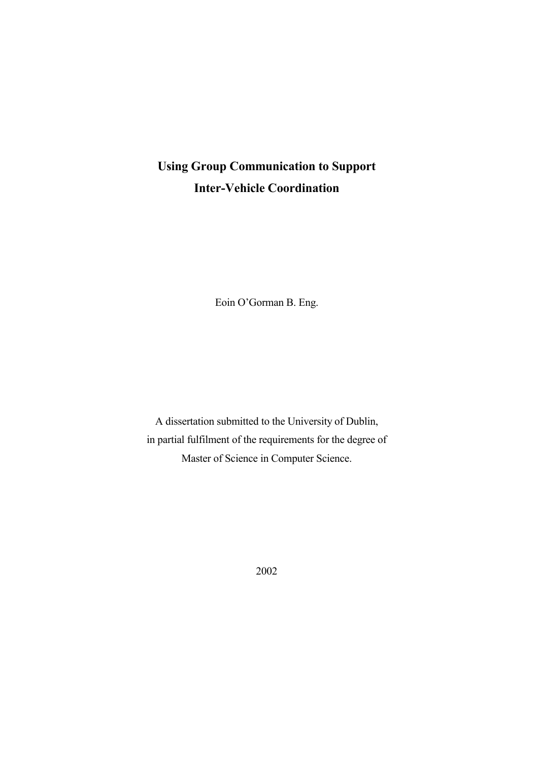# Using Group Communication to Support Inter-Vehicle Coordination

Eoin O'Gorman B. Eng.

A dissertation submitted to the University of Dublin,
in partial fulfilment of the requirements for the degree of
Master of Science in Computer Science.

2002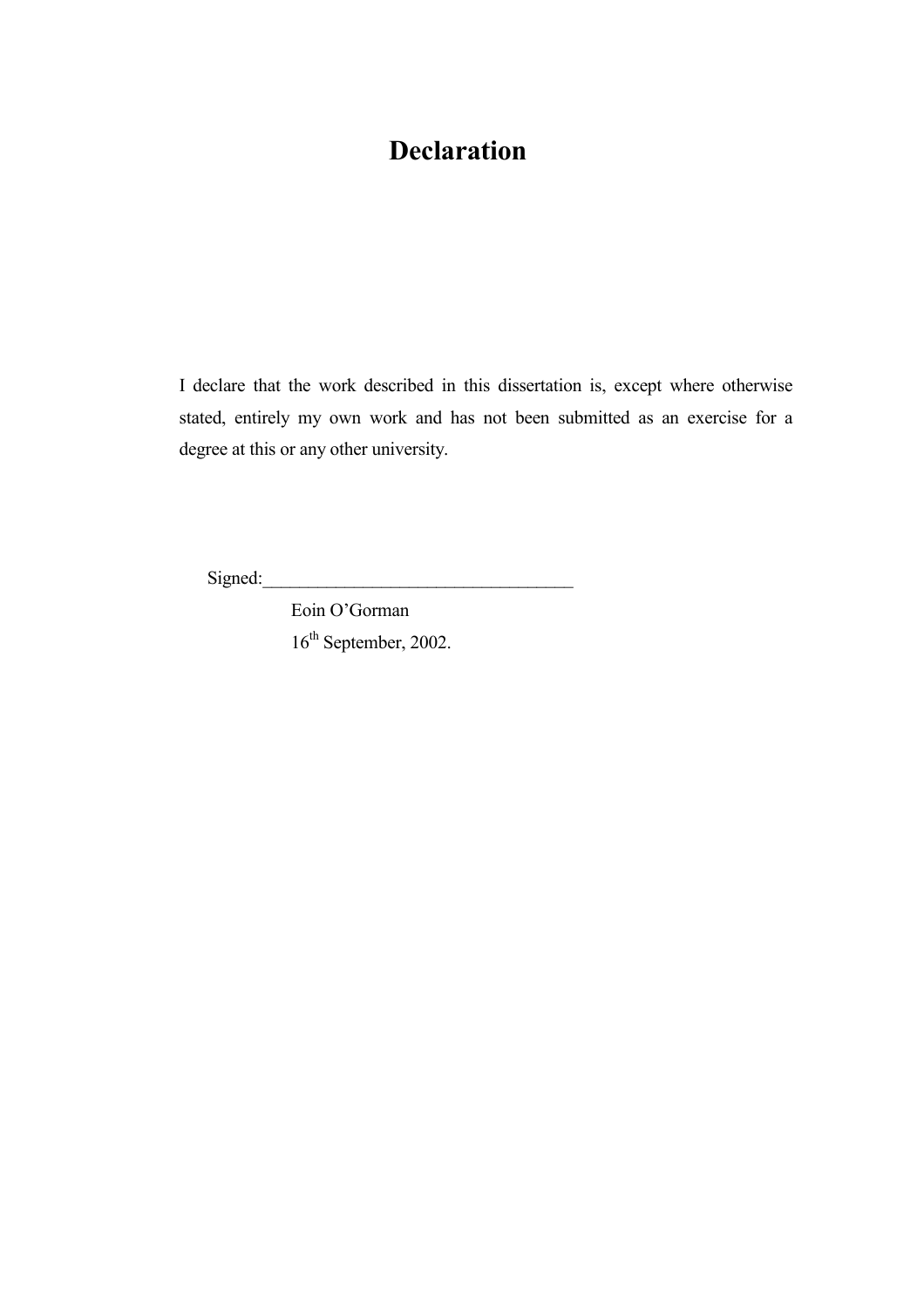# Declaration

I declare that the work described in this dissertation is, except where otherwise stated, entirely my own work and has not been submitted as an exercise for a degree at this or any other university.

Signed:__________________________________

Eoin O'Gorman

16th September, 2002.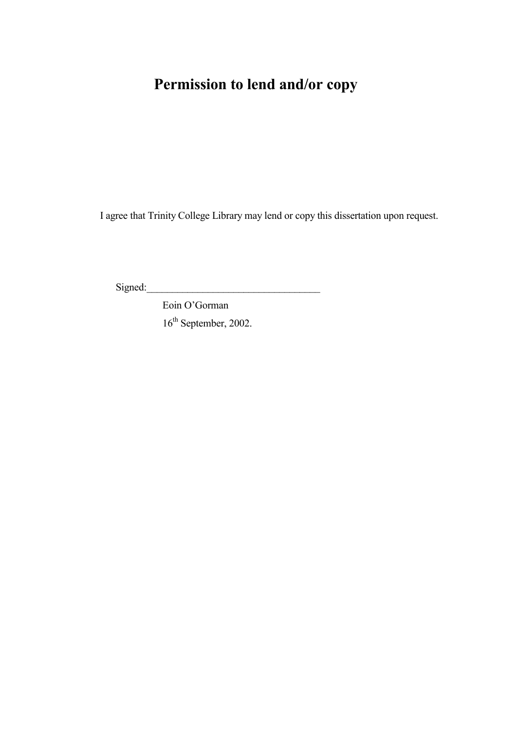# Permission to lend and/or copy

I agree that Trinity College Library may lend or copy this dissertation upon request.

Signed:\_\_\_\_\_\_\_\_\_\_\_\_\_\_\_\_\_\_\_\_\_\_\_\_\_\_\_\_\_\_\_\_\_\_

Eoin O'Gorman

16th September, 2002.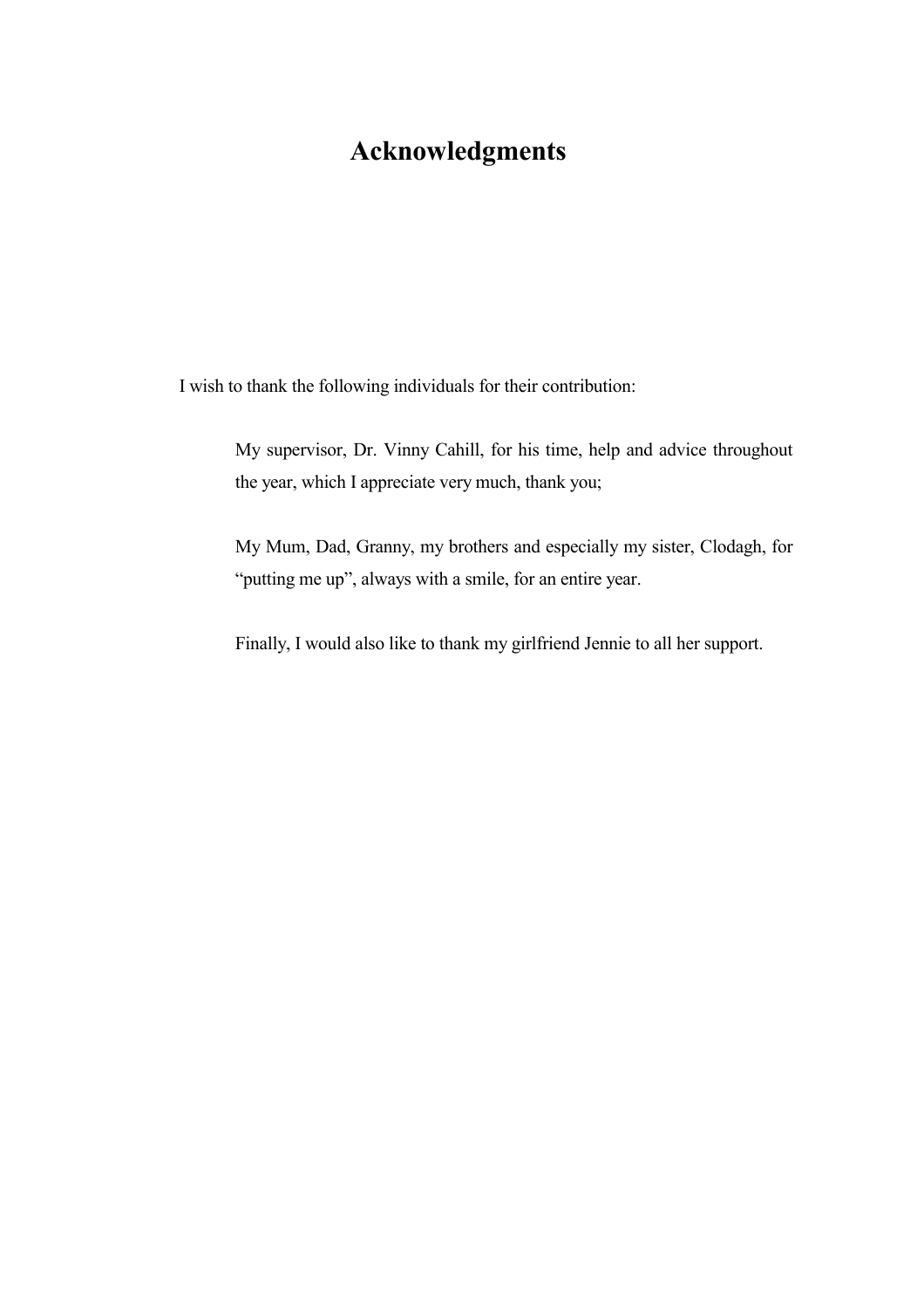# Acknowledgments

I wish to thank the following individuals for their contribution:

> My supervisor, Dr. Vinny Cahill, for his time, help and advice throughout the year, which I appreciate very much, thank you;
>
> My Mum, Dad, Granny, my brothers and especially my sister, Clodagh, for "putting me up", always with a smile, for an entire year.
>
> Finally, I would also like to thank my girlfriend Jennie to all her support.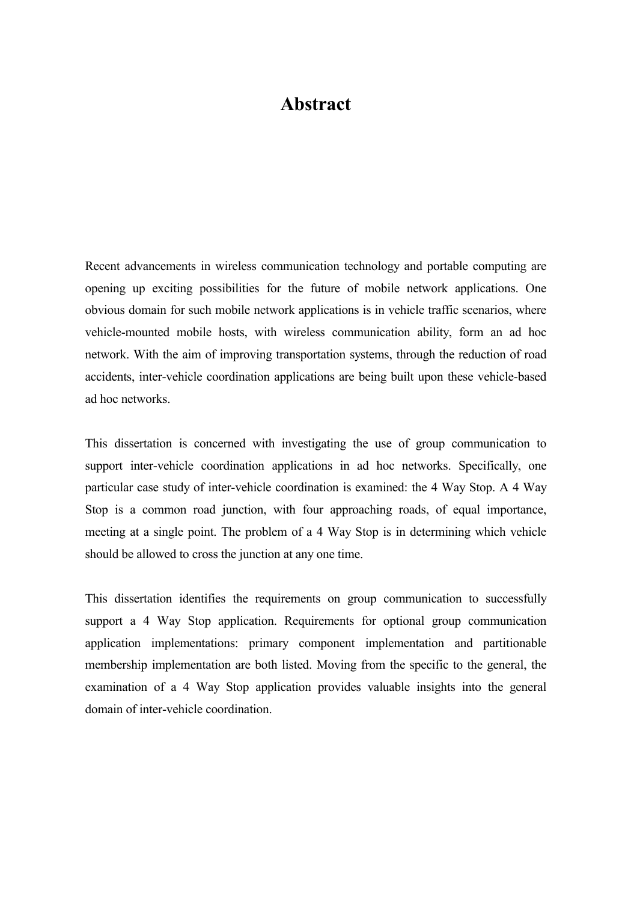# Abstract

Recent advancements in wireless communication technology and portable computing are opening up exciting possibilities for the future of mobile network applications. One obvious domain for such mobile network applications is in vehicle traffic scenarios, where vehicle-mounted mobile hosts, with wireless communication ability, form an ad hoc network. With the aim of improving transportation systems, through the reduction of road accidents, inter-vehicle coordination applications are being built upon these vehicle-based ad hoc networks.

This dissertation is concerned with investigating the use of group communication to support inter-vehicle coordination applications in ad hoc networks. Specifically, one particular case study of inter-vehicle coordination is examined: the 4 Way Stop. A 4 Way Stop is a common road junction, with four approaching roads, of equal importance, meeting at a single point. The problem of a 4 Way Stop is in determining which vehicle should be allowed to cross the junction at any one time.

This dissertation identifies the requirements on group communication to successfully support a 4 Way Stop application. Requirements for optional group communication application implementations: primary component implementation and partitionable membership implementation are both listed. Moving from the specific to the general, the examination of a 4 Way Stop application provides valuable insights into the general domain of inter-vehicle coordination.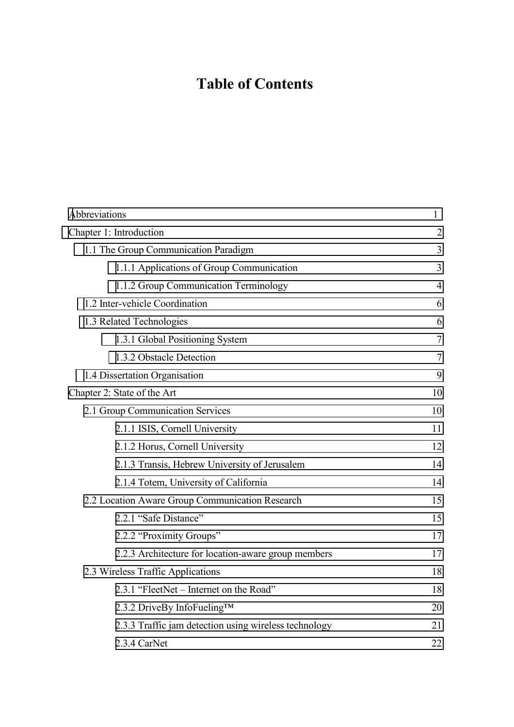# Table of Contents

| | |
|---|---|
| Abbreviations | 1 |
| Chapter 1: Introduction | 2 |
| 1.1 The Group Communication Paradigm | 3 |
| 1.1.1 Applications of Group Communication | 3 |
| 1.1.2 Group Communication Terminology | 4 |
| 1.2 Inter-vehicle Coordination | 6 |
| 1.3 Related Technologies | 6 |
| 1.3.1 Global Positioning System | 7 |
| 1.3.2 Obstacle Detection | 7 |
| 1.4 Dissertation Organisation | 9 |
| Chapter 2: State of the Art | 10 |
| 2.1 Group Communication Services | 10 |
| 2.1.1 ISIS, Cornell University | 11 |
| 2.1.2 Horus, Cornell University | 12 |
| 2.1.3 Transis, Hebrew University of Jerusalem | 14 |
| 2.1.4 Totem, University of California | 14 |
| 2.2 Location Aware Group Communication Research | 15 |
| 2.2.1 "Safe Distance" | 15 |
| 2.2.2 "Proximity Groups" | 17 |
| 2.2.3 Architecture for location-aware group members | 17 |
| 2.3 Wireless Traffic Applications | 18 |
| 2.3.1 "FleetNet – Internet on the Road" | 18 |
| 2.3.2 DriveBy InfoFueling™ | 20 |
| 2.3.3 Traffic jam detection using wireless technology | 21 |
| 2.3.4 CarNet | 22 |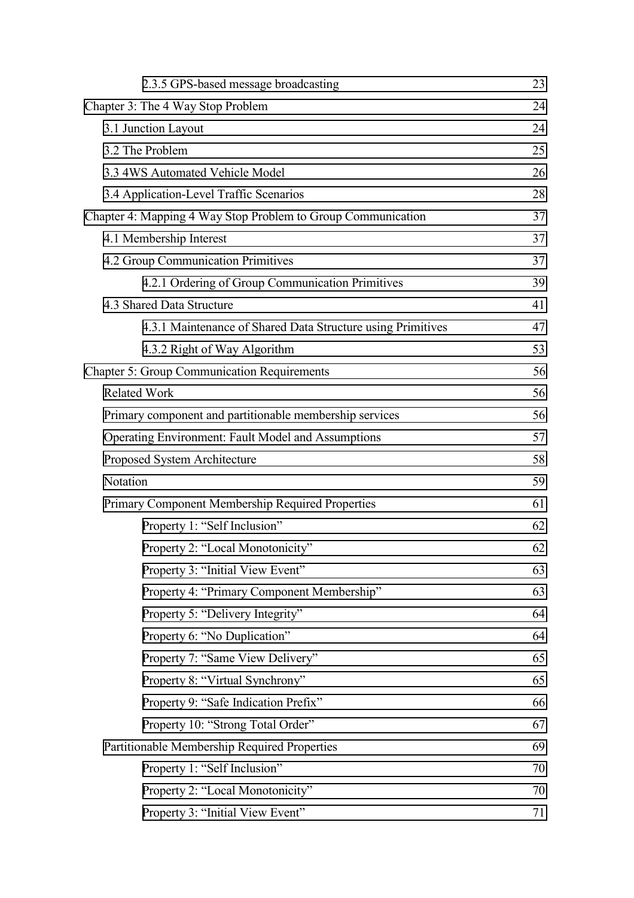2.3.5 GPS-based message broadcasting 23

Chapter 3: The 4 Way Stop Problem 24

3.1 Junction Layout 24

3.2 The Problem 25

3.3 4WS Automated Vehicle Model 26

3.4 Application-Level Traffic Scenarios 28

Chapter 4: Mapping 4 Way Stop Problem to Group Communication 37

4.1 Membership Interest 37

4.2 Group Communication Primitives 37

4.2.1 Ordering of Group Communication Primitives 39

4.3 Shared Data Structure 41

4.3.1 Maintenance of Shared Data Structure using Primitives 47

4.3.2 Right of Way Algorithm 53

Chapter 5: Group Communication Requirements 56

Related Work 56

Primary component and partitionable membership services 56

Operating Environment: Fault Model and Assumptions 57

Proposed System Architecture 58

Notation 59

Primary Component Membership Required Properties 61

Property 1: "Self Inclusion" 62

Property 2: "Local Monotonicity" 62

Property 3: "Initial View Event" 63

Property 4: "Primary Component Membership" 63

Property 5: "Delivery Integrity" 64

Property 6: "No Duplication" 64

Property 7: "Same View Delivery" 65

Property 8: "Virtual Synchrony" 65

Property 9: "Safe Indication Prefix" 66

Property 10: "Strong Total Order" 67

Partitionable Membership Required Properties 69

Property 1: "Self Inclusion" 70

Property 2: "Local Monotonicity" 70

Property 3: "Initial View Event" 71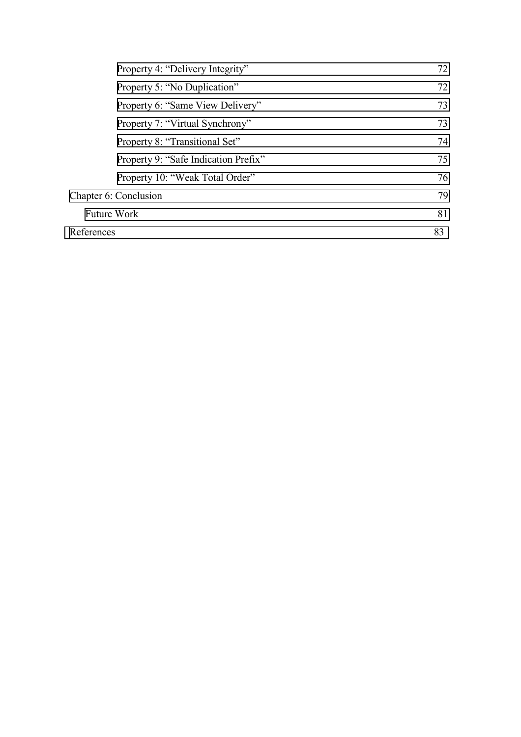Property 4: "Delivery Integrity" 72

Property 5: "No Duplication" 72

Property 6: "Same View Delivery" 73

Property 7: "Virtual Synchrony" 73

Property 8: "Transitional Set" 74

Property 9: "Safe Indication Prefix" 75

Property 10: "Weak Total Order" 76

Chapter 6: Conclusion 79

Future Work 81

References 83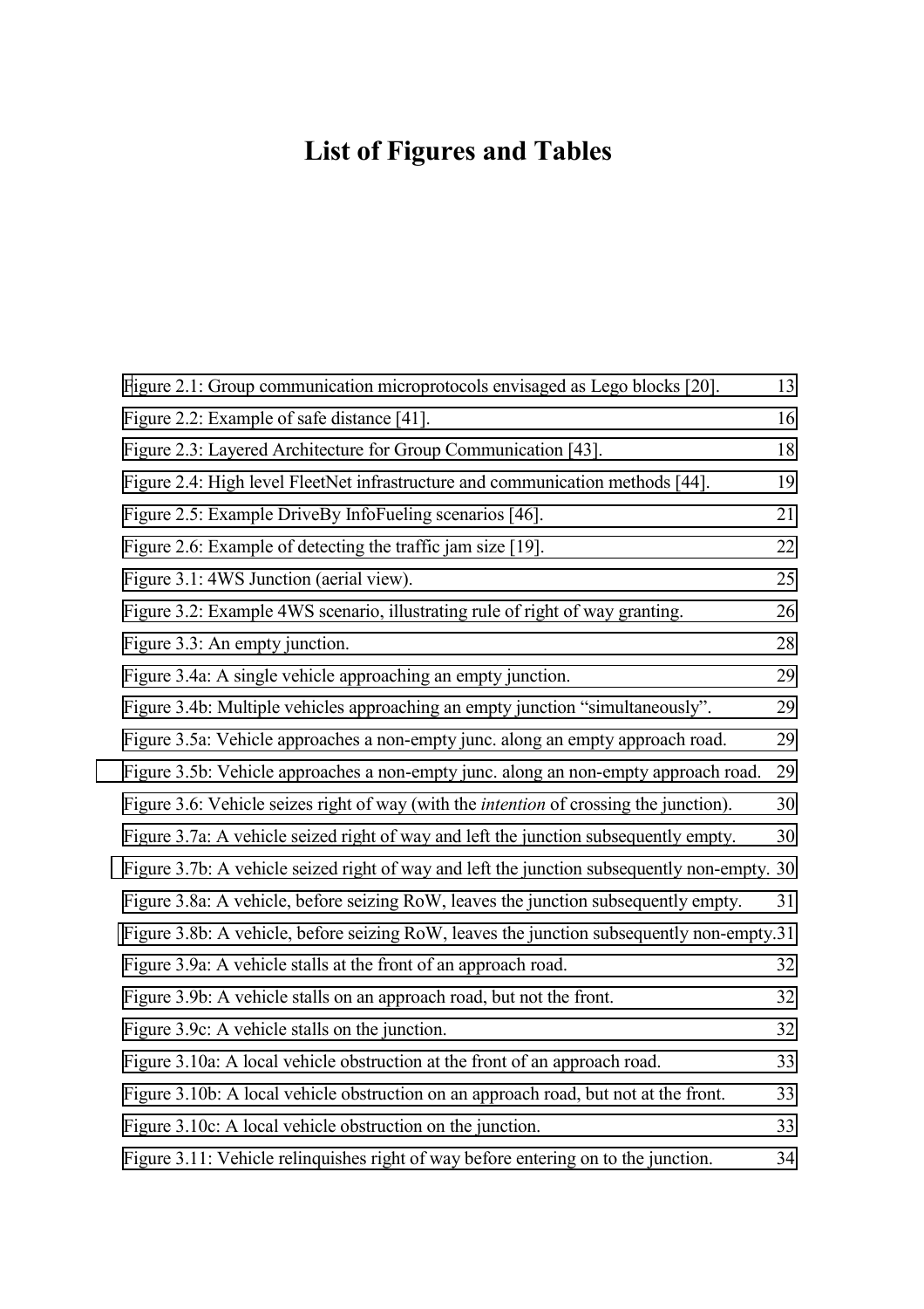# List of Figures and Tables

Figure 2.1: Group communication microprotocols envisaged as Lego blocks [20]. 13

Figure 2.2: Example of safe distance [41]. 16

Figure 2.3: Layered Architecture for Group Communication [43]. 18

Figure 2.4: High level FleetNet infrastructure and communication methods [44]. 19

Figure 2.5: Example DriveBy InfoFueling scenarios [46]. 21

Figure 2.6: Example of detecting the traffic jam size [19]. 22

Figure 3.1: 4WS Junction (aerial view). 25

Figure 3.2: Example 4WS scenario, illustrating rule of right of way granting. 26

Figure 3.3: An empty junction. 28

Figure 3.4a: A single vehicle approaching an empty junction. 29

Figure 3.4b: Multiple vehicles approaching an empty junction "simultaneously". 29

Figure 3.5a: Vehicle approaches a non-empty junc. along an empty approach road. 29

Figure 3.5b: Vehicle approaches a non-empty junc. along an non-empty approach road. 29

Figure 3.6: Vehicle seizes right of way (with the *intention* of crossing the junction). 30

Figure 3.7a: A vehicle seized right of way and left the junction subsequently empty. 30

Figure 3.7b: A vehicle seized right of way and left the junction subsequently non-empty. 30

Figure 3.8a: A vehicle, before seizing RoW, leaves the junction subsequently empty. 31

Figure 3.8b: A vehicle, before seizing RoW, leaves the junction subsequently non-empty. 31

Figure 3.9a: A vehicle stalls at the front of an approach road. 32

Figure 3.9b: A vehicle stalls on an approach road, but not the front. 32

Figure 3.9c: A vehicle stalls on the junction. 32

Figure 3.10a: A local vehicle obstruction at the front of an approach road. 33

Figure 3.10b: A local vehicle obstruction on an approach road, but not at the front. 33

Figure 3.10c: A local vehicle obstruction on the junction. 33

Figure 3.11: Vehicle relinquishes right of way before entering on to the junction. 34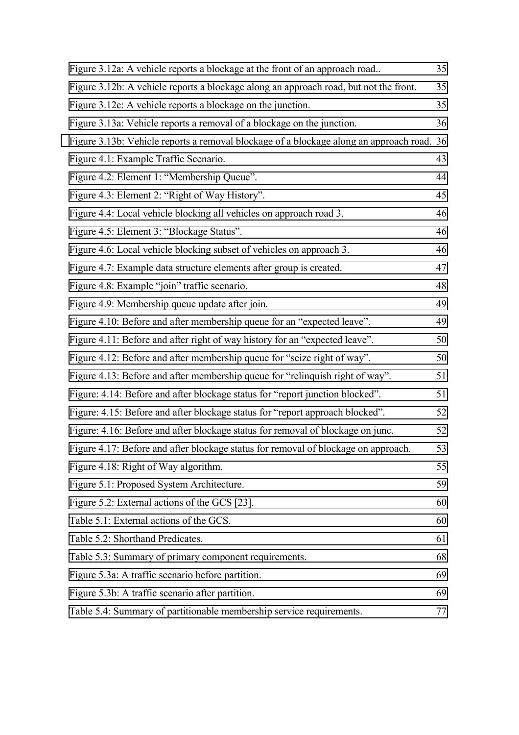Figure 3.12a: A vehicle reports a blockage at the front of an approach road.. 35

Figure 3.12b: A vehicle reports a blockage along an approach road, but not the front. 35

Figure 3.12c: A vehicle reports a blockage on the junction. 35

Figure 3.13a: Vehicle reports a removal of a blockage on the junction. 36

Figure 3.13b: Vehicle reports a removal blockage of a blockage along an approach road. 36

Figure 4.1: Example Traffic Scenario. 43

Figure 4.2: Element 1: “Membership Queue”. 44

Figure 4.3: Element 2: “Right of Way History”. 45

Figure 4.4: Local vehicle blocking all vehicles on approach road 3. 46

Figure 4.5: Element 3: “Blockage Status”. 46

Figure 4.6: Local vehicle blocking subset of vehicles on approach 3. 46

Figure 4.7: Example data structure elements after group is created. 47

Figure 4.8: Example “join” traffic scenario. 48

Figure 4.9: Membership queue update after join. 49

Figure 4.10: Before and after membership queue for an “expected leave”. 49

Figure 4.11: Before and after right of way history for an “expected leave”. 50

Figure 4.12: Before and after membership queue for “seize right of way”. 50

Figure 4.13: Before and after membership queue for “relinquish right of way”. 51

Figure: 4.14: Before and after blockage status for “report junction blocked”. 51

Figure: 4.15: Before and after blockage status for “report approach blocked”. 52

Figure: 4.16: Before and after blockage status for removal of blockage on junc. 52

Figure 4.17: Before and after blockage status for removal of blockage on approach. 53

Figure 4.18: Right of Way algorithm. 55

Figure 5.1: Proposed System Architecture. 59

Figure 5.2: External actions of the GCS [23]. 60

Table 5.1: External actions of the GCS. 60

Table 5.2: Shorthand Predicates. 61

Table 5.3: Summary of primary component requirements. 68

Figure 5.3a: A traffic scenario before partition. 69

Figure 5.3b: A traffic scenario after partition. 69

Table 5.4: Summary of partitionable membership service requirements. 77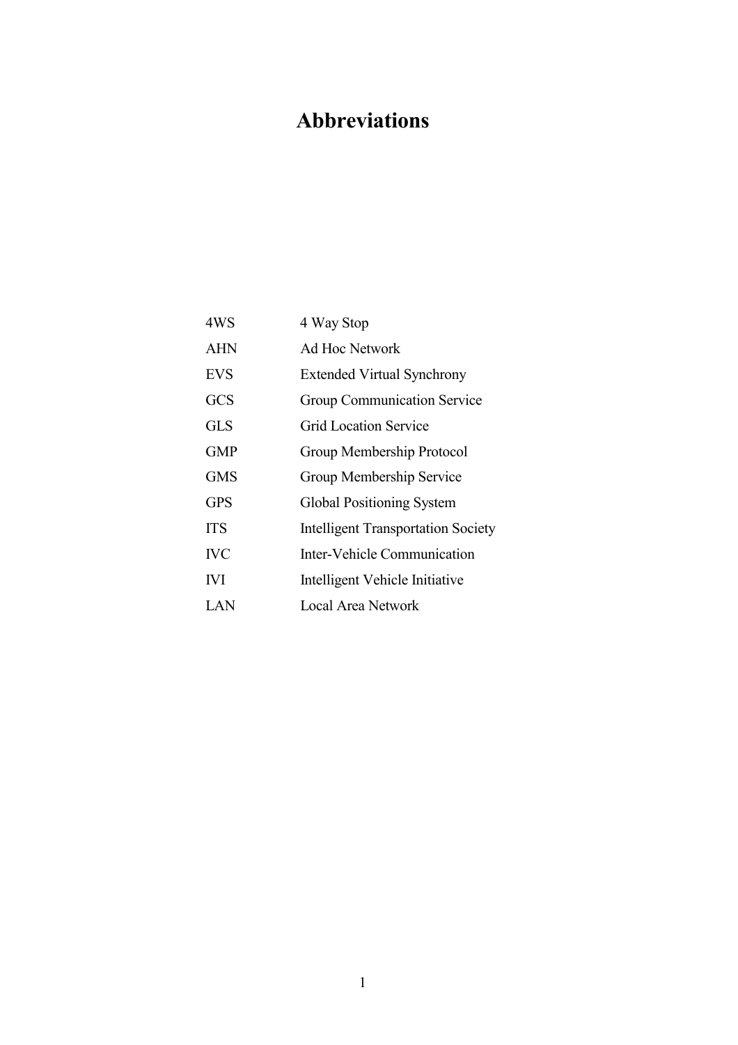# Abbreviations

| | |
|---|---|
| 4WS | 4 Way Stop |
| AHN | Ad Hoc Network |
| EVS | Extended Virtual Synchrony |
| GCS | Group Communication Service |
| GLS | Grid Location Service |
| GMP | Group Membership Protocol |
| GMS | Group Membership Service |
| GPS | Global Positioning System |
| ITS | Intelligent Transportation Society |
| IVC | Inter-Vehicle Communication |
| IVI | Intelligent Vehicle Initiative |
| LAN | Local Area Network |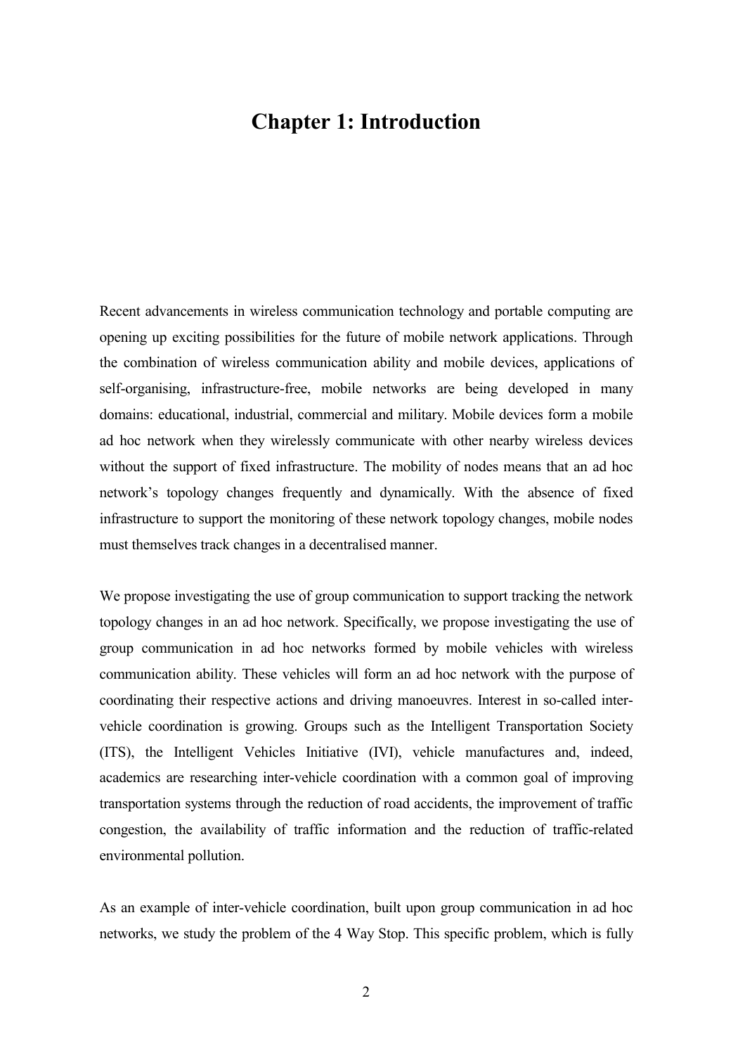# Chapter 1: Introduction

Recent advancements in wireless communication technology and portable computing are opening up exciting possibilities for the future of mobile network applications. Through the combination of wireless communication ability and mobile devices, applications of self-organising, infrastructure-free, mobile networks are being developed in many domains: educational, industrial, commercial and military. Mobile devices form a mobile ad hoc network when they wirelessly communicate with other nearby wireless devices without the support of fixed infrastructure. The mobility of nodes means that an ad hoc network's topology changes frequently and dynamically. With the absence of fixed infrastructure to support the monitoring of these network topology changes, mobile nodes must themselves track changes in a decentralised manner.

We propose investigating the use of group communication to support tracking the network topology changes in an ad hoc network. Specifically, we propose investigating the use of group communication in ad hoc networks formed by mobile vehicles with wireless communication ability. These vehicles will form an ad hoc network with the purpose of coordinating their respective actions and driving manoeuvres. Interest in so-called inter-vehicle coordination is growing. Groups such as the Intelligent Transportation Society (ITS), the Intelligent Vehicles Initiative (IVI), vehicle manufactures and, indeed, academics are researching inter-vehicle coordination with a common goal of improving transportation systems through the reduction of road accidents, the improvement of traffic congestion, the availability of traffic information and the reduction of traffic-related environmental pollution.

As an example of inter-vehicle coordination, built upon group communication in ad hoc networks, we study the problem of the 4 Way Stop. This specific problem, which is fully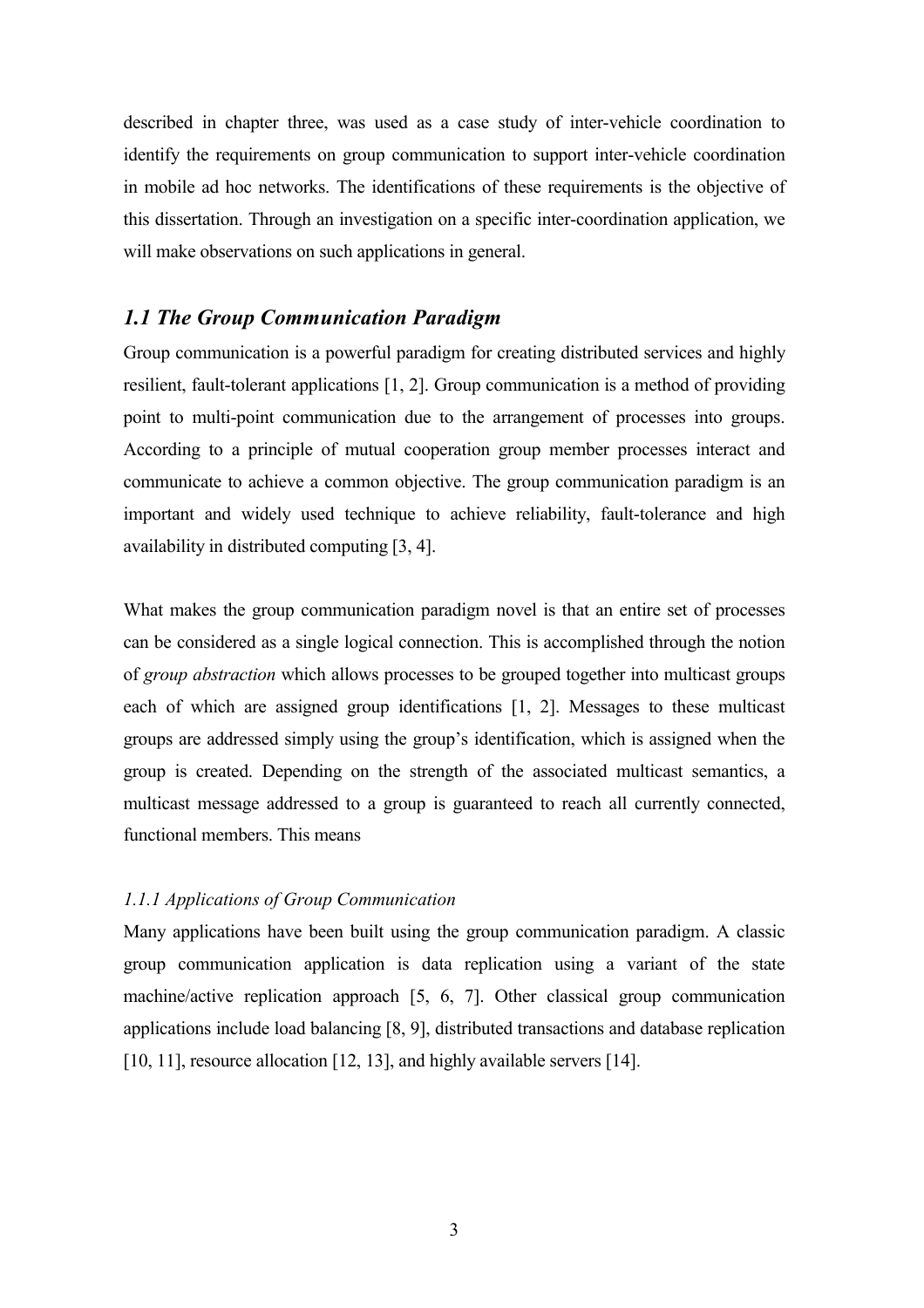described in chapter three, was used as a case study of inter-vehicle coordination to identify the requirements on group communication to support inter-vehicle coordination in mobile ad hoc networks. The identifications of these requirements is the objective of this dissertation. Through an investigation on a specific inter-coordination application, we will make observations on such applications in general.

## *1.1 The Group Communication Paradigm*

Group communication is a powerful paradigm for creating distributed services and highly resilient, fault-tolerant applications [1, 2]. Group communication is a method of providing point to multi-point communication due to the arrangement of processes into groups. According to a principle of mutual cooperation group member processes interact and communicate to achieve a common objective. The group communication paradigm is an important and widely used technique to achieve reliability, fault-tolerance and high availability in distributed computing [3, 4].

What makes the group communication paradigm novel is that an entire set of processes can be considered as a single logical connection. This is accomplished through the notion of *group abstraction* which allows processes to be grouped together into multicast groups each of which are assigned group identifications [1, 2]. Messages to these multicast groups are addressed simply using the group's identification, which is assigned when the group is created. Depending on the strength of the associated multicast semantics, a multicast message addressed to a group is guaranteed to reach all currently connected, functional members. This means

### *1.1.1 Applications of Group Communication*

Many applications have been built using the group communication paradigm. A classic group communication application is data replication using a variant of the state machine/active replication approach [5, 6, 7]. Other classical group communication applications include load balancing [8, 9], distributed transactions and database replication [10, 11], resource allocation [12, 13], and highly available servers [14].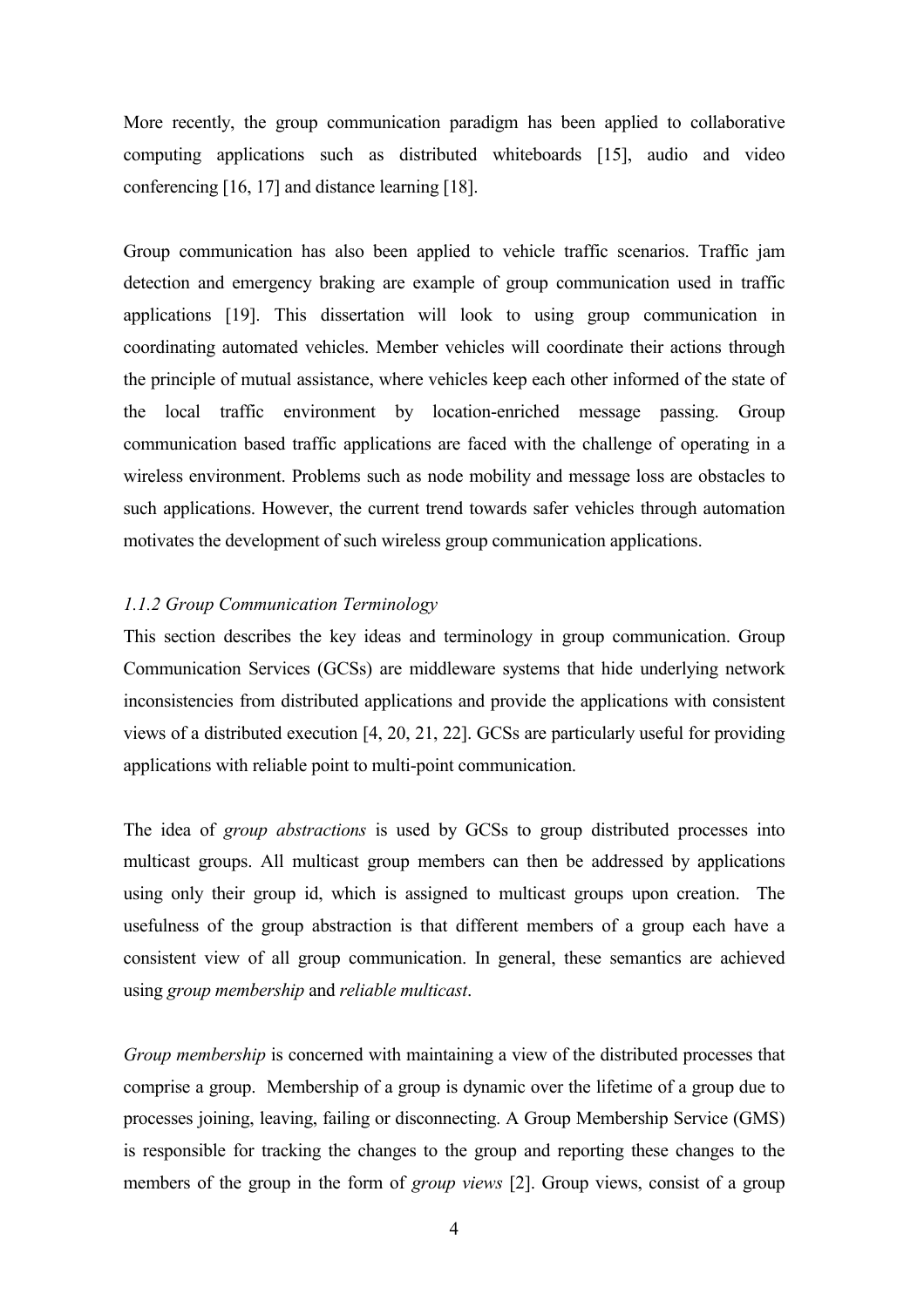More recently, the group communication paradigm has been applied to collaborative computing applications such as distributed whiteboards [15], audio and video conferencing [16, 17] and distance learning [18].

Group communication has also been applied to vehicle traffic scenarios. Traffic jam detection and emergency braking are example of group communication used in traffic applications [19]. This dissertation will look to using group communication in coordinating automated vehicles. Member vehicles will coordinate their actions through the principle of mutual assistance, where vehicles keep each other informed of the state of the local traffic environment by location-enriched message passing. Group communication based traffic applications are faced with the challenge of operating in a wireless environment. Problems such as node mobility and message loss are obstacles to such applications. However, the current trend towards safer vehicles through automation motivates the development of such wireless group communication applications.

### *1.1.2 Group Communication Terminology*

This section describes the key ideas and terminology in group communication. Group Communication Services (GCSs) are middleware systems that hide underlying network inconsistencies from distributed applications and provide the applications with consistent views of a distributed execution [4, 20, 21, 22]. GCSs are particularly useful for providing applications with reliable point to multi-point communication.

The idea of *group abstractions* is used by GCSs to group distributed processes into multicast groups. All multicast group members can then be addressed by applications using only their group id, which is assigned to multicast groups upon creation. The usefulness of the group abstraction is that different members of a group each have a consistent view of all group communication. In general, these semantics are achieved using *group membership* and *reliable multicast*.

*Group membership* is concerned with maintaining a view of the distributed processes that comprise a group. Membership of a group is dynamic over the lifetime of a group due to processes joining, leaving, failing or disconnecting. A Group Membership Service (GMS) is responsible for tracking the changes to the group and reporting these changes to the members of the group in the form of *group views* [2]. Group views, consist of a group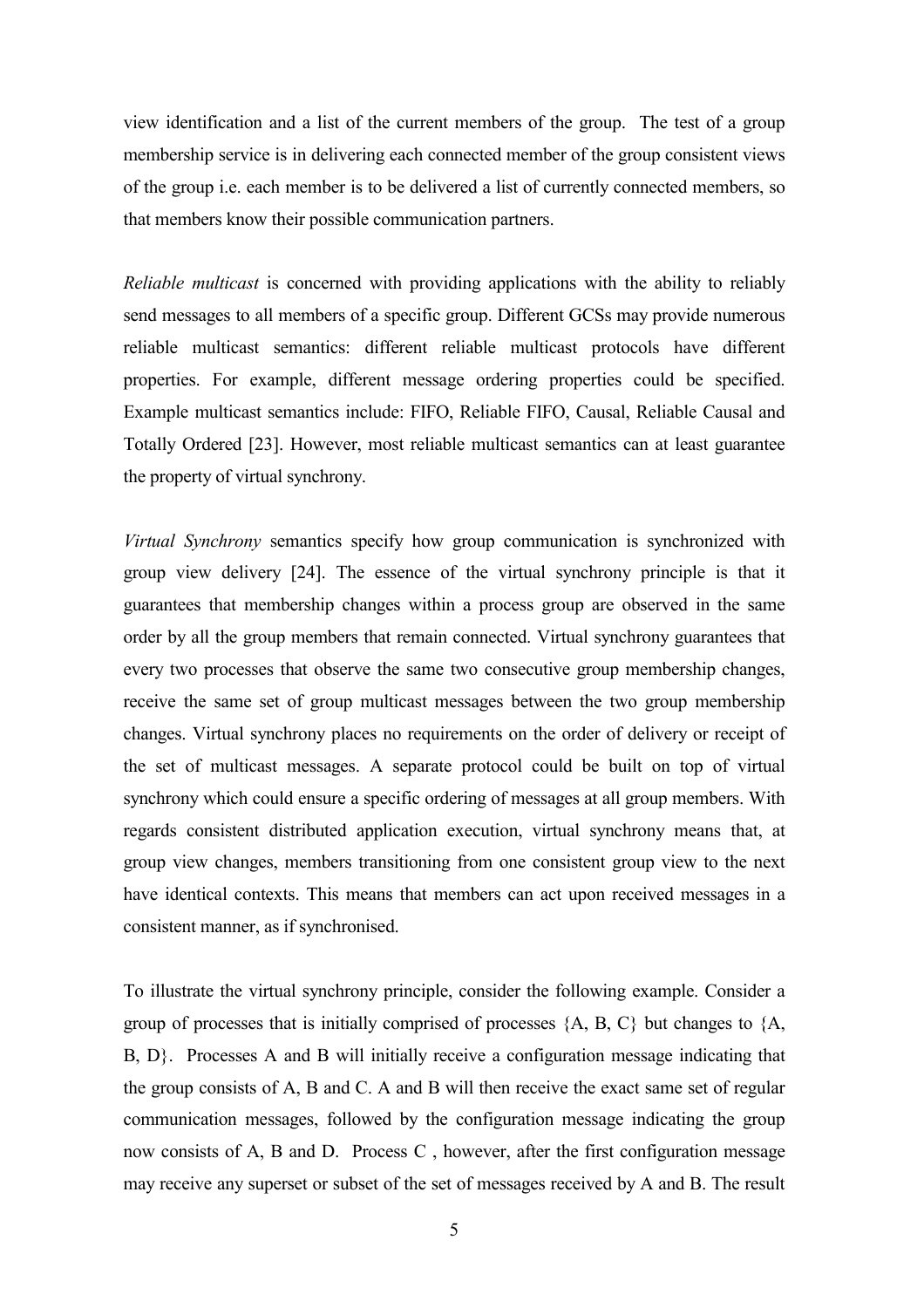view identification and a list of the current members of the group. The test of a group membership service is in delivering each connected member of the group consistent views of the group i.e. each member is to be delivered a list of currently connected members, so that members know their possible communication partners.

*Reliable multicast* is concerned with providing applications with the ability to reliably send messages to all members of a specific group. Different GCSs may provide numerous reliable multicast semantics: different reliable multicast protocols have different properties. For example, different message ordering properties could be specified. Example multicast semantics include: FIFO, Reliable FIFO, Causal, Reliable Causal and Totally Ordered [23]. However, most reliable multicast semantics can at least guarantee the property of virtual synchrony.

*Virtual Synchrony* semantics specify how group communication is synchronized with group view delivery [24]. The essence of the virtual synchrony principle is that it guarantees that membership changes within a process group are observed in the same order by all the group members that remain connected. Virtual synchrony guarantees that every two processes that observe the same two consecutive group membership changes, receive the same set of group multicast messages between the two group membership changes. Virtual synchrony places no requirements on the order of delivery or receipt of the set of multicast messages. A separate protocol could be built on top of virtual synchrony which could ensure a specific ordering of messages at all group members. With regards consistent distributed application execution, virtual synchrony means that, at group view changes, members transitioning from one consistent group view to the next have identical contexts. This means that members can act upon received messages in a consistent manner, as if synchronised.

To illustrate the virtual synchrony principle, consider the following example. Consider a group of processes that is initially comprised of processes {A, B, C} but changes to {A, B, D}. Processes A and B will initially receive a configuration message indicating that the group consists of A, B and C. A and B will then receive the exact same set of regular communication messages, followed by the configuration message indicating the group now consists of A, B and D. Process C , however, after the first configuration message may receive any superset or subset of the set of messages received by A and B. The result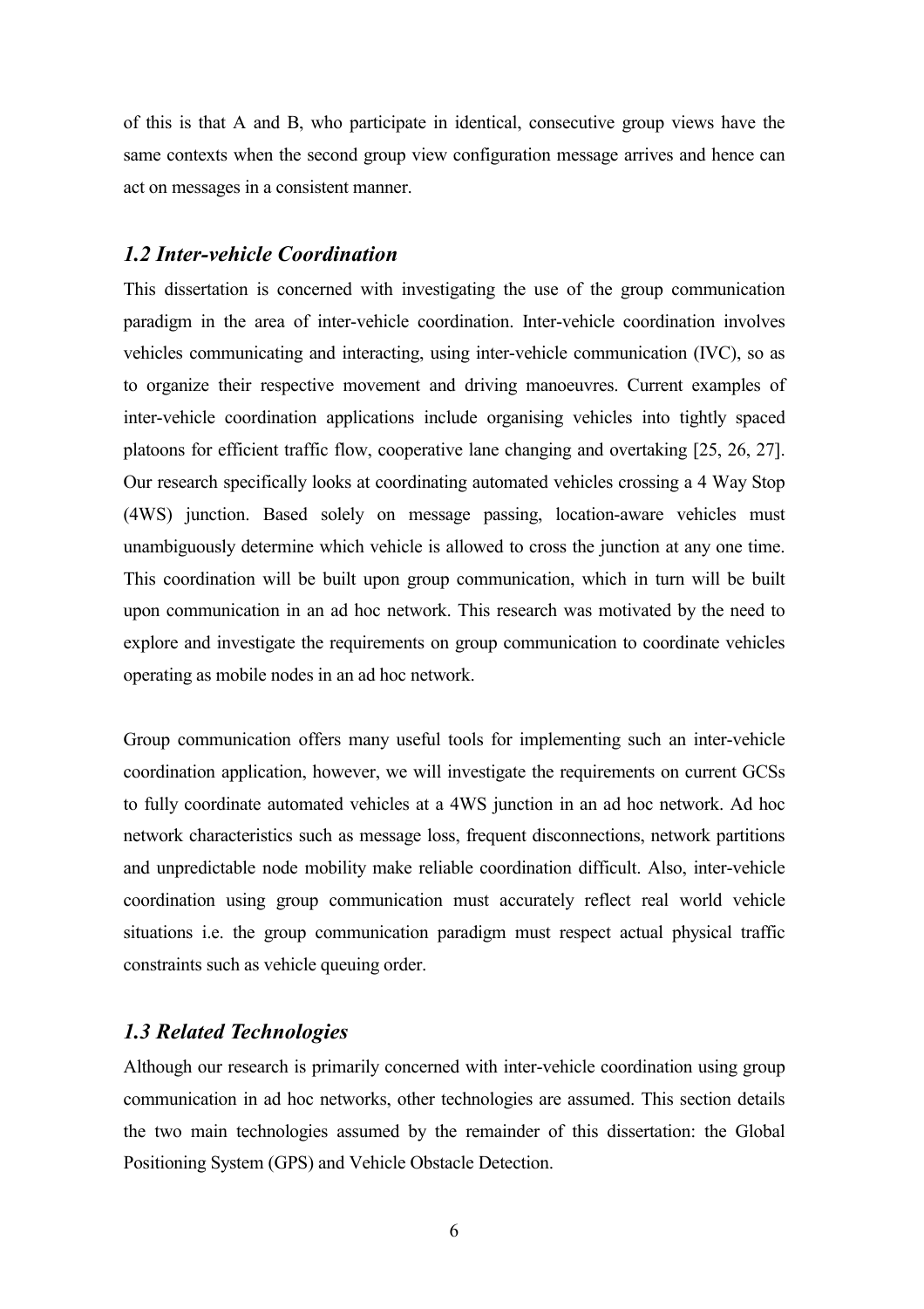of this is that A and B, who participate in identical, consecutive group views have the same contexts when the second group view configuration message arrives and hence can act on messages in a consistent manner.

## *1.2 Inter-vehicle Coordination*

This dissertation is concerned with investigating the use of the group communication paradigm in the area of inter-vehicle coordination. Inter-vehicle coordination involves vehicles communicating and interacting, using inter-vehicle communication (IVC), so as to organize their respective movement and driving manoeuvres. Current examples of inter-vehicle coordination applications include organising vehicles into tightly spaced platoons for efficient traffic flow, cooperative lane changing and overtaking [25, 26, 27]. Our research specifically looks at coordinating automated vehicles crossing a 4 Way Stop (4WS) junction. Based solely on message passing, location-aware vehicles must unambiguously determine which vehicle is allowed to cross the junction at any one time. This coordination will be built upon group communication, which in turn will be built upon communication in an ad hoc network. This research was motivated by the need to explore and investigate the requirements on group communication to coordinate vehicles operating as mobile nodes in an ad hoc network.

Group communication offers many useful tools for implementing such an inter-vehicle coordination application, however, we will investigate the requirements on current GCSs to fully coordinate automated vehicles at a 4WS junction in an ad hoc network. Ad hoc network characteristics such as message loss, frequent disconnections, network partitions and unpredictable node mobility make reliable coordination difficult. Also, inter-vehicle coordination using group communication must accurately reflect real world vehicle situations i.e. the group communication paradigm must respect actual physical traffic constraints such as vehicle queuing order.

## *1.3 Related Technologies*

Although our research is primarily concerned with inter-vehicle coordination using group communication in ad hoc networks, other technologies are assumed. This section details the two main technologies assumed by the remainder of this dissertation: the Global Positioning System (GPS) and Vehicle Obstacle Detection.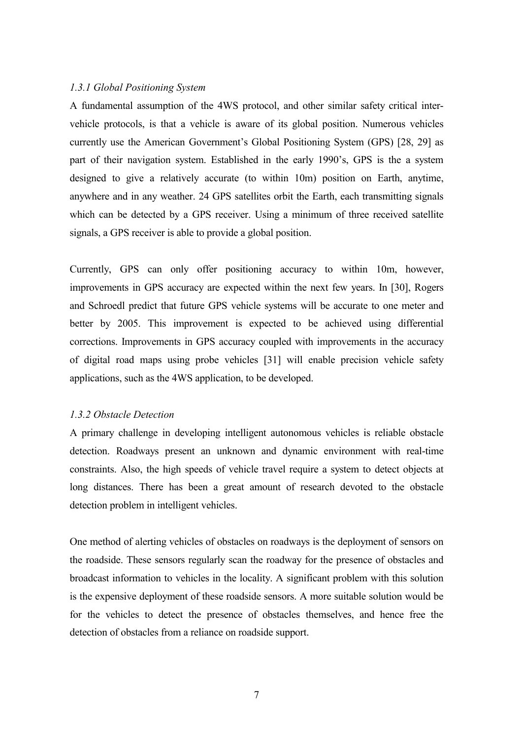### *1.3.1 Global Positioning System*

A fundamental assumption of the 4WS protocol, and other similar safety critical inter-vehicle protocols, is that a vehicle is aware of its global position. Numerous vehicles currently use the American Government's Global Positioning System (GPS) [28, 29] as part of their navigation system. Established in the early 1990's, GPS is the a system designed to give a relatively accurate (to within 10m) position on Earth, anytime, anywhere and in any weather. 24 GPS satellites orbit the Earth, each transmitting signals which can be detected by a GPS receiver. Using a minimum of three received satellite signals, a GPS receiver is able to provide a global position.

Currently, GPS can only offer positioning accuracy to within 10m, however, improvements in GPS accuracy are expected within the next few years. In [30], Rogers and Schroedl predict that future GPS vehicle systems will be accurate to one meter and better by 2005. This improvement is expected to be achieved using differential corrections. Improvements in GPS accuracy coupled with improvements in the accuracy of digital road maps using probe vehicles [31] will enable precision vehicle safety applications, such as the 4WS application, to be developed.

### *1.3.2 Obstacle Detection*

A primary challenge in developing intelligent autonomous vehicles is reliable obstacle detection. Roadways present an unknown and dynamic environment with real-time constraints. Also, the high speeds of vehicle travel require a system to detect objects at long distances. There has been a great amount of research devoted to the obstacle detection problem in intelligent vehicles.

One method of alerting vehicles of obstacles on roadways is the deployment of sensors on the roadside. These sensors regularly scan the roadway for the presence of obstacles and broadcast information to vehicles in the locality. A significant problem with this solution is the expensive deployment of these roadside sensors. A more suitable solution would be for the vehicles to detect the presence of obstacles themselves, and hence free the detection of obstacles from a reliance on roadside support.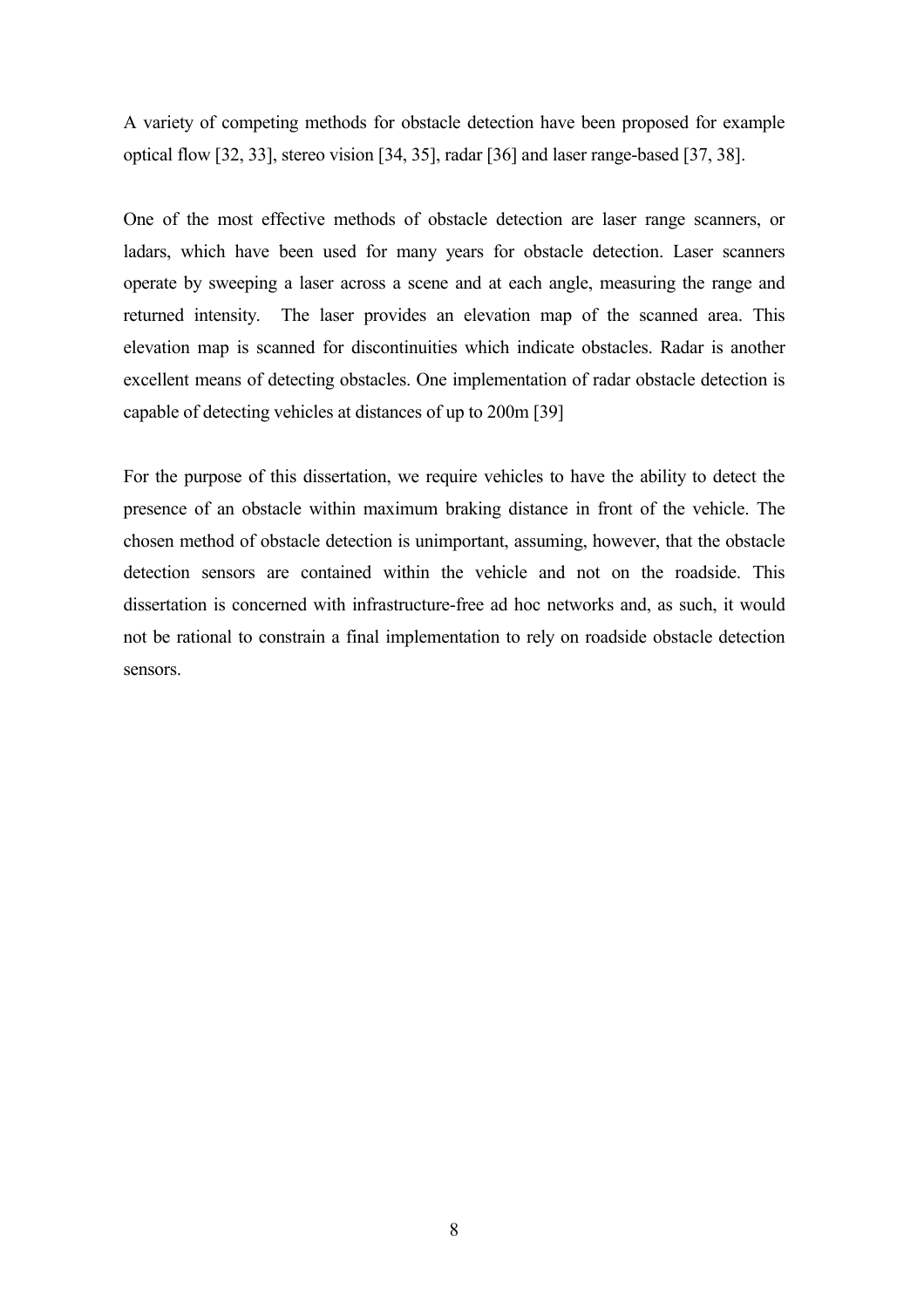A variety of competing methods for obstacle detection have been proposed for example optical flow [32, 33], stereo vision [34, 35], radar [36] and laser range-based [37, 38].

One of the most effective methods of obstacle detection are laser range scanners, or ladars, which have been used for many years for obstacle detection. Laser scanners operate by sweeping a laser across a scene and at each angle, measuring the range and returned intensity. The laser provides an elevation map of the scanned area. This elevation map is scanned for discontinuities which indicate obstacles. Radar is another excellent means of detecting obstacles. One implementation of radar obstacle detection is capable of detecting vehicles at distances of up to 200m [39]

For the purpose of this dissertation, we require vehicles to have the ability to detect the presence of an obstacle within maximum braking distance in front of the vehicle. The chosen method of obstacle detection is unimportant, assuming, however, that the obstacle detection sensors are contained within the vehicle and not on the roadside. This dissertation is concerned with infrastructure-free ad hoc networks and, as such, it would not be rational to constrain a final implementation to rely on roadside obstacle detection sensors.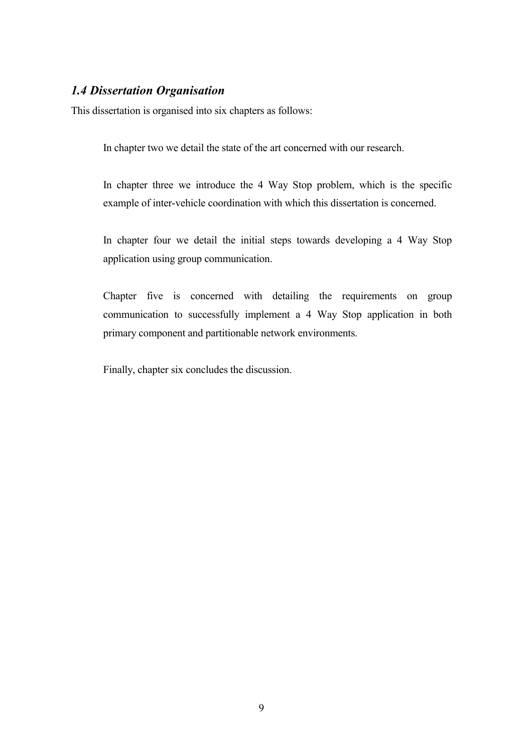## *1.4 Dissertation Organisation*

This dissertation is organised into six chapters as follows:

In chapter two we detail the state of the art concerned with our research.

In chapter three we introduce the 4 Way Stop problem, which is the specific example of inter-vehicle coordination with which this dissertation is concerned.

In chapter four we detail the initial steps towards developing a 4 Way Stop application using group communication.

Chapter five is concerned with detailing the requirements on group communication to successfully implement a 4 Way Stop application in both primary component and partitionable network environments.

Finally, chapter six concludes the discussion.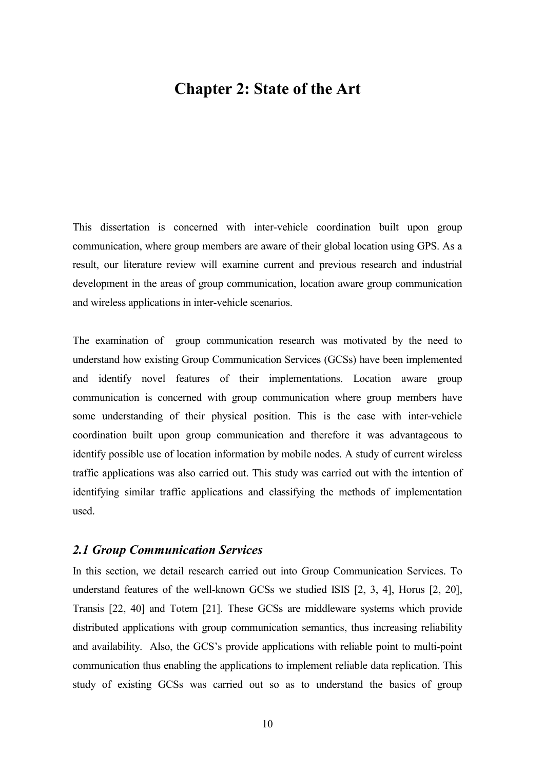# Chapter 2: State of the Art

This dissertation is concerned with inter-vehicle coordination built upon group communication, where group members are aware of their global location using GPS. As a result, our literature review will examine current and previous research and industrial development in the areas of group communication, location aware group communication and wireless applications in inter-vehicle scenarios.

The examination of group communication research was motivated by the need to understand how existing Group Communication Services (GCSs) have been implemented and identify novel features of their implementations. Location aware group communication is concerned with group communication where group members have some understanding of their physical position. This is the case with inter-vehicle coordination built upon group communication and therefore it was advantageous to identify possible use of location information by mobile nodes. A study of current wireless traffic applications was also carried out. This study was carried out with the intention of identifying similar traffic applications and classifying the methods of implementation used.

### *2.1 Group Communication Services*

In this section, we detail research carried out into Group Communication Services. To understand features of the well-known GCSs we studied ISIS [2, 3, 4], Horus [2, 20], Transis [22, 40] and Totem [21]. These GCSs are middleware systems which provide distributed applications with group communication semantics, thus increasing reliability and availability. Also, the GCS's provide applications with reliable point to multi-point communication thus enabling the applications to implement reliable data replication. This study of existing GCSs was carried out so as to understand the basics of group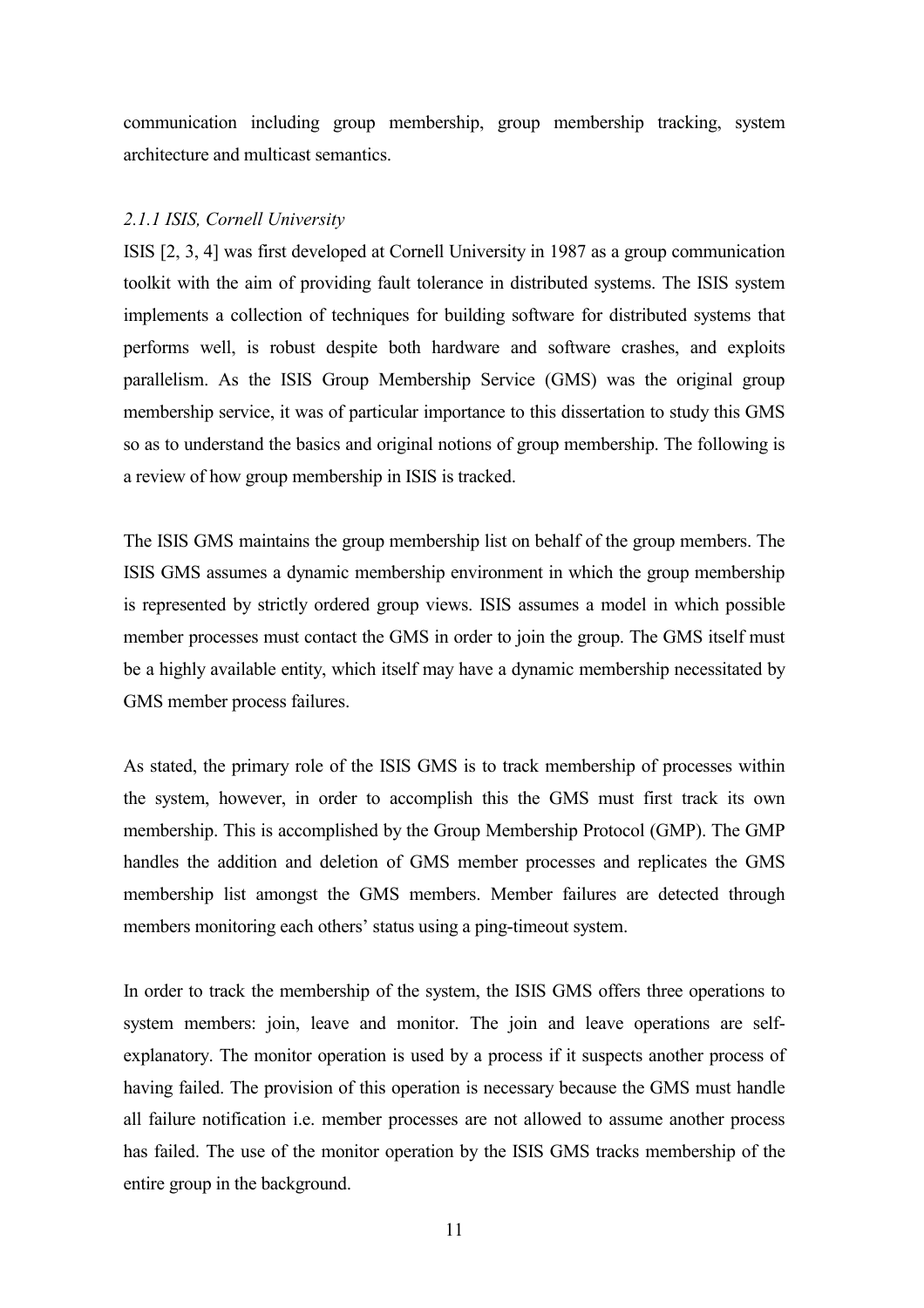communication including group membership, group membership tracking, system architecture and multicast semantics.

### *2.1.1 ISIS, Cornell University*

ISIS [2, 3, 4] was first developed at Cornell University in 1987 as a group communication toolkit with the aim of providing fault tolerance in distributed systems. The ISIS system implements a collection of techniques for building software for distributed systems that performs well, is robust despite both hardware and software crashes, and exploits parallelism. As the ISIS Group Membership Service (GMS) was the original group membership service, it was of particular importance to this dissertation to study this GMS so as to understand the basics and original notions of group membership. The following is a review of how group membership in ISIS is tracked.

The ISIS GMS maintains the group membership list on behalf of the group members. The ISIS GMS assumes a dynamic membership environment in which the group membership is represented by strictly ordered group views. ISIS assumes a model in which possible member processes must contact the GMS in order to join the group. The GMS itself must be a highly available entity, which itself may have a dynamic membership necessitated by GMS member process failures.

As stated, the primary role of the ISIS GMS is to track membership of processes within the system, however, in order to accomplish this the GMS must first track its own membership. This is accomplished by the Group Membership Protocol (GMP). The GMP handles the addition and deletion of GMS member processes and replicates the GMS membership list amongst the GMS members. Member failures are detected through members monitoring each others' status using a ping-timeout system.

In order to track the membership of the system, the ISIS GMS offers three operations to system members: join, leave and monitor. The join and leave operations are self-explanatory. The monitor operation is used by a process if it suspects another process of having failed. The provision of this operation is necessary because the GMS must handle all failure notification i.e. member processes are not allowed to assume another process has failed. The use of the monitor operation by the ISIS GMS tracks membership of the entire group in the background.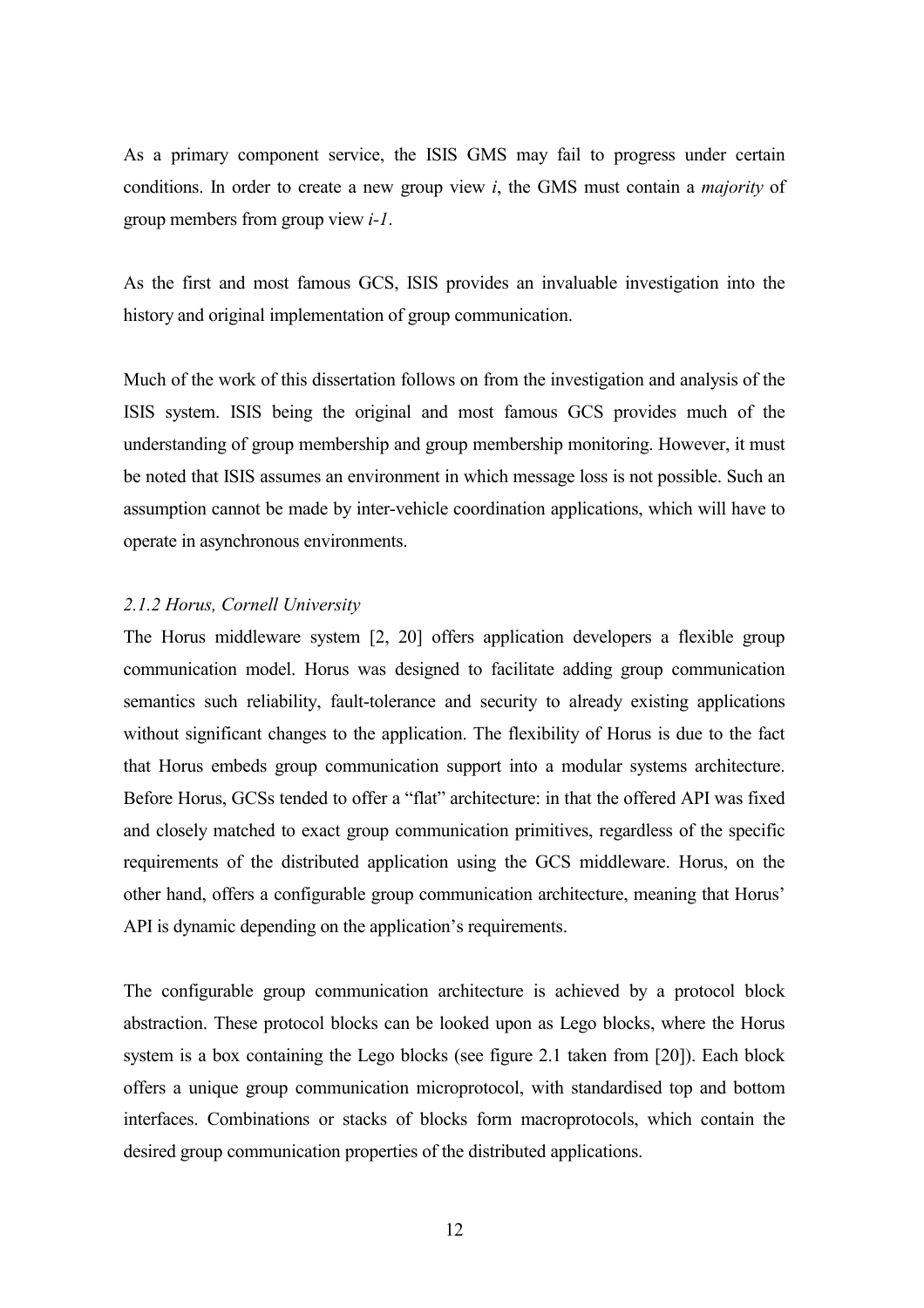As a primary component service, the ISIS GMS may fail to progress under certain conditions. In order to create a new group view *i*, the GMS must contain a *majority* of group members from group view *i-1*.

As the first and most famous GCS, ISIS provides an invaluable investigation into the history and original implementation of group communication.

Much of the work of this dissertation follows on from the investigation and analysis of the ISIS system. ISIS being the original and most famous GCS provides much of the understanding of group membership and group membership monitoring. However, it must be noted that ISIS assumes an environment in which message loss is not possible. Such an assumption cannot be made by inter-vehicle coordination applications, which will have to operate in asynchronous environments.

### *2.1.2 Horus, Cornell University*

The Horus middleware system [2, 20] offers application developers a flexible group communication model. Horus was designed to facilitate adding group communication semantics such reliability, fault-tolerance and security to already existing applications without significant changes to the application. The flexibility of Horus is due to the fact that Horus embeds group communication support into a modular systems architecture. Before Horus, GCSs tended to offer a "flat" architecture: in that the offered API was fixed and closely matched to exact group communication primitives, regardless of the specific requirements of the distributed application using the GCS middleware. Horus, on the other hand, offers a configurable group communication architecture, meaning that Horus' API is dynamic depending on the application's requirements.

The configurable group communication architecture is achieved by a protocol block abstraction. These protocol blocks can be looked upon as Lego blocks, where the Horus system is a box containing the Lego blocks (see figure 2.1 taken from [20]). Each block offers a unique group communication microprotocol, with standardised top and bottom interfaces. Combinations or stacks of blocks form macroprotocols, which contain the desired group communication properties of the distributed applications.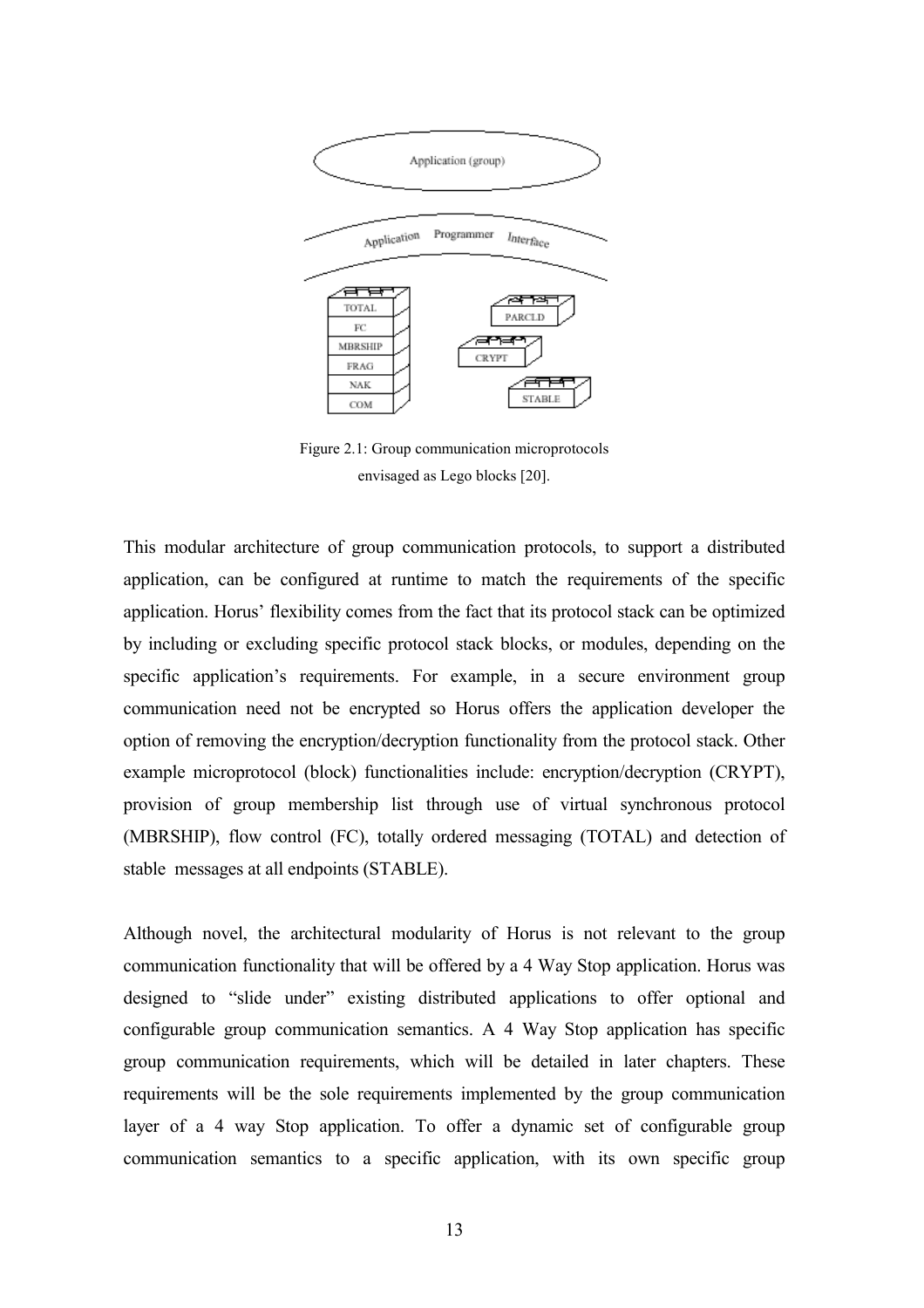Figure 2.1: Group communication microprotocols envisaged as Lego blocks [20].

This modular architecture of group communication protocols, to support a distributed application, can be configured at runtime to match the requirements of the specific application. Horus' flexibility comes from the fact that its protocol stack can be optimized by including or excluding specific protocol stack blocks, or modules, depending on the specific application's requirements. For example, in a secure environment group communication need not be encrypted so Horus offers the application developer the option of removing the encryption/decryption functionality from the protocol stack. Other example microprotocol (block) functionalities include: encryption/decryption (CRYPT), provision of group membership list through use of virtual synchronous protocol (MBRSHIP), flow control (FC), totally ordered messaging (TOTAL) and detection of stable messages at all endpoints (STABLE).

Although novel, the architectural modularity of Horus is not relevant to the group communication functionality that will be offered by a 4 Way Stop application. Horus was designed to "slide under" existing distributed applications to offer optional and configurable group communication semantics. A 4 Way Stop application has specific group communication requirements, which will be detailed in later chapters. These requirements will be the sole requirements implemented by the group communication layer of a 4 way Stop application. To offer a dynamic set of configurable group communication semantics to a specific application, with its own specific group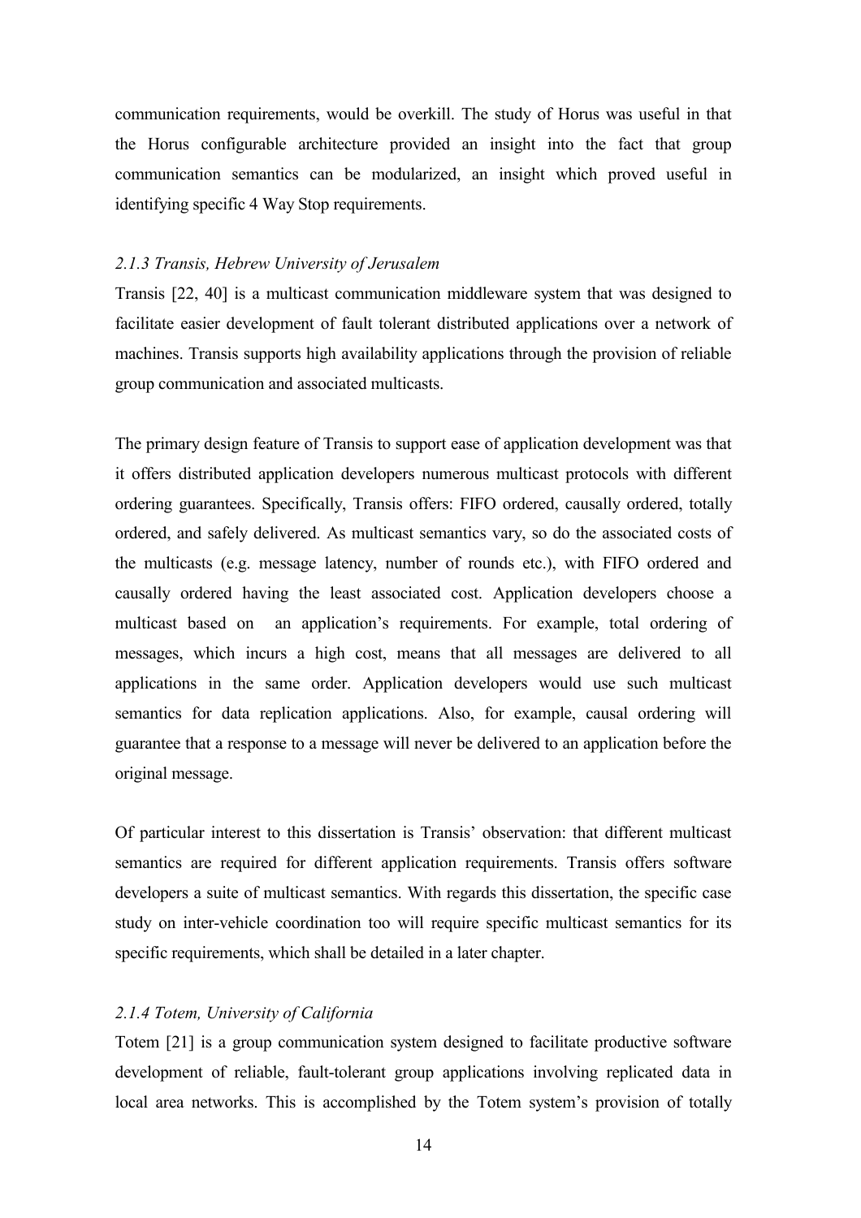communication requirements, would be overkill. The study of Horus was useful in that the Horus configurable architecture provided an insight into the fact that group communication semantics can be modularized, an insight which proved useful in identifying specific 4 Way Stop requirements.

### *2.1.3 Transis, Hebrew University of Jerusalem*

Transis [22, 40] is a multicast communication middleware system that was designed to facilitate easier development of fault tolerant distributed applications over a network of machines. Transis supports high availability applications through the provision of reliable group communication and associated multicasts.

The primary design feature of Transis to support ease of application development was that it offers distributed application developers numerous multicast protocols with different ordering guarantees. Specifically, Transis offers: FIFO ordered, causally ordered, totally ordered, and safely delivered. As multicast semantics vary, so do the associated costs of the multicasts (e.g. message latency, number of rounds etc.), with FIFO ordered and causally ordered having the least associated cost. Application developers choose a multicast based on an application's requirements. For example, total ordering of messages, which incurs a high cost, means that all messages are delivered to all applications in the same order. Application developers would use such multicast semantics for data replication applications. Also, for example, causal ordering will guarantee that a response to a message will never be delivered to an application before the original message.

Of particular interest to this dissertation is Transis' observation: that different multicast semantics are required for different application requirements. Transis offers software developers a suite of multicast semantics. With regards this dissertation, the specific case study on inter-vehicle coordination too will require specific multicast semantics for its specific requirements, which shall be detailed in a later chapter.

### *2.1.4 Totem, University of California*

Totem [21] is a group communication system designed to facilitate productive software development of reliable, fault-tolerant group applications involving replicated data in local area networks. This is accomplished by the Totem system's provision of totally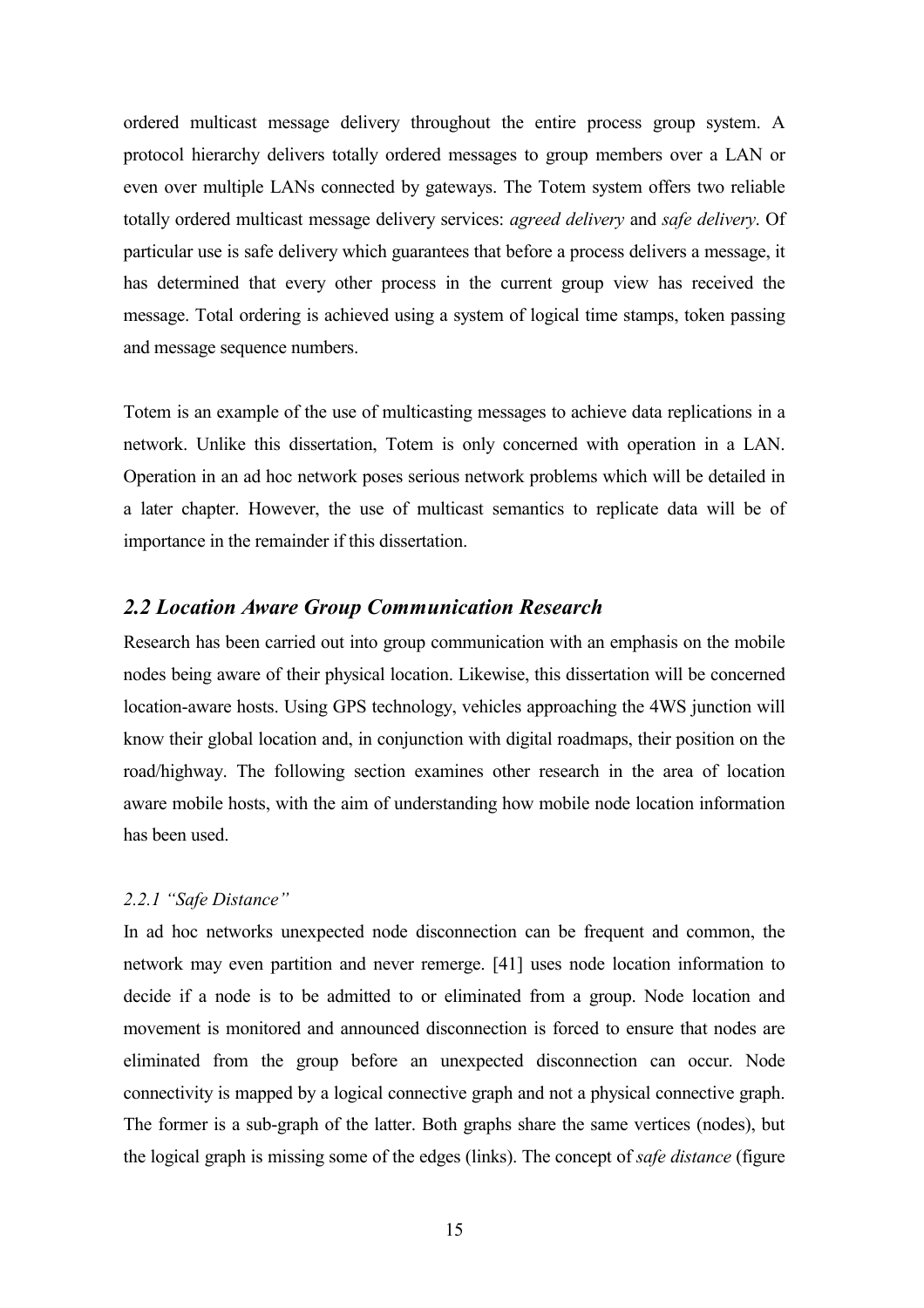ordered multicast message delivery throughout the entire process group system. A protocol hierarchy delivers totally ordered messages to group members over a LAN or even over multiple LANs connected by gateways. The Totem system offers two reliable totally ordered multicast message delivery services: *agreed delivery* and *safe delivery*. Of particular use is safe delivery which guarantees that before a process delivers a message, it has determined that every other process in the current group view has received the message. Total ordering is achieved using a system of logical time stamps, token passing and message sequence numbers.

Totem is an example of the use of multicasting messages to achieve data replications in a network. Unlike this dissertation, Totem is only concerned with operation in a LAN. Operation in an ad hoc network poses serious network problems which will be detailed in a later chapter. However, the use of multicast semantics to replicate data will be of importance in the remainder if this dissertation.

## *2.2 Location Aware Group Communication Research*

Research has been carried out into group communication with an emphasis on the mobile nodes being aware of their physical location. Likewise, this dissertation will be concerned location-aware hosts. Using GPS technology, vehicles approaching the 4WS junction will know their global location and, in conjunction with digital roadmaps, their position on the road/highway. The following section examines other research in the area of location aware mobile hosts, with the aim of understanding how mobile node location information has been used.

### *2.2.1 "Safe Distance"*

In ad hoc networks unexpected node disconnection can be frequent and common, the network may even partition and never remerge. [41] uses node location information to decide if a node is to be admitted to or eliminated from a group. Node location and movement is monitored and announced disconnection is forced to ensure that nodes are eliminated from the group before an unexpected disconnection can occur. Node connectivity is mapped by a logical connective graph and not a physical connective graph. The former is a sub-graph of the latter. Both graphs share the same vertices (nodes), but the logical graph is missing some of the edges (links). The concept of *safe distance* (figure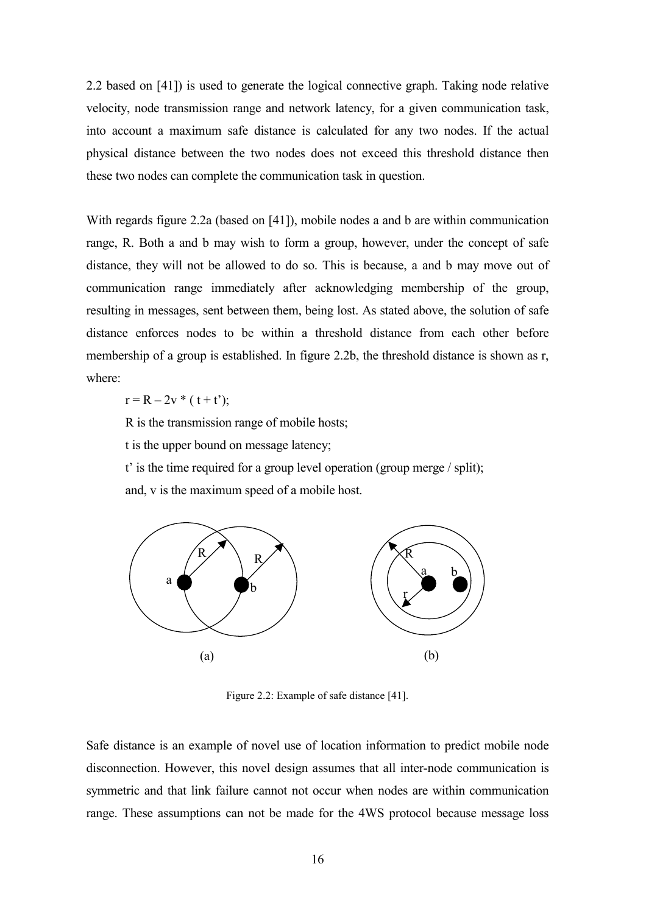2.2 based on [41]) is used to generate the logical connective graph. Taking node relative velocity, node transmission range and network latency, for a given communication task, into account a maximum safe distance is calculated for any two nodes. If the actual physical distance between the two nodes does not exceed this threshold distance then these two nodes can complete the communication task in question.

With regards figure 2.2a (based on [41]), mobile nodes a and b are within communication range, R. Both a and b may wish to form a group, however, under the concept of safe distance, they will not be allowed to do so. This is because, a and b may move out of communication range immediately after acknowledging membership of the group, resulting in messages, sent between them, being lost. As stated above, the solution of safe distance enforces nodes to be within a threshold distance from each other before membership of a group is established. In figure 2.2b, the threshold distance is shown as r, where:

$r = R - 2v * ( t + t')$;

R is the transmission range of mobile hosts;

t is the upper bound on message latency;

t' is the time required for a group level operation (group merge / split);

and, v is the maximum speed of a mobile host.

(a) (b)

Figure 2.2: Example of safe distance [41].

Safe distance is an example of novel use of location information to predict mobile node disconnection. However, this novel design assumes that all inter-node communication is symmetric and that link failure cannot not occur when nodes are within communication range. These assumptions can not be made for the 4WS protocol because message loss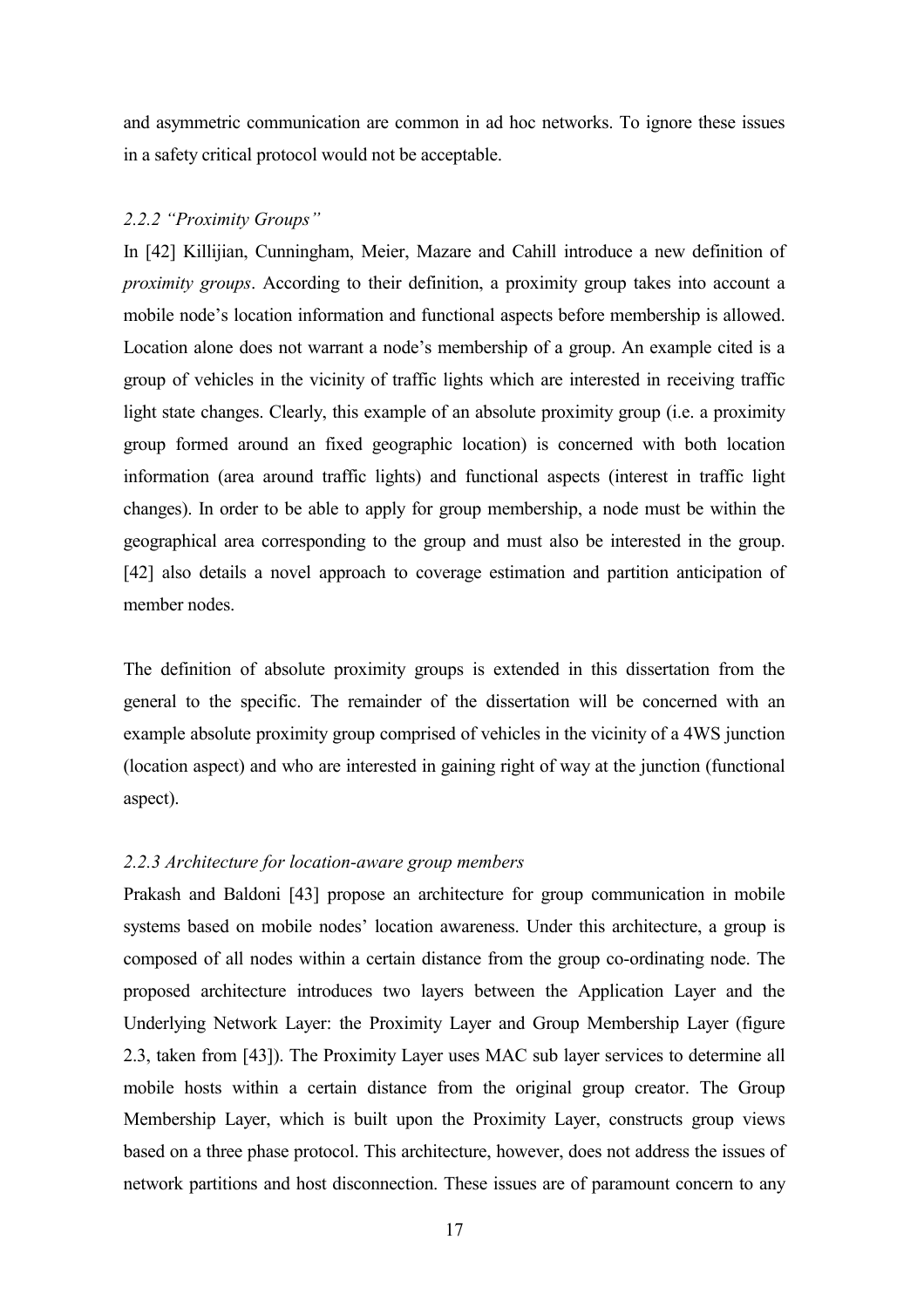and asymmetric communication are common in ad hoc networks. To ignore these issues in a safety critical protocol would not be acceptable.

### *2.2.2 "Proximity Groups"*

In [42] Killijian, Cunningham, Meier, Mazare and Cahill introduce a new definition of *proximity groups*. According to their definition, a proximity group takes into account a mobile node's location information and functional aspects before membership is allowed. Location alone does not warrant a node's membership of a group. An example cited is a group of vehicles in the vicinity of traffic lights which are interested in receiving traffic light state changes. Clearly, this example of an absolute proximity group (i.e. a proximity group formed around an fixed geographic location) is concerned with both location information (area around traffic lights) and functional aspects (interest in traffic light changes). In order to be able to apply for group membership, a node must be within the geographical area corresponding to the group and must also be interested in the group. [42] also details a novel approach to coverage estimation and partition anticipation of member nodes.

The definition of absolute proximity groups is extended in this dissertation from the general to the specific. The remainder of the dissertation will be concerned with an example absolute proximity group comprised of vehicles in the vicinity of a 4WS junction (location aspect) and who are interested in gaining right of way at the junction (functional aspect).

### *2.2.3 Architecture for location-aware group members*

Prakash and Baldoni [43] propose an architecture for group communication in mobile systems based on mobile nodes' location awareness. Under this architecture, a group is composed of all nodes within a certain distance from the group co-ordinating node. The proposed architecture introduces two layers between the Application Layer and the Underlying Network Layer: the Proximity Layer and Group Membership Layer (figure 2.3, taken from [43]). The Proximity Layer uses MAC sub layer services to determine all mobile hosts within a certain distance from the original group creator. The Group Membership Layer, which is built upon the Proximity Layer, constructs group views based on a three phase protocol. This architecture, however, does not address the issues of network partitions and host disconnection. These issues are of paramount concern to any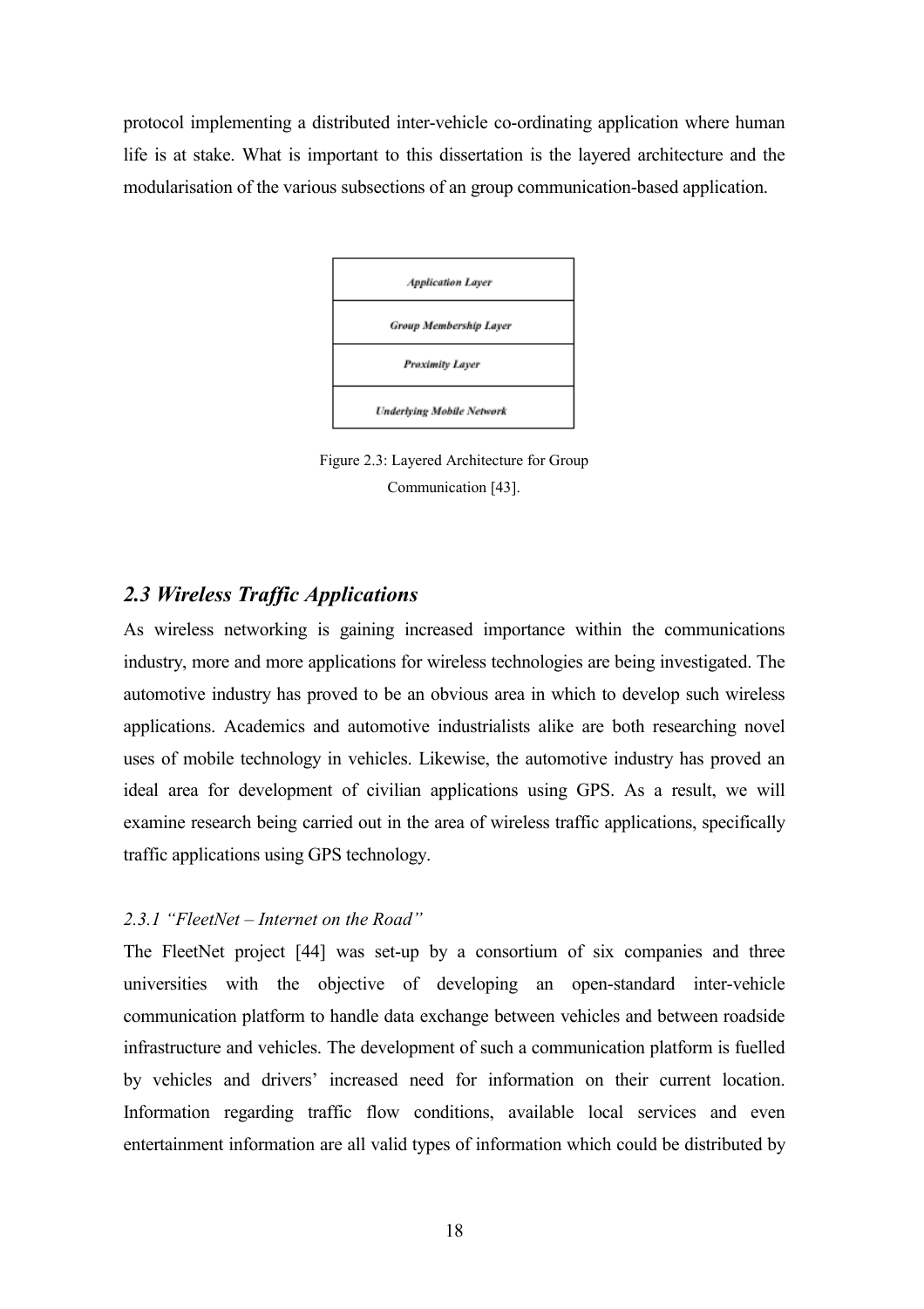protocol implementing a distributed inter-vehicle co-ordinating application where human life is at stake. What is important to this dissertation is the layered architecture and the modularisation of the various subsections of an group communication-based application.

| *Application Layer* |
| --- |
| *Group Membership Layer* |
| *Proximity Layer* |
| *Underlying Mobile Network* |

Figure 2.3: Layered Architecture for Group Communication [43].

## *2.3 Wireless Traffic Applications*

As wireless networking is gaining increased importance within the communications industry, more and more applications for wireless technologies are being investigated. The automotive industry has proved to be an obvious area in which to develop such wireless applications. Academics and automotive industrialists alike are both researching novel uses of mobile technology in vehicles. Likewise, the automotive industry has proved an ideal area for development of civilian applications using GPS. As a result, we will examine research being carried out in the area of wireless traffic applications, specifically traffic applications using GPS technology.

### *2.3.1 "FleetNet – Internet on the Road"*

The FleetNet project [44] was set-up by a consortium of six companies and three universities with the objective of developing an open-standard inter-vehicle communication platform to handle data exchange between vehicles and between roadside infrastructure and vehicles. The development of such a communication platform is fuelled by vehicles and drivers' increased need for information on their current location. Information regarding traffic flow conditions, available local services and even entertainment information are all valid types of information which could be distributed by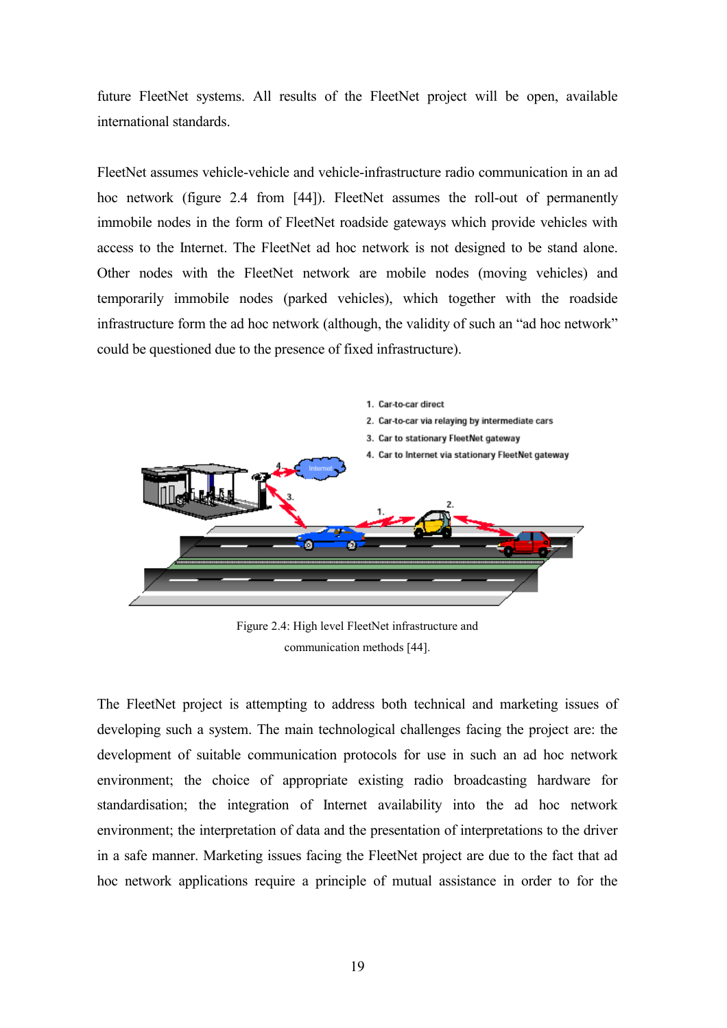future FleetNet systems. All results of the FleetNet project will be open, available international standards.

FleetNet assumes vehicle-vehicle and vehicle-infrastructure radio communication in an ad hoc network (figure 2.4 from [44]). FleetNet assumes the roll-out of permanently immobile nodes in the form of FleetNet roadside gateways which provide vehicles with access to the Internet. The FleetNet ad hoc network is not designed to be stand alone. Other nodes with the FleetNet network are mobile nodes (moving vehicles) and temporarily immobile nodes (parked vehicles), which together with the roadside infrastructure form the ad hoc network (although, the validity of such an "ad hoc network" could be questioned due to the presence of fixed infrastructure).

Figure 2.4: High level FleetNet infrastructure and communication methods [44].

The FleetNet project is attempting to address both technical and marketing issues of developing such a system. The main technological challenges facing the project are: the development of suitable communication protocols for use in such an ad hoc network environment; the choice of appropriate existing radio broadcasting hardware for standardisation; the integration of Internet availability into the ad hoc network environment; the interpretation of data and the presentation of interpretations to the driver in a safe manner. Marketing issues facing the FleetNet project are due to the fact that ad hoc network applications require a principle of mutual assistance in order to for the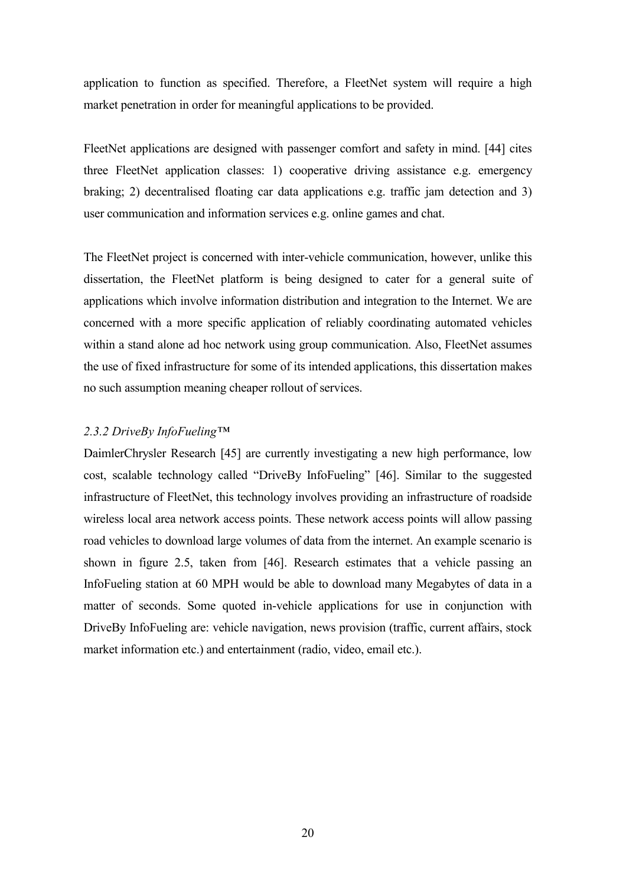application to function as specified. Therefore, a FleetNet system will require a high market penetration in order for meaningful applications to be provided.

FleetNet applications are designed with passenger comfort and safety in mind. [44] cites three FleetNet application classes: 1) cooperative driving assistance e.g. emergency braking; 2) decentralised floating car data applications e.g. traffic jam detection and 3) user communication and information services e.g. online games and chat.

The FleetNet project is concerned with inter-vehicle communication, however, unlike this dissertation, the FleetNet platform is being designed to cater for a general suite of applications which involve information distribution and integration to the Internet. We are concerned with a more specific application of reliably coordinating automated vehicles within a stand alone ad hoc network using group communication. Also, FleetNet assumes the use of fixed infrastructure for some of its intended applications, this dissertation makes no such assumption meaning cheaper rollout of services.

### *2.3.2 DriveBy InfoFueling™*

DaimlerChrysler Research [45] are currently investigating a new high performance, low cost, scalable technology called "DriveBy InfoFueling" [46]. Similar to the suggested infrastructure of FleetNet, this technology involves providing an infrastructure of roadside wireless local area network access points. These network access points will allow passing road vehicles to download large volumes of data from the internet. An example scenario is shown in figure 2.5, taken from [46]. Research estimates that a vehicle passing an InfoFueling station at 60 MPH would be able to download many Megabytes of data in a matter of seconds. Some quoted in-vehicle applications for use in conjunction with DriveBy InfoFueling are: vehicle navigation, news provision (traffic, current affairs, stock market information etc.) and entertainment (radio, video, email etc.).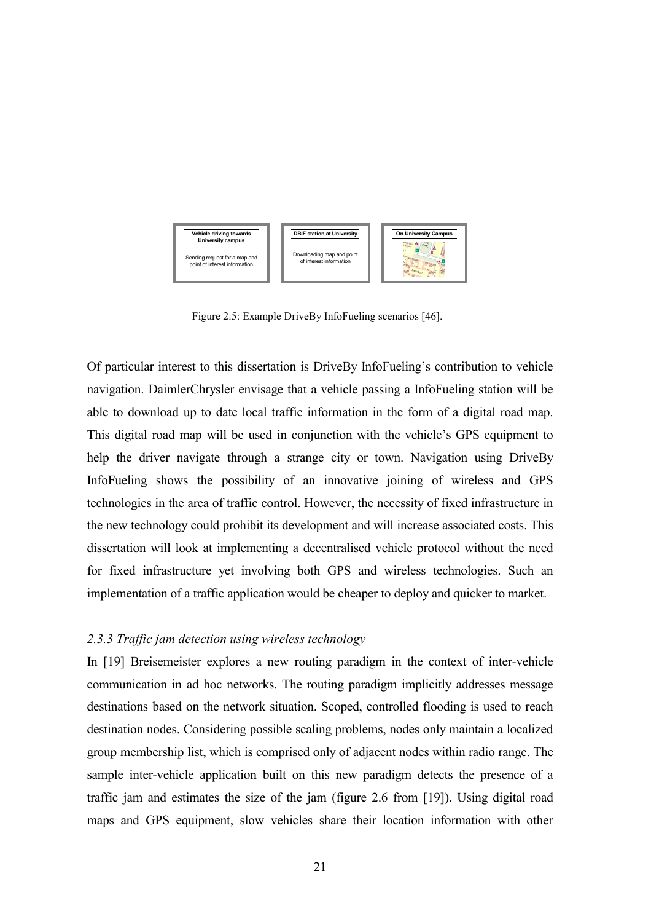Figure 2.5: Example DriveBy InfoFueling scenarios [46].

Of particular interest to this dissertation is DriveBy InfoFueling's contribution to vehicle navigation. DaimlerChrysler envisage that a vehicle passing a InfoFueling station will be able to download up to date local traffic information in the form of a digital road map. This digital road map will be used in conjunction with the vehicle's GPS equipment to help the driver navigate through a strange city or town. Navigation using DriveBy InfoFueling shows the possibility of an innovative joining of wireless and GPS technologies in the area of traffic control. However, the necessity of fixed infrastructure in the new technology could prohibit its development and will increase associated costs. This dissertation will look at implementing a decentralised vehicle protocol without the need for fixed infrastructure yet involving both GPS and wireless technologies. Such an implementation of a traffic application would be cheaper to deploy and quicker to market.

### *2.3.3 Traffic jam detection using wireless technology*

In [19] Breisemeister explores a new routing paradigm in the context of inter-vehicle communication in ad hoc networks. The routing paradigm implicitly addresses message destinations based on the network situation. Scoped, controlled flooding is used to reach destination nodes. Considering possible scaling problems, nodes only maintain a localized group membership list, which is comprised only of adjacent nodes within radio range. The sample inter-vehicle application built on this new paradigm detects the presence of a traffic jam and estimates the size of the jam (figure 2.6 from [19]). Using digital road maps and GPS equipment, slow vehicles share their location information with other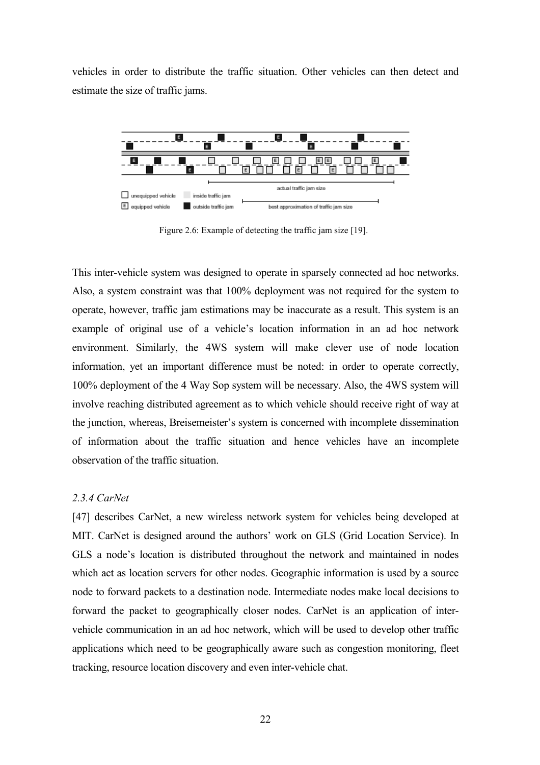vehicles in order to distribute the traffic situation. Other vehicles can then detect and estimate the size of traffic jams.

Figure 2.6: Example of detecting the traffic jam size [19].

This inter-vehicle system was designed to operate in sparsely connected ad hoc networks. Also, a system constraint was that 100% deployment was not required for the system to operate, however, traffic jam estimations may be inaccurate as a result. This system is an example of original use of a vehicle's location information in an ad hoc network environment. Similarly, the 4WS system will make clever use of node location information, yet an important difference must be noted: in order to operate correctly, 100% deployment of the 4 Way Sop system will be necessary. Also, the 4WS system will involve reaching distributed agreement as to which vehicle should receive right of way at the junction, whereas, Breisemeister's system is concerned with incomplete dissemination of information about the traffic situation and hence vehicles have an incomplete observation of the traffic situation.

### *2.3.4 CarNet*

[47] describes CarNet, a new wireless network system for vehicles being developed at MIT. CarNet is designed around the authors' work on GLS (Grid Location Service). In GLS a node's location is distributed throughout the network and maintained in nodes which act as location servers for other nodes. Geographic information is used by a source node to forward packets to a destination node. Intermediate nodes make local decisions to forward the packet to geographically closer nodes. CarNet is an application of inter-vehicle communication in an ad hoc network, which will be used to develop other traffic applications which need to be geographically aware such as congestion monitoring, fleet tracking, resource location discovery and even inter-vehicle chat.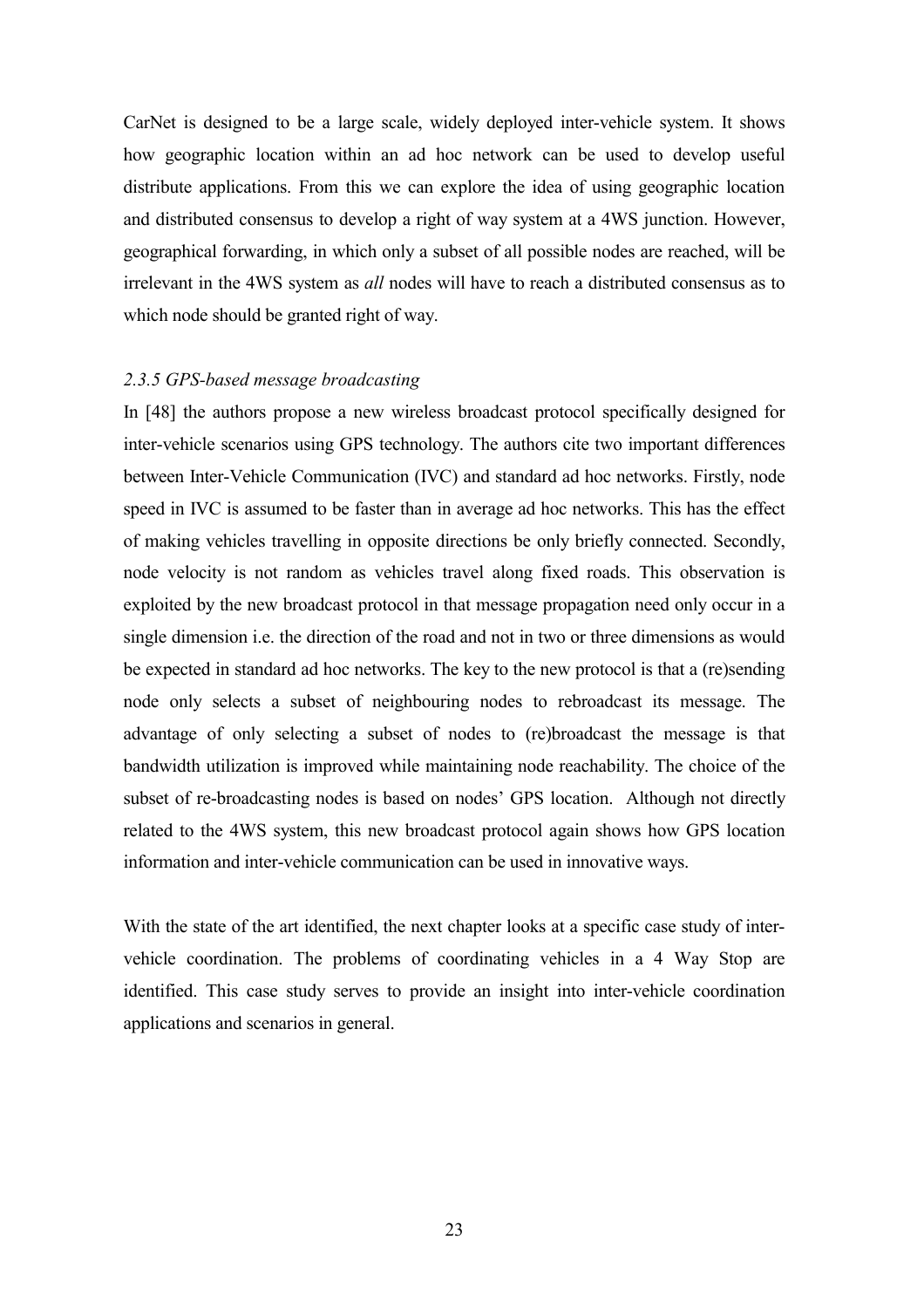CarNet is designed to be a large scale, widely deployed inter-vehicle system. It shows how geographic location within an ad hoc network can be used to develop useful distribute applications. From this we can explore the idea of using geographic location and distributed consensus to develop a right of way system at a 4WS junction. However, geographical forwarding, in which only a subset of all possible nodes are reached, will be irrelevant in the 4WS system as *all* nodes will have to reach a distributed consensus as to which node should be granted right of way.

### *2.3.5 GPS-based message broadcasting*

In [48] the authors propose a new wireless broadcast protocol specifically designed for inter-vehicle scenarios using GPS technology. The authors cite two important differences between Inter-Vehicle Communication (IVC) and standard ad hoc networks. Firstly, node speed in IVC is assumed to be faster than in average ad hoc networks. This has the effect of making vehicles travelling in opposite directions be only briefly connected. Secondly, node velocity is not random as vehicles travel along fixed roads. This observation is exploited by the new broadcast protocol in that message propagation need only occur in a single dimension i.e. the direction of the road and not in two or three dimensions as would be expected in standard ad hoc networks. The key to the new protocol is that a (re)sending node only selects a subset of neighbouring nodes to rebroadcast its message. The advantage of only selecting a subset of nodes to (re)broadcast the message is that bandwidth utilization is improved while maintaining node reachability. The choice of the subset of re-broadcasting nodes is based on nodes' GPS location. Although not directly related to the 4WS system, this new broadcast protocol again shows how GPS location information and inter-vehicle communication can be used in innovative ways.

With the state of the art identified, the next chapter looks at a specific case study of inter-vehicle coordination. The problems of coordinating vehicles in a 4 Way Stop are identified. This case study serves to provide an insight into inter-vehicle coordination applications and scenarios in general.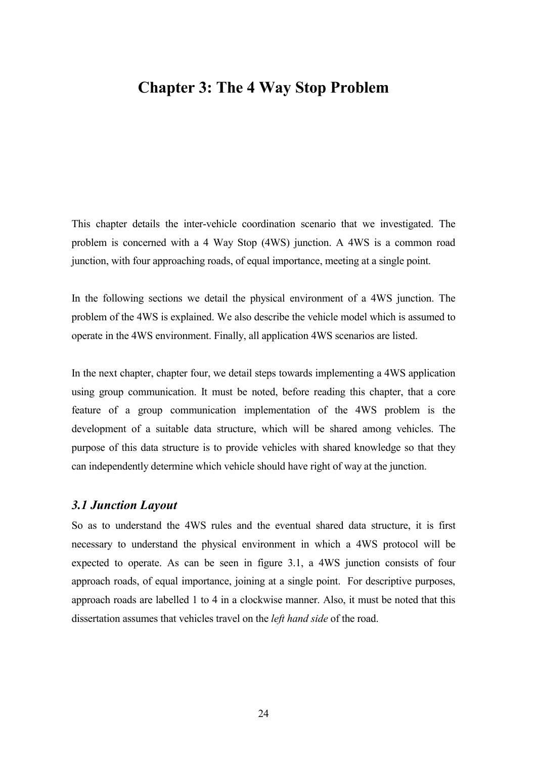# Chapter 3: The 4 Way Stop Problem

This chapter details the inter-vehicle coordination scenario that we investigated. The problem is concerned with a 4 Way Stop (4WS) junction. A 4WS is a common road junction, with four approaching roads, of equal importance, meeting at a single point.

In the following sections we detail the physical environment of a 4WS junction. The problem of the 4WS is explained. We also describe the vehicle model which is assumed to operate in the 4WS environment. Finally, all application 4WS scenarios are listed.

In the next chapter, chapter four, we detail steps towards implementing a 4WS application using group communication. It must be noted, before reading this chapter, that a core feature of a group communication implementation of the 4WS problem is the development of a suitable data structure, which will be shared among vehicles. The purpose of this data structure is to provide vehicles with shared knowledge so that they can independently determine which vehicle should have right of way at the junction.

### *3.1 Junction Layout*

So as to understand the 4WS rules and the eventual shared data structure, it is first necessary to understand the physical environment in which a 4WS protocol will be expected to operate. As can be seen in figure 3.1, a 4WS junction consists of four approach roads, of equal importance, joining at a single point. For descriptive purposes, approach roads are labelled 1 to 4 in a clockwise manner. Also, it must be noted that this dissertation assumes that vehicles travel on the *left hand side* of the road.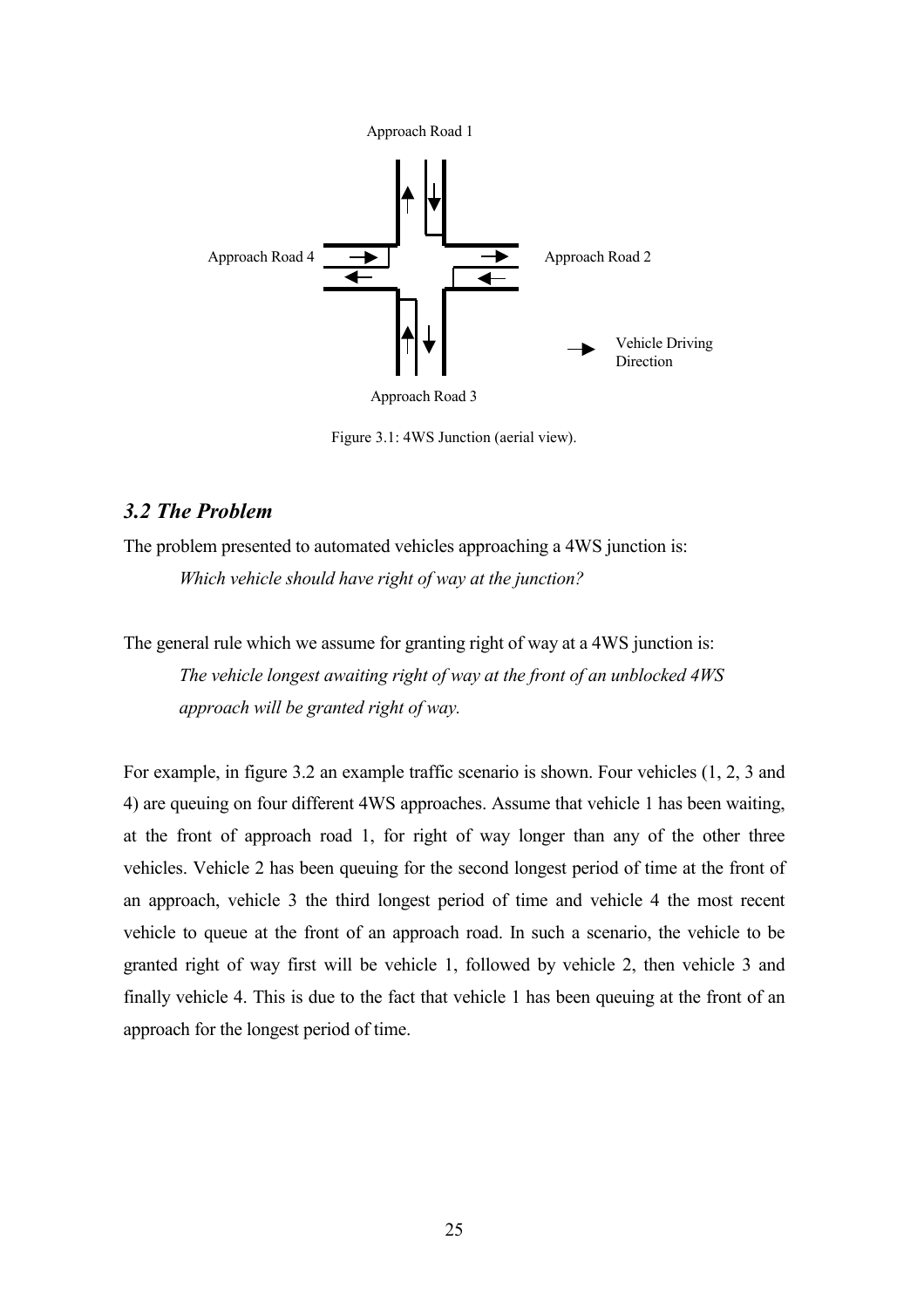Approach Road 1

Approach Road 4

Approach Road 2

Vehicle Driving Direction

Approach Road 3

Figure 3.1: 4WS Junction (aerial view).

### *3.2 The Problem*

The problem presented to automated vehicles approaching a 4WS junction is:

*Which vehicle should have right of way at the junction?*

The general rule which we assume for granting right of way at a 4WS junction is:

*The vehicle longest awaiting right of way at the front of an unblocked 4WS approach will be granted right of way.*

For example, in figure 3.2 an example traffic scenario is shown. Four vehicles (1, 2, 3 and 4) are queuing on four different 4WS approaches. Assume that vehicle 1 has been waiting, at the front of approach road 1, for right of way longer than any of the other three vehicles. Vehicle 2 has been queuing for the second longest period of time at the front of an approach, vehicle 3 the third longest period of time and vehicle 4 the most recent vehicle to queue at the front of an approach road. In such a scenario, the vehicle to be granted right of way first will be vehicle 1, followed by vehicle 2, then vehicle 3 and finally vehicle 4. This is due to the fact that vehicle 1 has been queuing at the front of an approach for the longest period of time.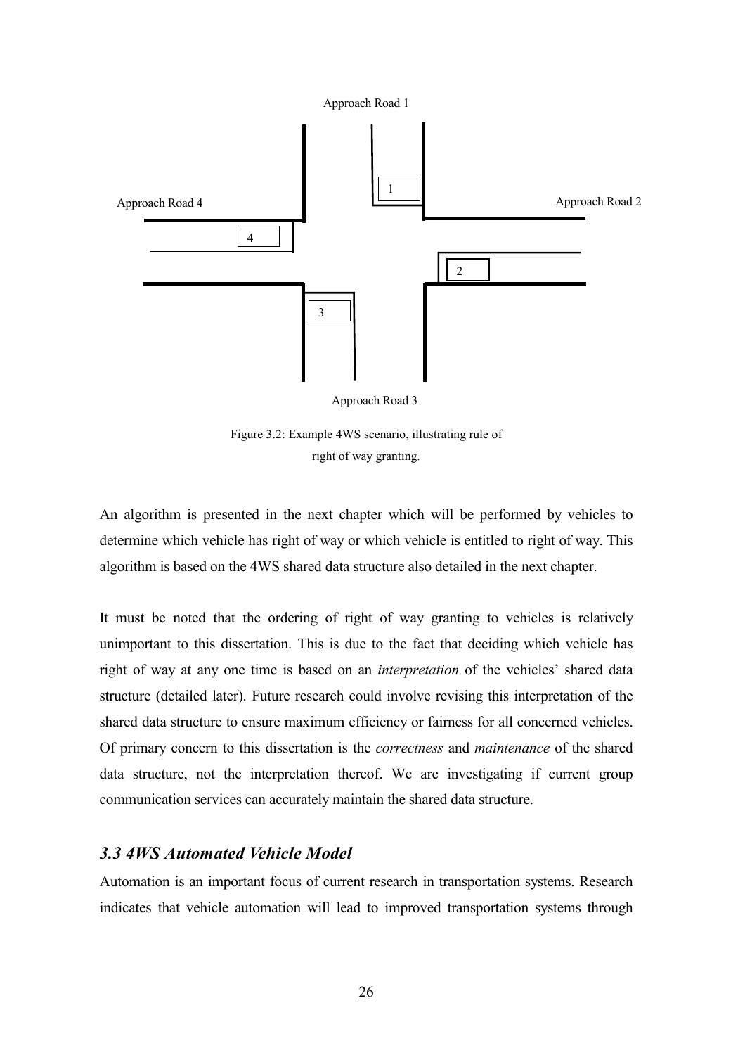Approach Road 1

Approach Road 4

Approach Road 2

Approach Road 3

Figure 3.2: Example 4WS scenario, illustrating rule of right of way granting.

An algorithm is presented in the next chapter which will be performed by vehicles to determine which vehicle has right of way or which vehicle is entitled to right of way. This algorithm is based on the 4WS shared data structure also detailed in the next chapter.

It must be noted that the ordering of right of way granting to vehicles is relatively unimportant to this dissertation. This is due to the fact that deciding which vehicle has right of way at any one time is based on an *interpretation* of the vehicles' shared data structure (detailed later). Future research could involve revising this interpretation of the shared data structure to ensure maximum efficiency or fairness for all concerned vehicles. Of primary concern to this dissertation is the *correctness* and *maintenance* of the shared data structure, not the interpretation thereof. We are investigating if current group communication services can accurately maintain the shared data structure.

### *3.3 4WS Automated Vehicle Model*

Automation is an important focus of current research in transportation systems. Research indicates that vehicle automation will lead to improved transportation systems through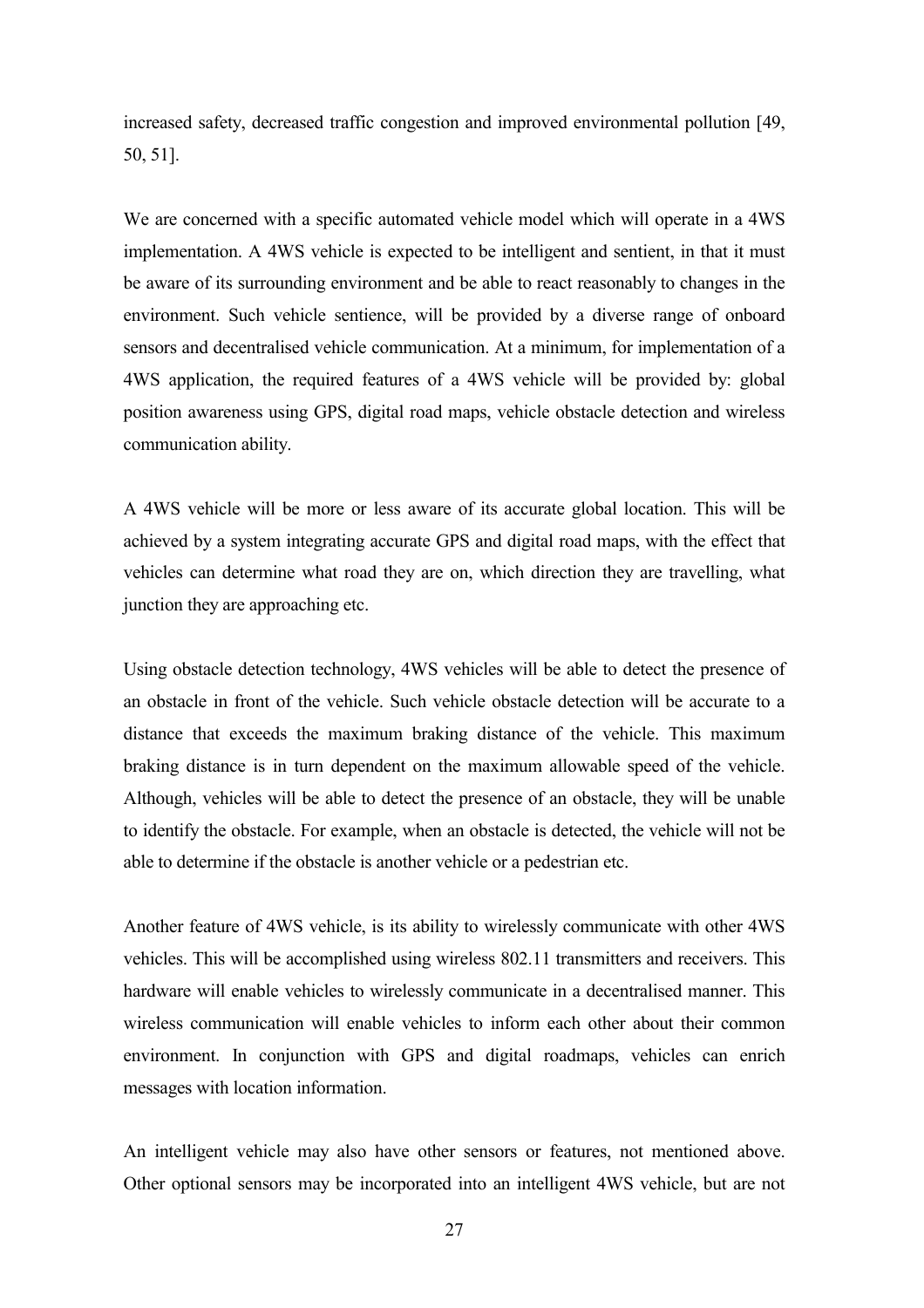increased safety, decreased traffic congestion and improved environmental pollution [49, 50, 51].

We are concerned with a specific automated vehicle model which will operate in a 4WS implementation. A 4WS vehicle is expected to be intelligent and sentient, in that it must be aware of its surrounding environment and be able to react reasonably to changes in the environment. Such vehicle sentience, will be provided by a diverse range of onboard sensors and decentralised vehicle communication. At a minimum, for implementation of a 4WS application, the required features of a 4WS vehicle will be provided by: global position awareness using GPS, digital road maps, vehicle obstacle detection and wireless communication ability.

A 4WS vehicle will be more or less aware of its accurate global location. This will be achieved by a system integrating accurate GPS and digital road maps, with the effect that vehicles can determine what road they are on, which direction they are travelling, what junction they are approaching etc.

Using obstacle detection technology, 4WS vehicles will be able to detect the presence of an obstacle in front of the vehicle. Such vehicle obstacle detection will be accurate to a distance that exceeds the maximum braking distance of the vehicle. This maximum braking distance is in turn dependent on the maximum allowable speed of the vehicle. Although, vehicles will be able to detect the presence of an obstacle, they will be unable to identify the obstacle. For example, when an obstacle is detected, the vehicle will not be able to determine if the obstacle is another vehicle or a pedestrian etc.

Another feature of 4WS vehicle, is its ability to wirelessly communicate with other 4WS vehicles. This will be accomplished using wireless 802.11 transmitters and receivers. This hardware will enable vehicles to wirelessly communicate in a decentralised manner. This wireless communication will enable vehicles to inform each other about their common environment. In conjunction with GPS and digital roadmaps, vehicles can enrich messages with location information.

An intelligent vehicle may also have other sensors or features, not mentioned above. Other optional sensors may be incorporated into an intelligent 4WS vehicle, but are not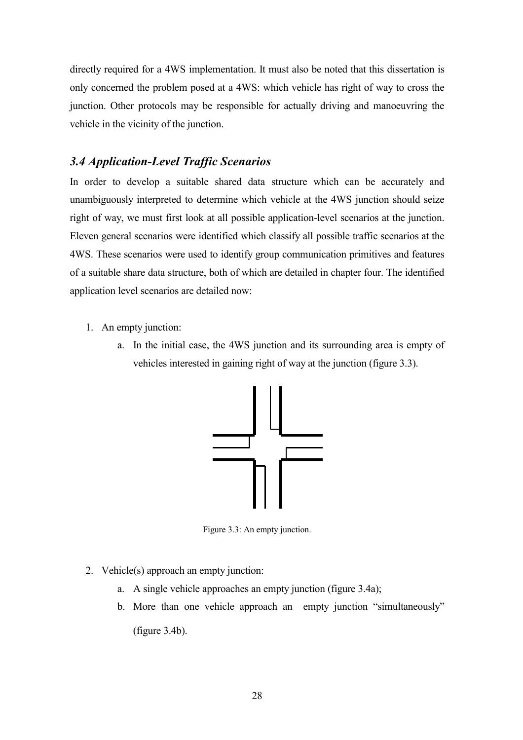directly required for a 4WS implementation. It must also be noted that this dissertation is only concerned the problem posed at a 4WS: which vehicle has right of way to cross the junction. Other protocols may be responsible for actually driving and manoeuvring the vehicle in the vicinity of the junction.

### *3.4 Application-Level Traffic Scenarios*

In order to develop a suitable shared data structure which can be accurately and unambiguously interpreted to determine which vehicle at the 4WS junction should seize right of way, we must first look at all possible application-level scenarios at the junction. Eleven general scenarios were identified which classify all possible traffic scenarios at the 4WS. These scenarios were used to identify group communication primitives and features of a suitable share data structure, both of which are detailed in chapter four. The identified application level scenarios are detailed now:

1. An empty junction:
    a. In the initial case, the 4WS junction and its surrounding area is empty of vehicles interested in gaining right of way at the junction (figure 3.3).

Figure 3.3: An empty junction.

2. Vehicle(s) approach an empty junction:
    a. A single vehicle approaches an empty junction (figure 3.4a);
    b. More than one vehicle approach an empty junction "simultaneously" (figure 3.4b).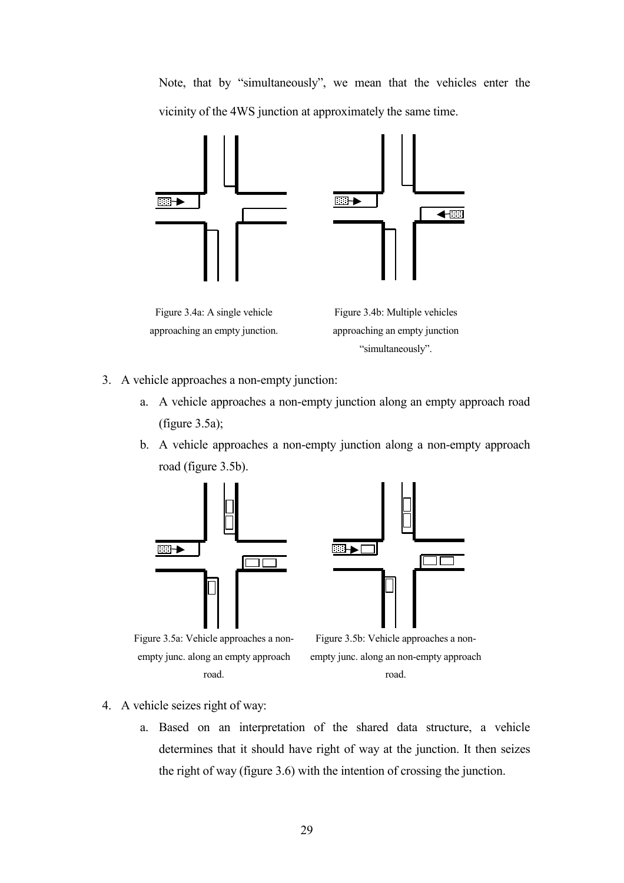Note, that by "simultaneously", we mean that the vehicles enter the vicinity of the 4WS junction at approximately the same time.

Figure 3.4a: A single vehicle approaching an empty junction.

Figure 3.4b: Multiple vehicles approaching an empty junction "simultaneously".

3. A vehicle approaches a non-empty junction:
   a. A vehicle approaches a non-empty junction along an empty approach road (figure 3.5a);
   b. A vehicle approaches a non-empty junction along a non-empty approach road (figure 3.5b).

Figure 3.5a: Vehicle approaches a non-empty junc. along an empty approach road.

Figure 3.5b: Vehicle approaches a non-empty junc. along an non-empty approach road.

4. A vehicle seizes right of way:
   a. Based on an interpretation of the shared data structure, a vehicle determines that it should have right of way at the junction. It then seizes the right of way (figure 3.6) with the intention of crossing the junction.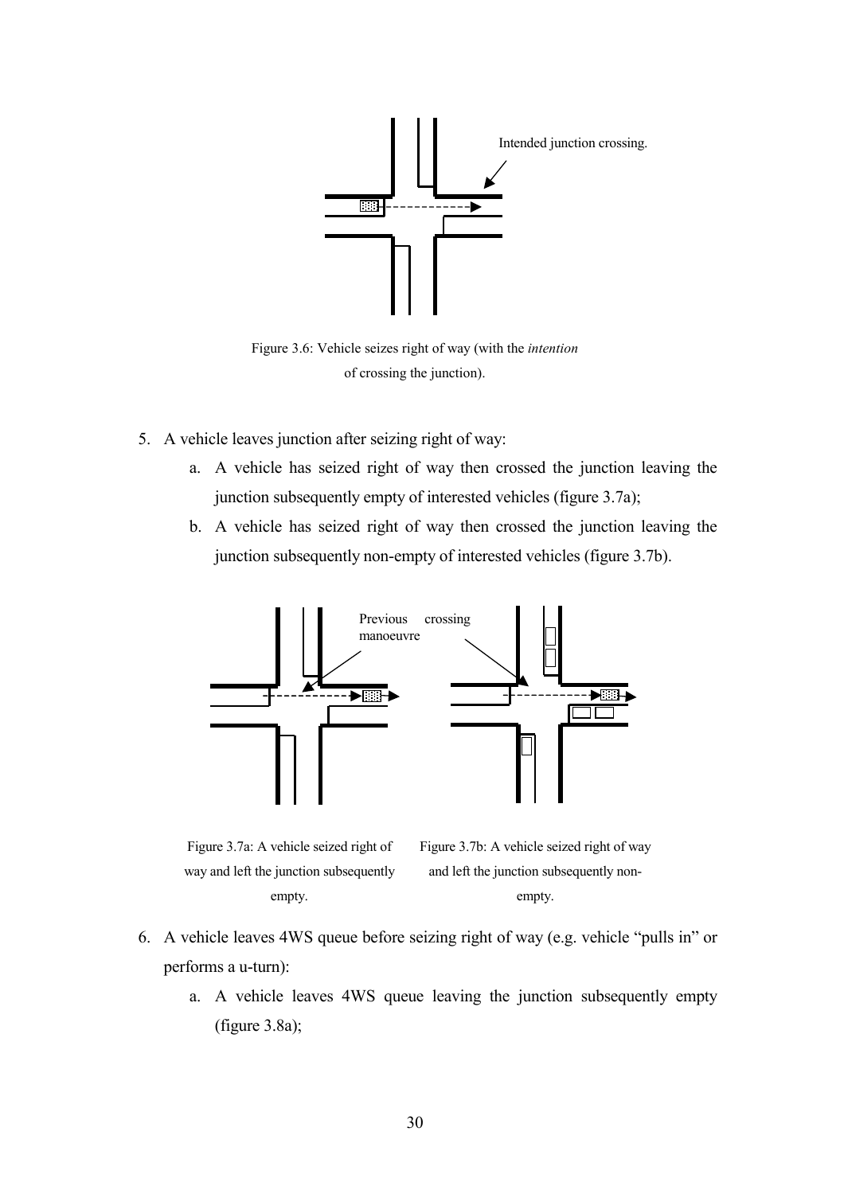Intended junction crossing.

Figure 3.6: Vehicle seizes right of way (with the *intention* of crossing the junction).

5. A vehicle leaves junction after seizing right of way:
    a. A vehicle has seized right of way then crossed the junction leaving the junction subsequently empty of interested vehicles (figure 3.7a);
    b. A vehicle has seized right of way then crossed the junction leaving the junction subsequently non-empty of interested vehicles (figure 3.7b).

Previous crossing manoeuvre

Figure 3.7a: A vehicle seized right of way and left the junction subsequently empty.

Figure 3.7b: A vehicle seized right of way and left the junction subsequently non-empty.

6. A vehicle leaves 4WS queue before seizing right of way (e.g. vehicle "pulls in" or performs a u-turn):
    a. A vehicle leaves 4WS queue leaving the junction subsequently empty (figure 3.8a);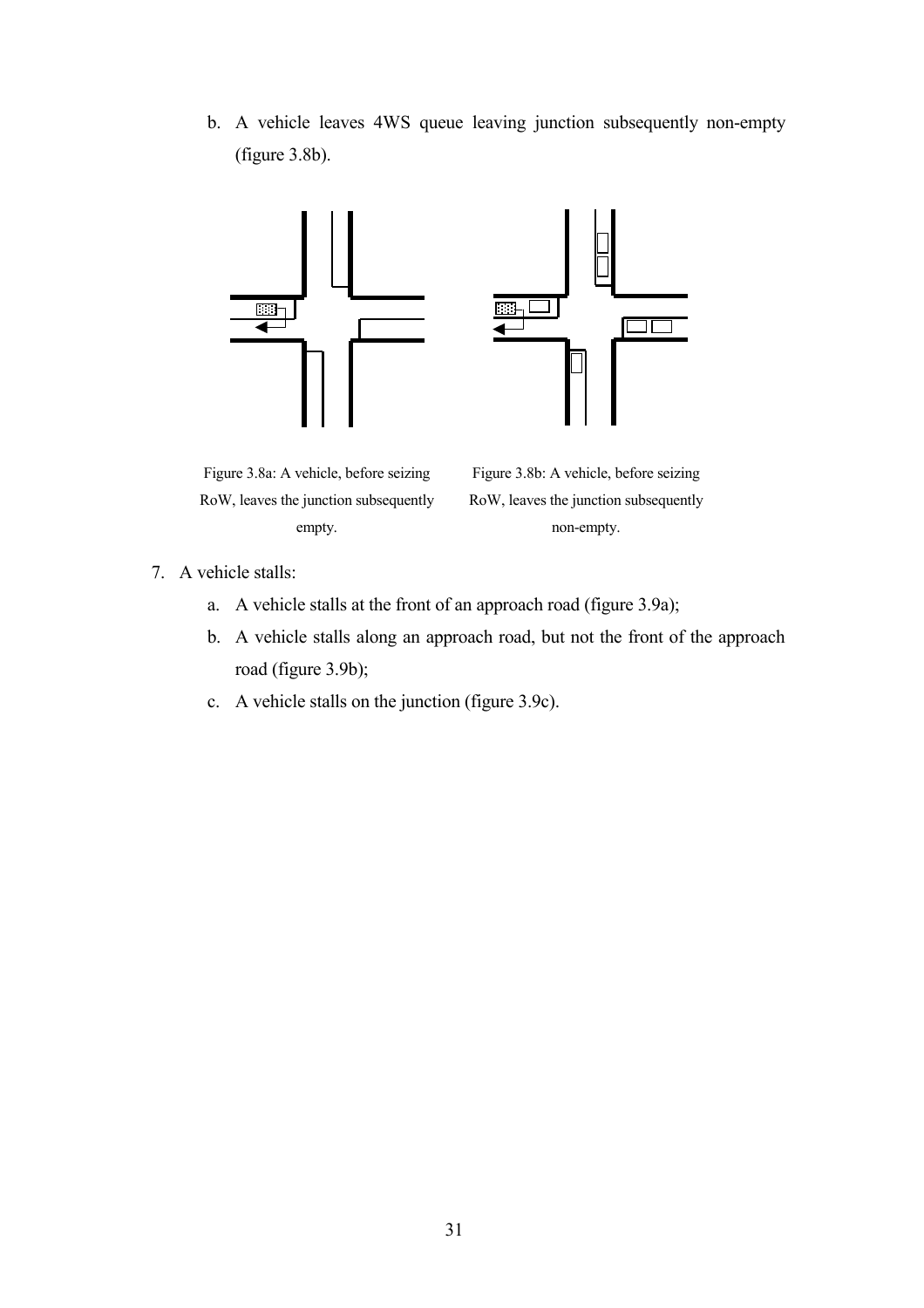b. A vehicle leaves 4WS queue leaving junction subsequently non-empty (figure 3.8b).

Figure 3.8a: A vehicle, before seizing RoW, leaves the junction subsequently empty.

Figure 3.8b: A vehicle, before seizing RoW, leaves the junction subsequently non-empty.

7. A vehicle stalls:
    a. A vehicle stalls at the front of an approach road (figure 3.9a);
    b. A vehicle stalls along an approach road, but not the front of the approach road (figure 3.9b);
    c. A vehicle stalls on the junction (figure 3.9c).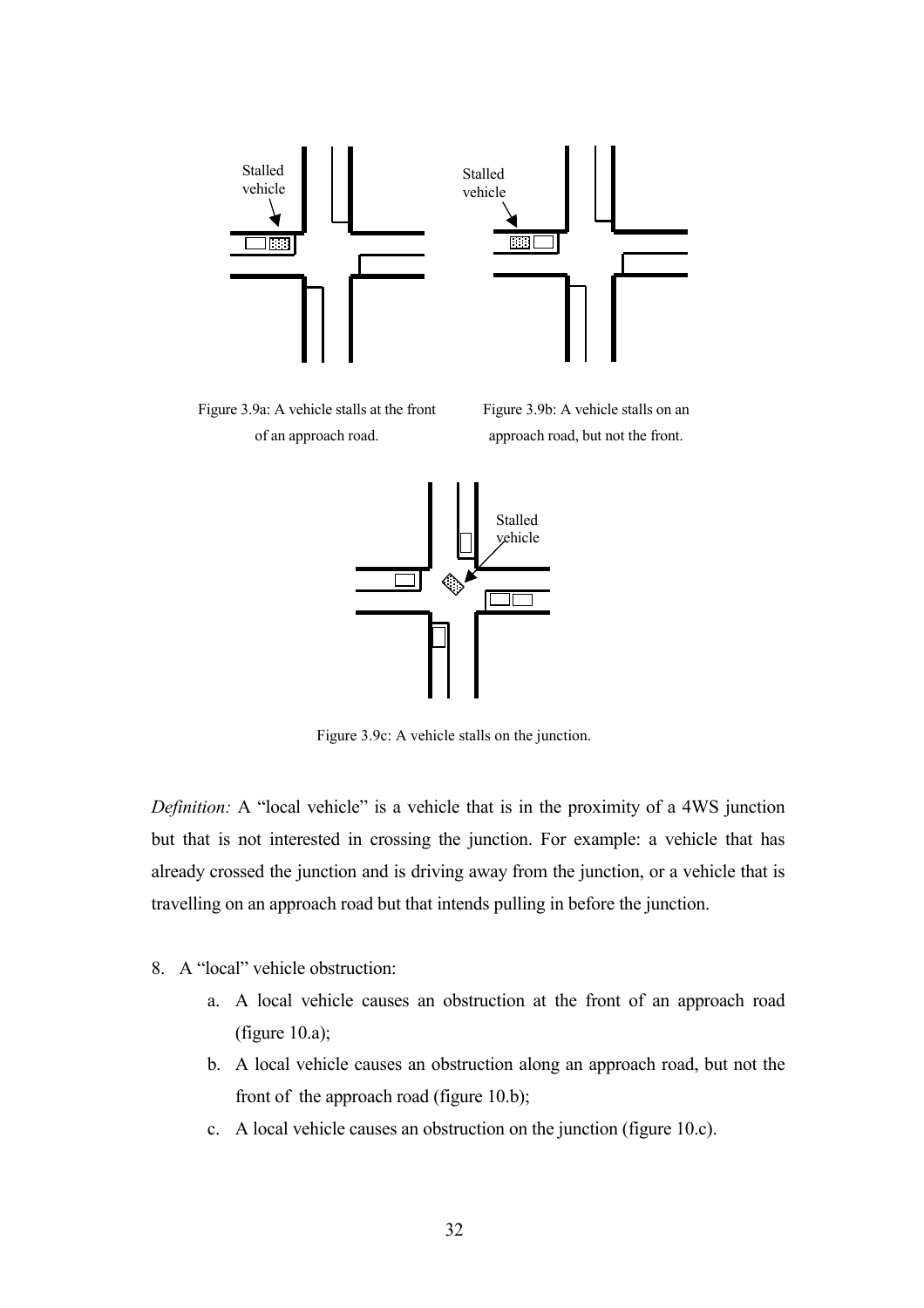Figure 3.9a: A vehicle stalls at the front of an approach road.

Figure 3.9b: A vehicle stalls on an approach road, but not the front.

Figure 3.9c: A vehicle stalls on the junction.

*Definition:* A "local vehicle" is a vehicle that is in the proximity of a 4WS junction but that is not interested in crossing the junction. For example: a vehicle that has already crossed the junction and is driving away from the junction, or a vehicle that is travelling on an approach road but that intends pulling in before the junction.

8. A "local" vehicle obstruction:
    a. A local vehicle causes an obstruction at the front of an approach road (figure 10.a);
    b. A local vehicle causes an obstruction along an approach road, but not the front of the approach road (figure 10.b);
    c. A local vehicle causes an obstruction on the junction (figure 10.c).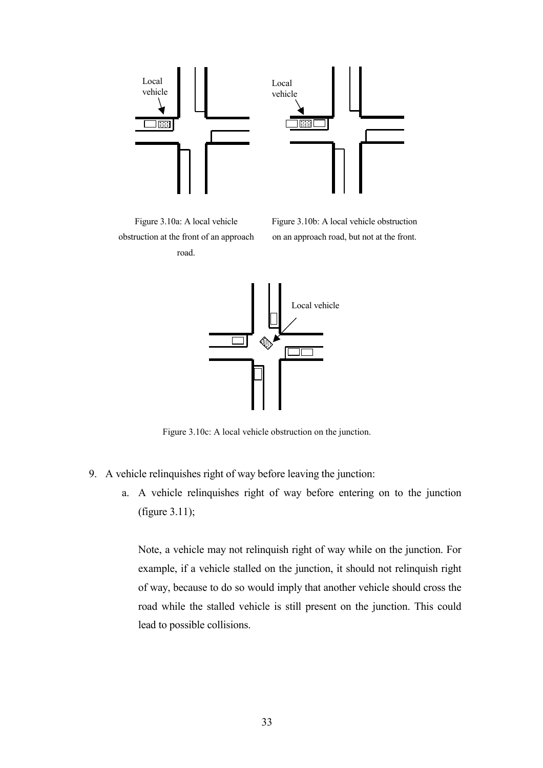Figure 3.10a: A local vehicle obstruction at the front of an approach road.

Figure 3.10b: A local vehicle obstruction on an approach road, but not at the front.

Figure 3.10c: A local vehicle obstruction on the junction.

9. A vehicle relinquishes right of way before leaving the junction:
   a. A vehicle relinquishes right of way before entering on to the junction (figure 3.11);

      Note, a vehicle may not relinquish right of way while on the junction. For example, if a vehicle stalled on the junction, it should not relinquish right of way, because to do so would imply that another vehicle should cross the road while the stalled vehicle is still present on the junction. This could lead to possible collisions.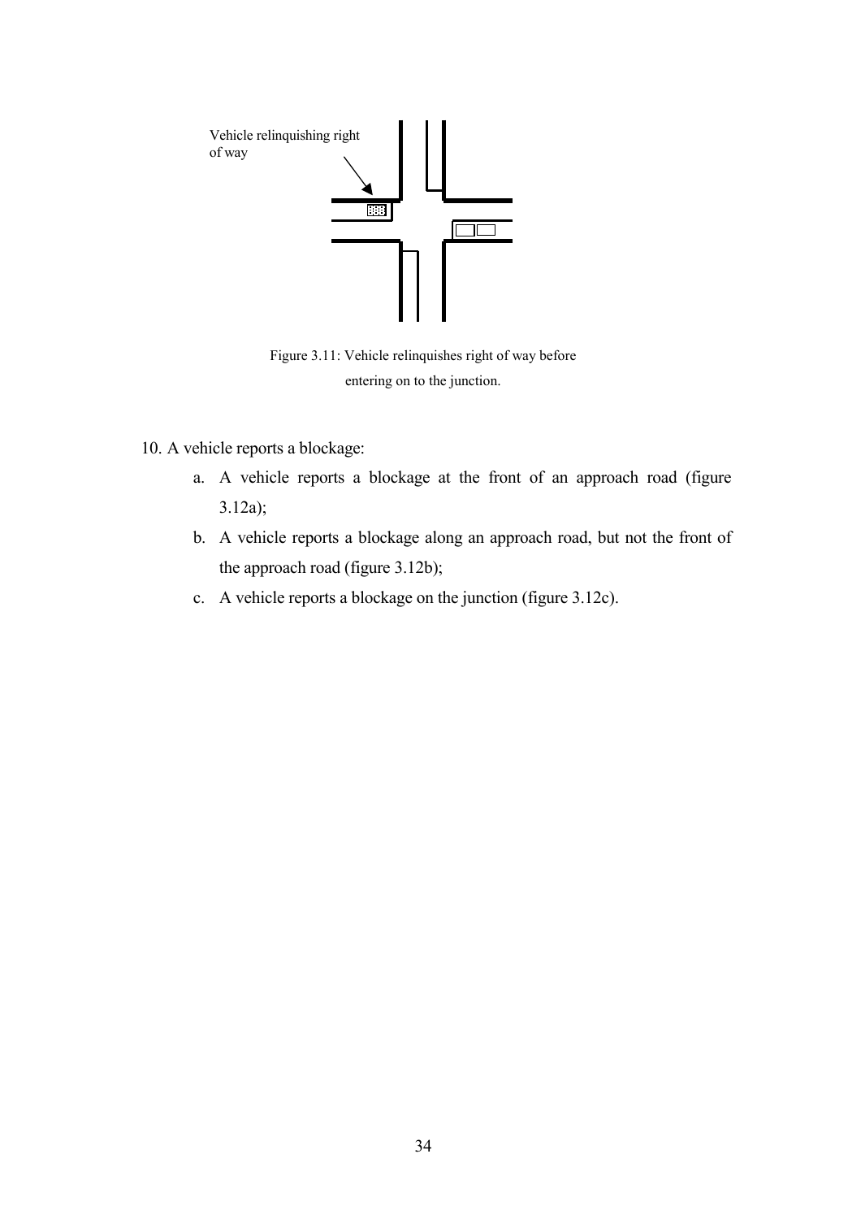Vehicle relinquishing right of way

Figure 3.11: Vehicle relinquishes right of way before entering on to the junction.

10. A vehicle reports a blockage:
    a. A vehicle reports a blockage at the front of an approach road (figure 3.12a);
    b. A vehicle reports a blockage along an approach road, but not the front of the approach road (figure 3.12b);
    c. A vehicle reports a blockage on the junction (figure 3.12c).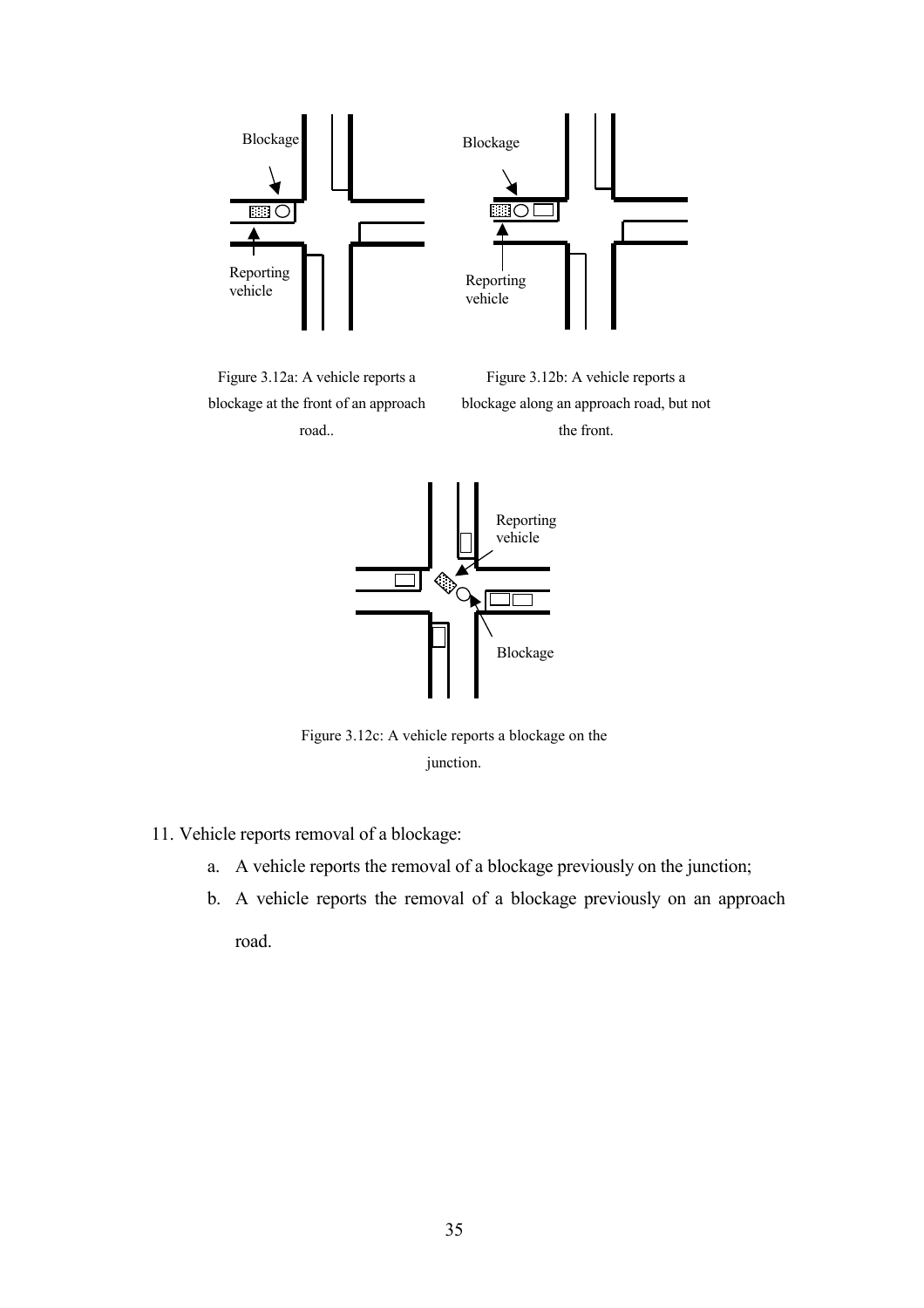Figure 3.12a: A vehicle reports a blockage at the front of an approach road..

Figure 3.12b: A vehicle reports a blockage along an approach road, but not the front.

Figure 3.12c: A vehicle reports a blockage on the junction.

11. Vehicle reports removal of a blockage:
    a. A vehicle reports the removal of a blockage previously on the junction;
    b. A vehicle reports the removal of a blockage previously on an approach road.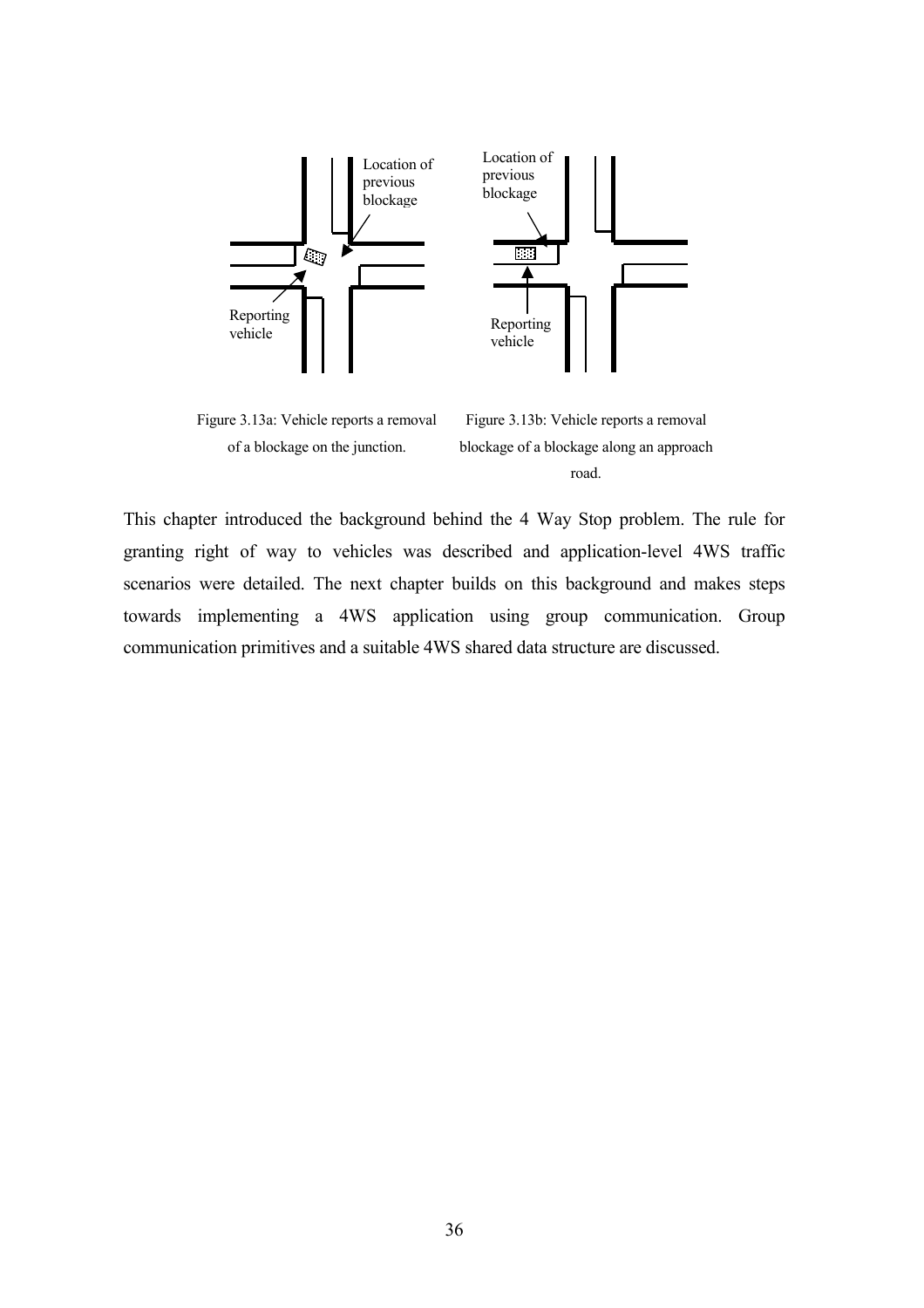Figure 3.13a: Vehicle reports a removal of a blockage on the junction.

Figure 3.13b: Vehicle reports a removal blockage of a blockage along an approach road.

This chapter introduced the background behind the 4 Way Stop problem. The rule for granting right of way to vehicles was described and application-level 4WS traffic scenarios were detailed. The next chapter builds on this background and makes steps towards implementing a 4WS application using group communication. Group communication primitives and a suitable 4WS shared data structure are discussed.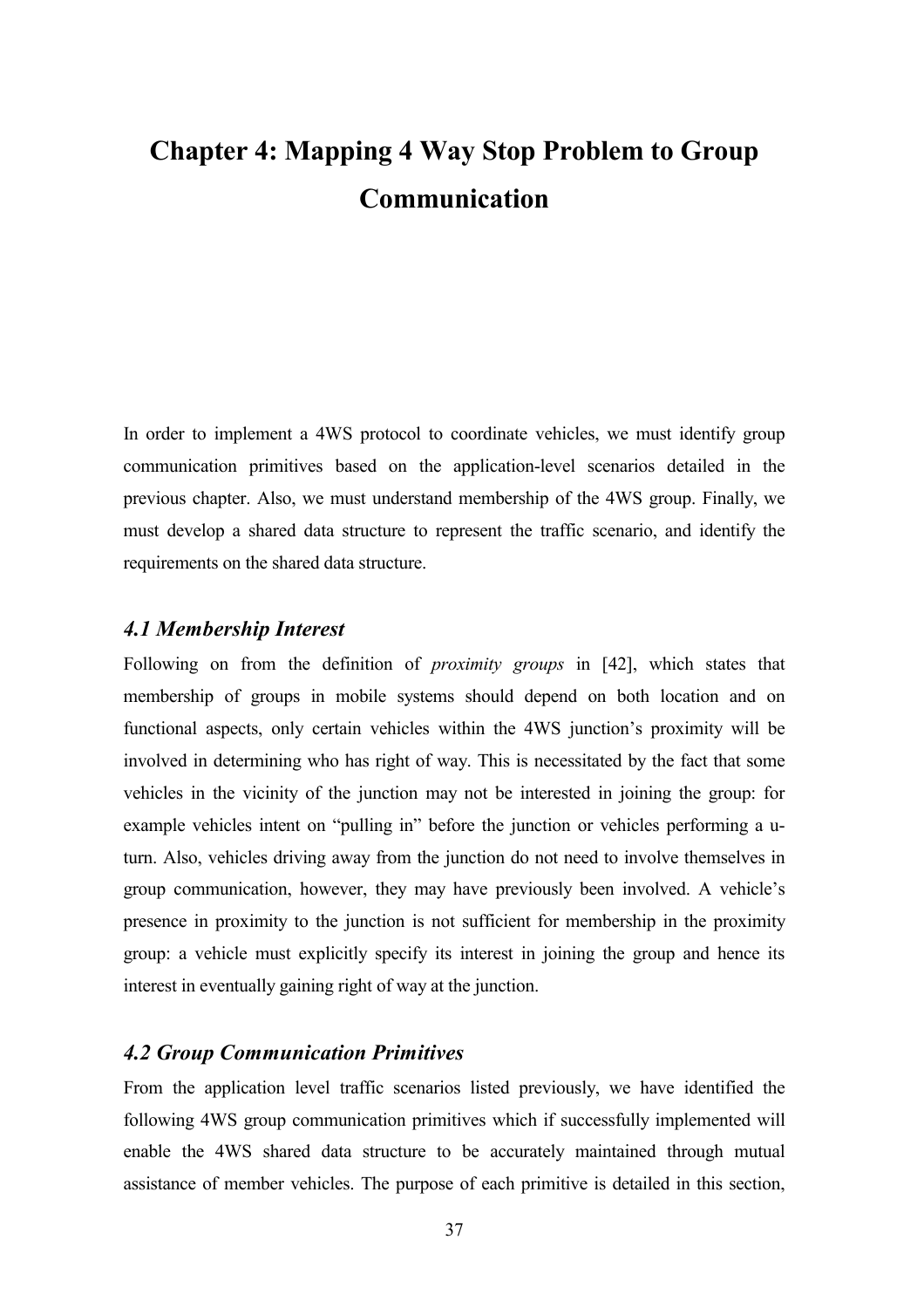# Chapter 4: Mapping 4 Way Stop Problem to Group Communication

In order to implement a 4WS protocol to coordinate vehicles, we must identify group communication primitives based on the application-level scenarios detailed in the previous chapter. Also, we must understand membership of the 4WS group. Finally, we must develop a shared data structure to represent the traffic scenario, and identify the requirements on the shared data structure.

### *4.1 Membership Interest*

Following on from the definition of *proximity groups* in [42], which states that membership of groups in mobile systems should depend on both location and on functional aspects, only certain vehicles within the 4WS junction's proximity will be involved in determining who has right of way. This is necessitated by the fact that some vehicles in the vicinity of the junction may not be interested in joining the group: for example vehicles intent on "pulling in" before the junction or vehicles performing a u-turn. Also, vehicles driving away from the junction do not need to involve themselves in group communication, however, they may have previously been involved. A vehicle's presence in proximity to the junction is not sufficient for membership in the proximity group: a vehicle must explicitly specify its interest in joining the group and hence its interest in eventually gaining right of way at the junction.

### *4.2 Group Communication Primitives*

From the application level traffic scenarios listed previously, we have identified the following 4WS group communication primitives which if successfully implemented will enable the 4WS shared data structure to be accurately maintained through mutual assistance of member vehicles. The purpose of each primitive is detailed in this section,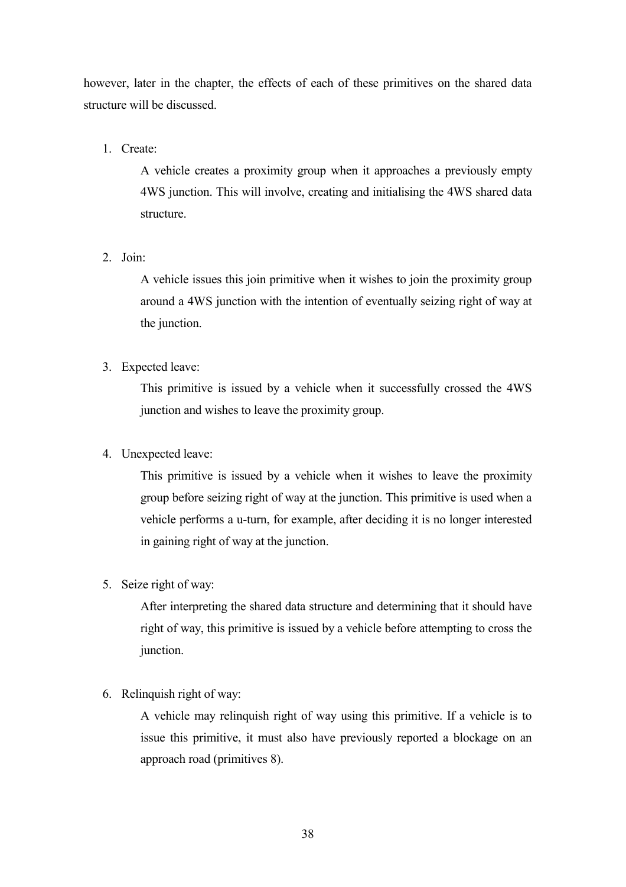however, later in the chapter, the effects of each of these primitives on the shared data structure will be discussed.

1. Create:

   A vehicle creates a proximity group when it approaches a previously empty 4WS junction. This will involve, creating and initialising the 4WS shared data structure.

2. Join:

   A vehicle issues this join primitive when it wishes to join the proximity group around a 4WS junction with the intention of eventually seizing right of way at the junction.

3. Expected leave:

   This primitive is issued by a vehicle when it successfully crossed the 4WS junction and wishes to leave the proximity group.

4. Unexpected leave:

   This primitive is issued by a vehicle when it wishes to leave the proximity group before seizing right of way at the junction. This primitive is used when a vehicle performs a u-turn, for example, after deciding it is no longer interested in gaining right of way at the junction.

5. Seize right of way:

   After interpreting the shared data structure and determining that it should have right of way, this primitive is issued by a vehicle before attempting to cross the junction.

6. Relinquish right of way:

   A vehicle may relinquish right of way using this primitive. If a vehicle is to issue this primitive, it must also have previously reported a blockage on an approach road (primitives 8).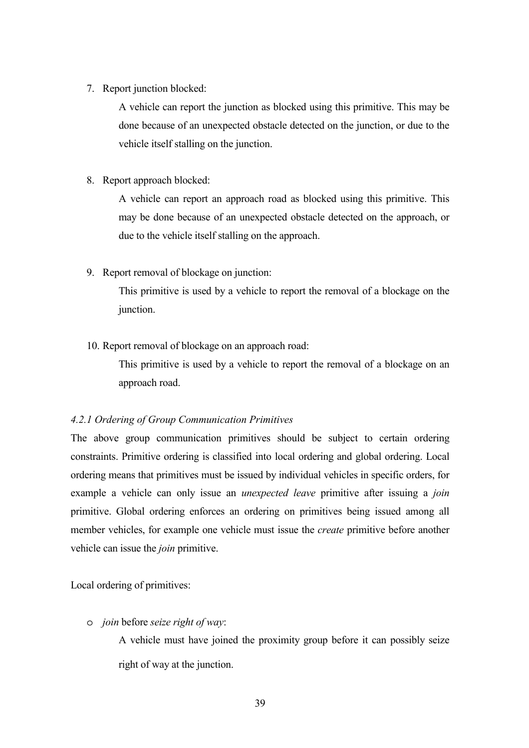7. Report junction blocked:

   A vehicle can report the junction as blocked using this primitive. This may be done because of an unexpected obstacle detected on the junction, or due to the vehicle itself stalling on the junction.

8. Report approach blocked:

   A vehicle can report an approach road as blocked using this primitive. This may be done because of an unexpected obstacle detected on the approach, or due to the vehicle itself stalling on the approach.

9. Report removal of blockage on junction:

   This primitive is used by a vehicle to report the removal of a blockage on the junction.

10. Report removal of blockage on an approach road:

    This primitive is used by a vehicle to report the removal of a blockage on an approach road.

#### *4.2.1 Ordering of Group Communication Primitives*

The above group communication primitives should be subject to certain ordering constraints. Primitive ordering is classified into local ordering and global ordering. Local ordering means that primitives must be issued by individual vehicles in specific orders, for example a vehicle can only issue an *unexpected leave* primitive after issuing a *join* primitive. Global ordering enforces an ordering on primitives being issued among all member vehicles, for example one vehicle must issue the *create* primitive before another vehicle can issue the *join* primitive.

Local ordering of primitives:

- *join* before *seize right of way*:

  A vehicle must have joined the proximity group before it can possibly seize right of way at the junction.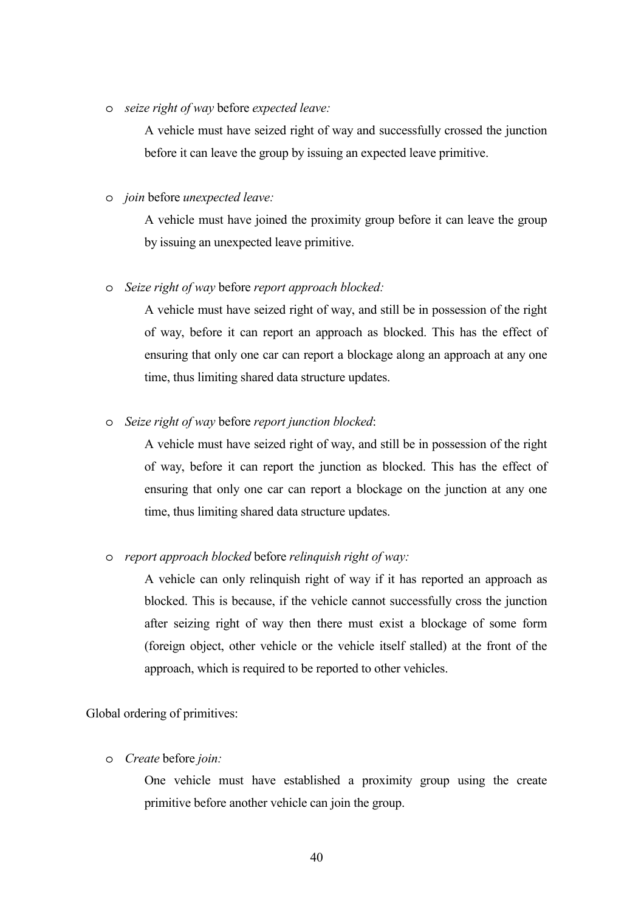- *seize right of way* before *expected leave:*

  A vehicle must have seized right of way and successfully crossed the junction before it can leave the group by issuing an expected leave primitive.

- *join* before *unexpected leave:*

  A vehicle must have joined the proximity group before it can leave the group by issuing an unexpected leave primitive.

- *Seize right of way* before *report approach blocked:*

  A vehicle must have seized right of way, and still be in possession of the right of way, before it can report an approach as blocked. This has the effect of ensuring that only one car can report a blockage along an approach at any one time, thus limiting shared data structure updates.

- *Seize right of way* before *report junction blocked*:

  A vehicle must have seized right of way, and still be in possession of the right of way, before it can report the junction as blocked. This has the effect of ensuring that only one car can report a blockage on the junction at any one time, thus limiting shared data structure updates.

- *report approach blocked* before *relinquish right of way:*

  A vehicle can only relinquish right of way if it has reported an approach as blocked. This is because, if the vehicle cannot successfully cross the junction after seizing right of way then there must exist a blockage of some form (foreign object, other vehicle or the vehicle itself stalled) at the front of the approach, which is required to be reported to other vehicles.

Global ordering of primitives:

- *Create* before *join:*

  One vehicle must have established a proximity group using the create primitive before another vehicle can join the group.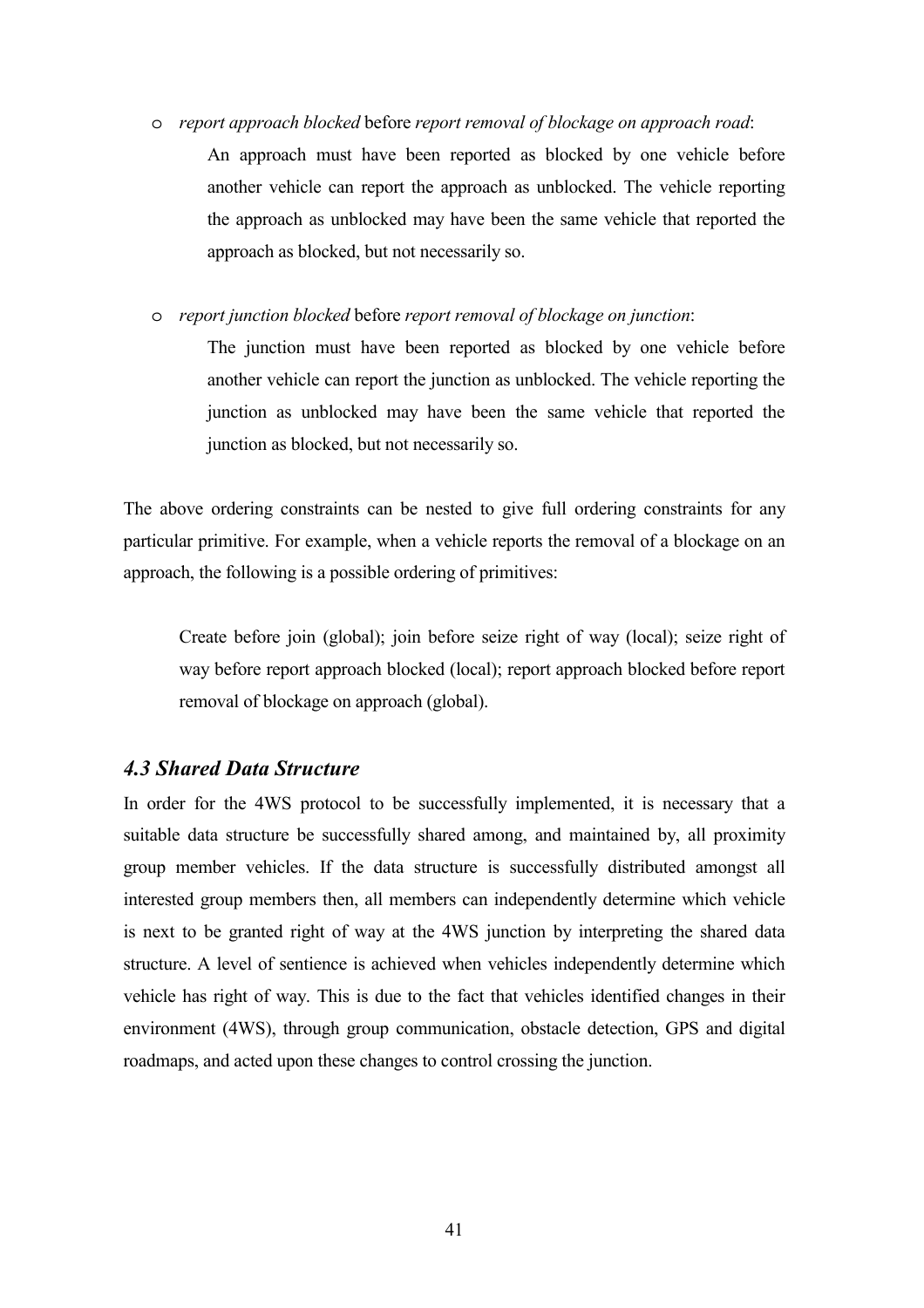- *report approach blocked* before *report removal of blockage on approach road*:

  An approach must have been reported as blocked by one vehicle before another vehicle can report the approach as unblocked. The vehicle reporting the approach as unblocked may have been the same vehicle that reported the approach as blocked, but not necessarily so.

- *report junction blocked* before *report removal of blockage on junction*:

  The junction must have been reported as blocked by one vehicle before another vehicle can report the junction as unblocked. The vehicle reporting the junction as unblocked may have been the same vehicle that reported the junction as blocked, but not necessarily so.

The above ordering constraints can be nested to give full ordering constraints for any particular primitive. For example, when a vehicle reports the removal of a blockage on an approach, the following is a possible ordering of primitives:

> Create before join (global); join before seize right of way (local); seize right of way before report approach blocked (local); report approach blocked before report removal of blockage on approach (global).

### *4.3 Shared Data Structure*

In order for the 4WS protocol to be successfully implemented, it is necessary that a suitable data structure be successfully shared among, and maintained by, all proximity group member vehicles. If the data structure is successfully distributed amongst all interested group members then, all members can independently determine which vehicle is next to be granted right of way at the 4WS junction by interpreting the shared data structure. A level of sentience is achieved when vehicles independently determine which vehicle has right of way. This is due to the fact that vehicles identified changes in their environment (4WS), through group communication, obstacle detection, GPS and digital roadmaps, and acted upon these changes to control crossing the junction.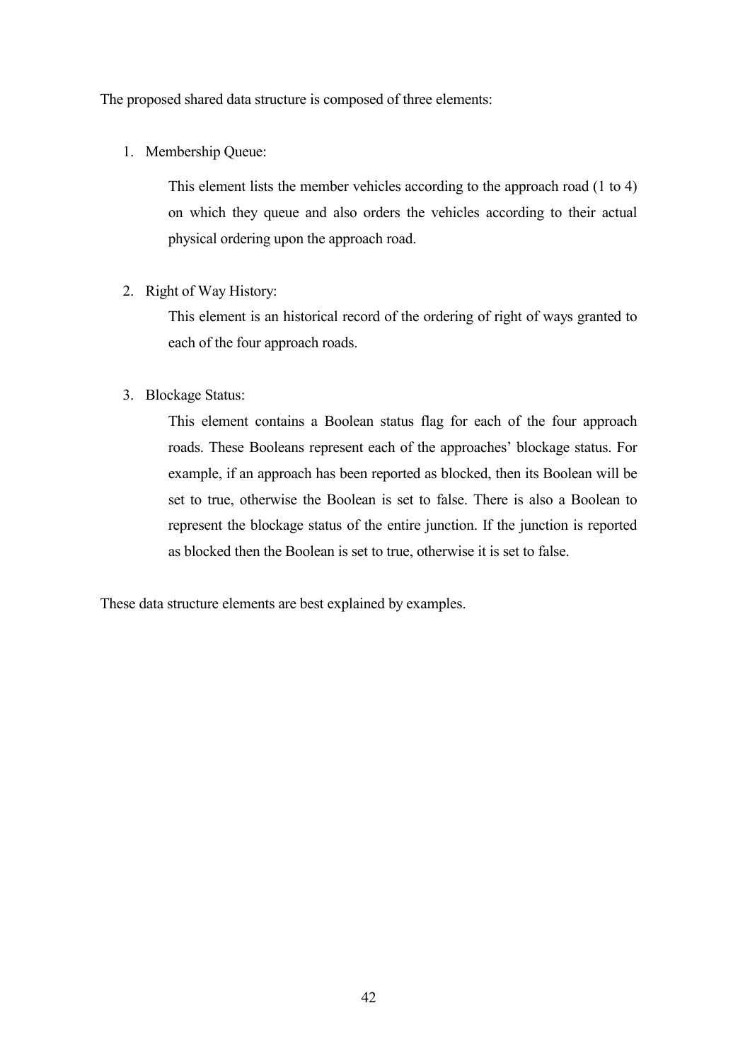The proposed shared data structure is composed of three elements:

1. Membership Queue:

   This element lists the member vehicles according to the approach road (1 to 4) on which they queue and also orders the vehicles according to their actual physical ordering upon the approach road.

2. Right of Way History:

   This element is an historical record of the ordering of right of ways granted to each of the four approach roads.

3. Blockage Status:

   This element contains a Boolean status flag for each of the four approach roads. These Booleans represent each of the approaches' blockage status. For example, if an approach has been reported as blocked, then its Boolean will be set to true, otherwise the Boolean is set to false. There is also a Boolean to represent the blockage status of the entire junction. If the junction is reported as blocked then the Boolean is set to true, otherwise it is set to false.

These data structure elements are best explained by examples.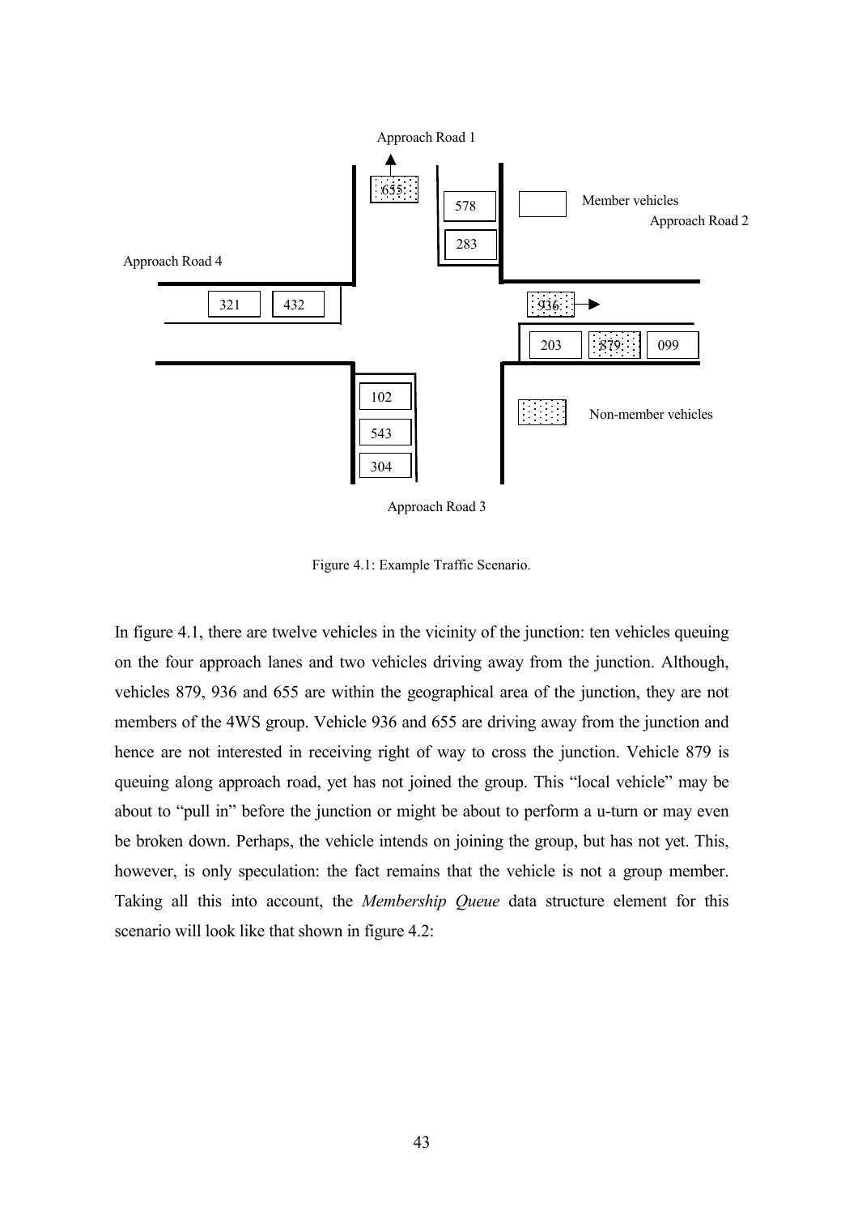Figure 4.1: Example Traffic Scenario.

In figure 4.1, there are twelve vehicles in the vicinity of the junction: ten vehicles queuing on the four approach lanes and two vehicles driving away from the junction. Although, vehicles 879, 936 and 655 are within the geographical area of the junction, they are not members of the 4WS group. Vehicle 936 and 655 are driving away from the junction and hence are not interested in receiving right of way to cross the junction. Vehicle 879 is queuing along approach road, yet has not joined the group. This "local vehicle" may be about to "pull in" before the junction or might be about to perform a u-turn or may even be broken down. Perhaps, the vehicle intends on joining the group, but has not yet. This, however, is only speculation: the fact remains that the vehicle is not a group member. Taking all this into account, the *Membership Queue* data structure element for this scenario will look like that shown in figure 4.2: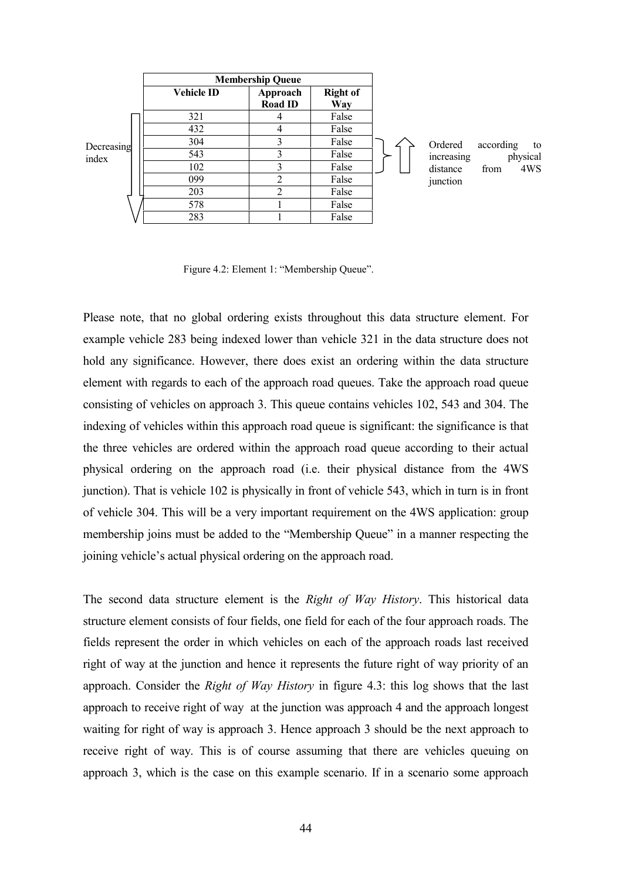| Membership Queue | | |
|---|---|---|
| **Vehicle ID** | **Approach Road ID** | **Right of Way** |
| 321 | 4 | False |
| 432 | 4 | False |
| 304 | 3 | False |
| 543 | 3 | False |
| 102 | 3 | False |
| 099 | 2 | False |
| 203 | 2 | False |
| 578 | 1 | False |
| 283 | 1 | False |

Decreasing index

Ordered according to increasing physical distance from 4WS junction

Figure 4.2: Element 1: "Membership Queue".

Please note, that no global ordering exists throughout this data structure element. For example vehicle 283 being indexed lower than vehicle 321 in the data structure does not hold any significance. However, there does exist an ordering within the data structure element with regards to each of the approach road queues. Take the approach road queue consisting of vehicles on approach 3. This queue contains vehicles 102, 543 and 304. The indexing of vehicles within this approach road queue is significant: the significance is that the three vehicles are ordered within the approach road queue according to their actual physical ordering on the approach road (i.e. their physical distance from the 4WS junction). That is vehicle 102 is physically in front of vehicle 543, which in turn is in front of vehicle 304. This will be a very important requirement on the 4WS application: group membership joins must be added to the "Membership Queue" in a manner respecting the joining vehicle's actual physical ordering on the approach road.

The second data structure element is the *Right of Way History*. This historical data structure element consists of four fields, one field for each of the four approach roads. The fields represent the order in which vehicles on each of the approach roads last received right of way at the junction and hence it represents the future right of way priority of an approach. Consider the *Right of Way History* in figure 4.3: this log shows that the last approach to receive right of way at the junction was approach 4 and the approach longest waiting for right of way is approach 3. Hence approach 3 should be the next approach to receive right of way. This is of course assuming that there are vehicles queuing on approach 3, which is the case on this example scenario. If in a scenario some approach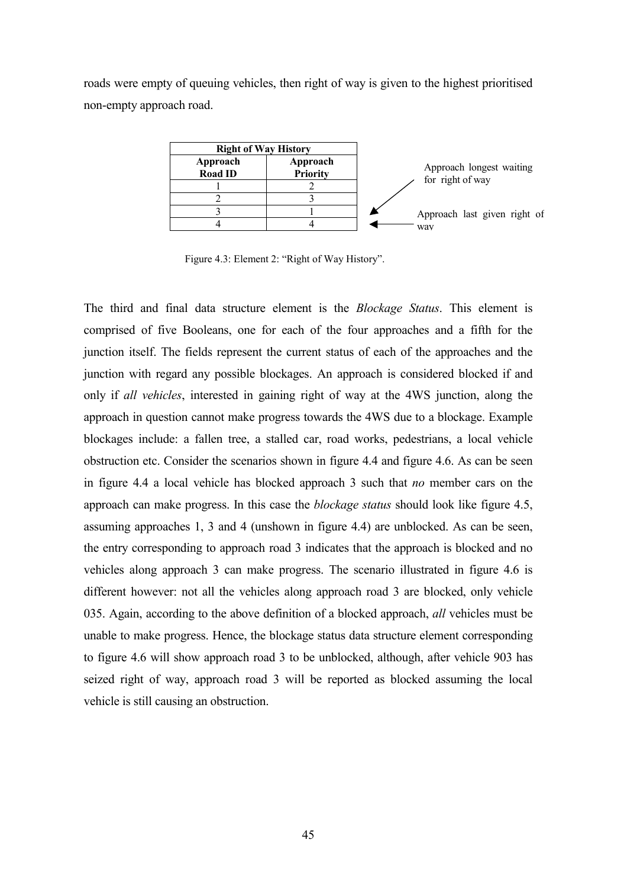roads were empty of queuing vehicles, then right of way is given to the highest prioritised non-empty approach road.

| Right of Way History | |
|---|---|
| **Approach Road ID** | **Approach Priority** |
| 1 | 2 |
| 2 | 3 |
| 3 | 1 |
| 4 | 4 |

Approach longest waiting for right of way

Approach last given right of way

Figure 4.3: Element 2: "Right of Way History".

The third and final data structure element is the *Blockage Status*. This element is comprised of five Booleans, one for each of the four approaches and a fifth for the junction itself. The fields represent the current status of each of the approaches and the junction with regard any possible blockages. An approach is considered blocked if and only if *all vehicles*, interested in gaining right of way at the 4WS junction, along the approach in question cannot make progress towards the 4WS due to a blockage. Example blockages include: a fallen tree, a stalled car, road works, pedestrians, a local vehicle obstruction etc. Consider the scenarios shown in figure 4.4 and figure 4.6. As can be seen in figure 4.4 a local vehicle has blocked approach 3 such that *no* member cars on the approach can make progress. In this case the *blockage status* should look like figure 4.5, assuming approaches 1, 3 and 4 (unshown in figure 4.4) are unblocked. As can be seen, the entry corresponding to approach road 3 indicates that the approach is blocked and no vehicles along approach 3 can make progress. The scenario illustrated in figure 4.6 is different however: not all the vehicles along approach road 3 are blocked, only vehicle 035. Again, according to the above definition of a blocked approach, *all* vehicles must be unable to make progress. Hence, the blockage status data structure element corresponding to figure 4.6 will show approach road 3 to be unblocked, although, after vehicle 903 has seized right of way, approach road 3 will be reported as blocked assuming the local vehicle is still causing an obstruction.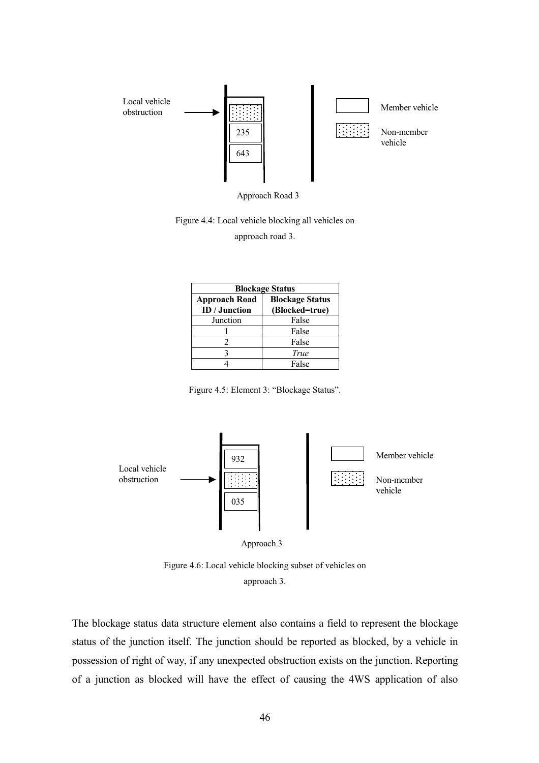Local vehicle obstruction

235

643

Member vehicle

Non-member vehicle

Approach Road 3

Figure 4.4: Local vehicle blocking all vehicles on approach road 3.

| Blockage Status | |
|---|---|
| **Approach Road ID / Junction** | **Blockage Status (Blocked=true)** |
| Junction | False |
| 1 | False |
| 2 | False |
| 3 | *True* |
| 4 | False |

Figure 4.5: Element 3: "Blockage Status".

932

Local vehicle obstruction

035

Member vehicle

Non-member vehicle

Approach 3

Figure 4.6: Local vehicle blocking subset of vehicles on approach 3.

The blockage status data structure element also contains a field to represent the blockage status of the junction itself. The junction should be reported as blocked, by a vehicle in possession of right of way, if any unexpected obstruction exists on the junction. Reporting of a junction as blocked will have the effect of causing the 4WS application of also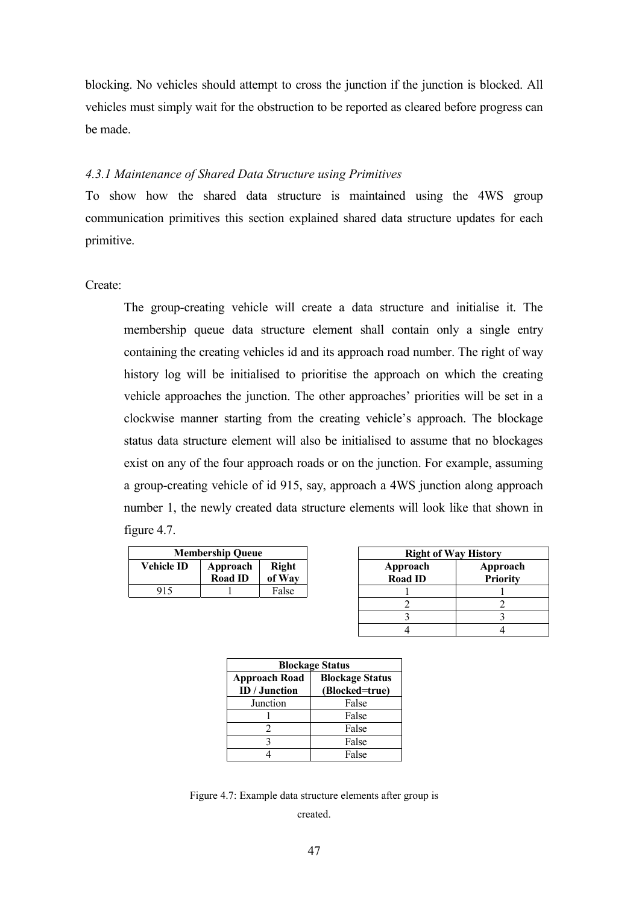blocking. No vehicles should attempt to cross the junction if the junction is blocked. All vehicles must simply wait for the obstruction to be reported as cleared before progress can be made.

### *4.3.1 Maintenance of Shared Data Structure using Primitives*

To show how the shared data structure is maintained using the 4WS group communication primitives this section explained shared data structure updates for each primitive.

Create:

The group-creating vehicle will create a data structure and initialise it. The membership queue data structure element shall contain only a single entry containing the creating vehicles id and its approach road number. The right of way history log will be initialised to prioritise the approach on which the creating vehicle approaches the junction. The other approaches' priorities will be set in a clockwise manner starting from the creating vehicle's approach. The blockage status data structure element will also be initialised to assume that no blockages exist on any of the four approach roads or on the junction. For example, assuming a group-creating vehicle of id 915, say, approach a 4WS junction along approach number 1, the newly created data structure elements will look like that shown in figure 4.7.

| **Membership Queue** | | |
|---|---|---|
| **Vehicle ID** | **Approach Road ID** | **Right of Way** |
| 915 | 1 | False |

| **Right of Way History** | |
|---|---|
| **Approach Road ID** | **Approach Priority** |
| 1 | 1 |
| 2 | 2 |
| 3 | 3 |
| 4 | 4 |

| **Blockage Status** | |
|---|---|
| **Approach Road ID / Junction** | **Blockage Status (Blocked=true)** |
| Junction | False |
| 1 | False |
| 2 | False |
| 3 | False |
| 4 | False |

Figure 4.7: Example data structure elements after group is created.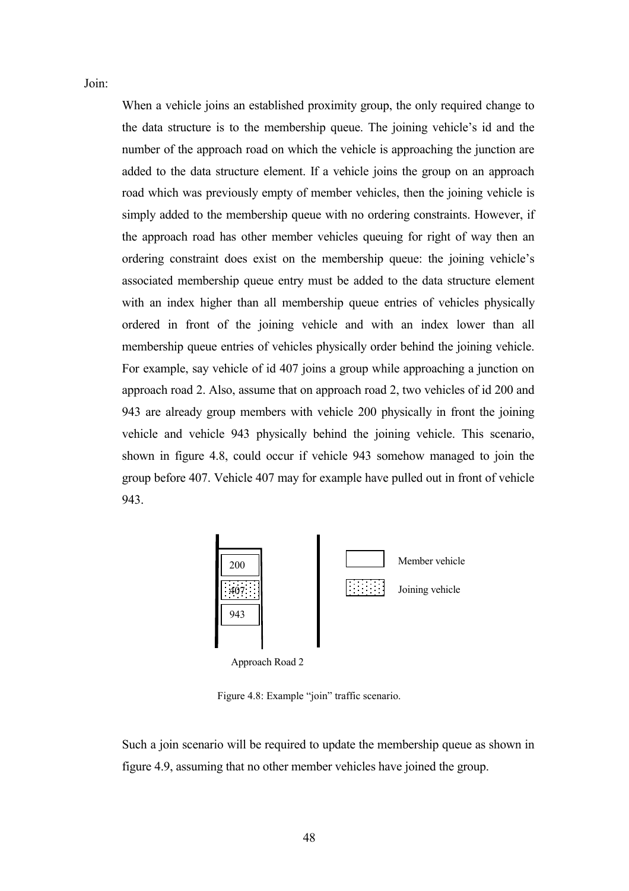Join:

When a vehicle joins an established proximity group, the only required change to the data structure is to the membership queue. The joining vehicle's id and the number of the approach road on which the vehicle is approaching the junction are added to the data structure element. If a vehicle joins the group on an approach road which was previously empty of member vehicles, then the joining vehicle is simply added to the membership queue with no ordering constraints. However, if the approach road has other member vehicles queuing for right of way then an ordering constraint does exist on the membership queue: the joining vehicle's associated membership queue entry must be added to the data structure element with an index higher than all membership queue entries of vehicles physically ordered in front of the joining vehicle and with an index lower than all membership queue entries of vehicles physically order behind the joining vehicle. For example, say vehicle of id 407 joins a group while approaching a junction on approach road 2. Also, assume that on approach road 2, two vehicles of id 200 and 943 are already group members with vehicle 200 physically in front the joining vehicle and vehicle 943 physically behind the joining vehicle. This scenario, shown in figure 4.8, could occur if vehicle 943 somehow managed to join the group before 407. Vehicle 407 may for example have pulled out in front of vehicle 943.

200

407

943

Approach Road 2

Member vehicle

Joining vehicle

Figure 4.8: Example "join" traffic scenario.

Such a join scenario will be required to update the membership queue as shown in figure 4.9, assuming that no other member vehicles have joined the group.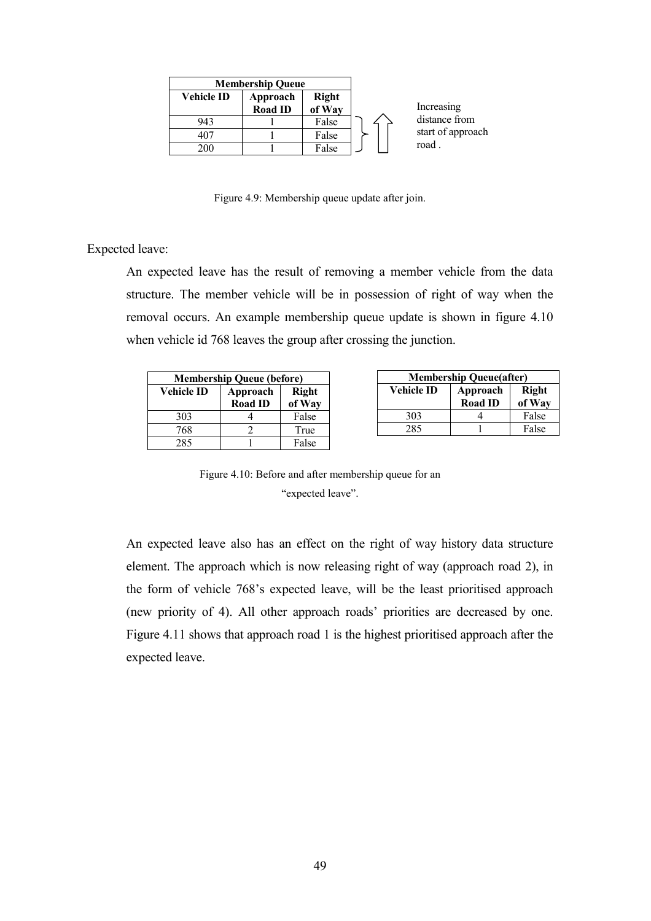| Membership Queue | | |
|---|---|---|
| **Vehicle ID** | **Approach Road ID** | **Right of Way** |
| 943 | 1 | False |
| 407 | 1 | False |
| 200 | 1 | False |

Increasing distance from start of approach road .

Figure 4.9: Membership queue update after join.

Expected leave:

An expected leave has the result of removing a member vehicle from the data structure. The member vehicle will be in possession of right of way when the removal occurs. An example membership queue update is shown in figure 4.10 when vehicle id 768 leaves the group after crossing the junction.

| Membership Queue (before) | | |
|---|---|---|
| **Vehicle ID** | **Approach Road ID** | **Right of Way** |
| 303 | 4 | False |
| 768 | 2 | True |
| 285 | 1 | False |

| Membership Queue(after) | | |
|---|---|---|
| **Vehicle ID** | **Approach Road ID** | **Right of Way** |
| 303 | 4 | False |
| 285 | 1 | False |

Figure 4.10: Before and after membership queue for an "expected leave".

An expected leave also has an effect on the right of way history data structure element. The approach which is now releasing right of way (approach road 2), in the form of vehicle 768's expected leave, will be the least prioritised approach (new priority of 4). All other approach roads' priorities are decreased by one. Figure 4.11 shows that approach road 1 is the highest prioritised approach after the expected leave.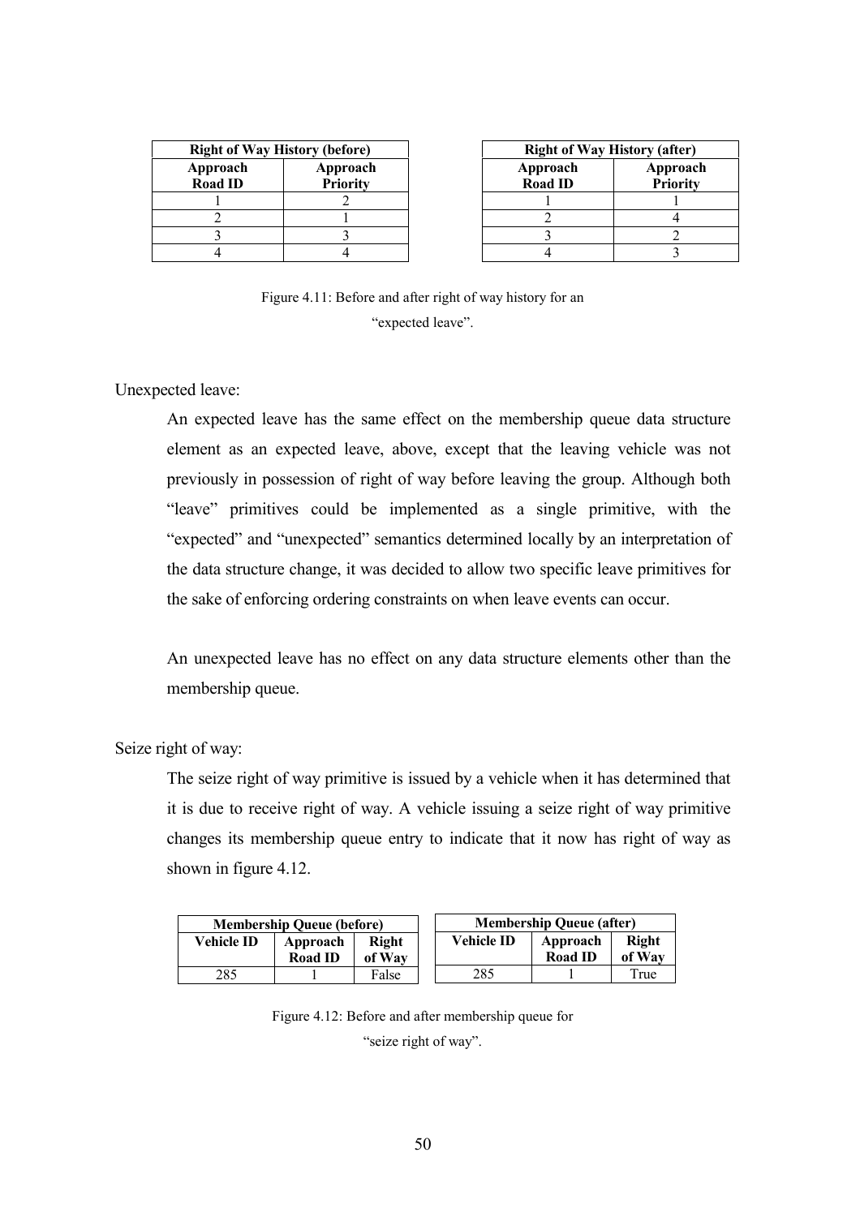| Right of Way History (before) | |
|---|---|
| **Approach Road ID** | **Approach Priority** |
| 1 | 2 |
| 2 | 1 |
| 3 | 3 |
| 4 | 4 |

| Right of Way History (after) | |
|---|---|
| **Approach Road ID** | **Approach Priority** |
| 1 | 1 |
| 2 | 4 |
| 3 | 2 |
| 4 | 3 |

Figure 4.11: Before and after right of way history for an "expected leave".

Unexpected leave:

An expected leave has the same effect on the membership queue data structure element as an expected leave, above, except that the leaving vehicle was not previously in possession of right of way before leaving the group. Although both "leave" primitives could be implemented as a single primitive, with the "expected" and "unexpected" semantics determined locally by an interpretation of the data structure change, it was decided to allow two specific leave primitives for the sake of enforcing ordering constraints on when leave events can occur.

An unexpected leave has no effect on any data structure elements other than the membership queue.

Seize right of way:

The seize right of way primitive is issued by a vehicle when it has determined that it is due to receive right of way. A vehicle issuing a seize right of way primitive changes its membership queue entry to indicate that it now has right of way as shown in figure 4.12.

| Membership Queue (before) | | |
|---|---|---|
| **Vehicle ID** | **Approach Road ID** | **Right of Way** |
| 285 | 1 | False |

| Membership Queue (after) | | |
|---|---|---|
| **Vehicle ID** | **Approach Road ID** | **Right of Way** |
| 285 | 1 | True |

Figure 4.12: Before and after membership queue for "seize right of way".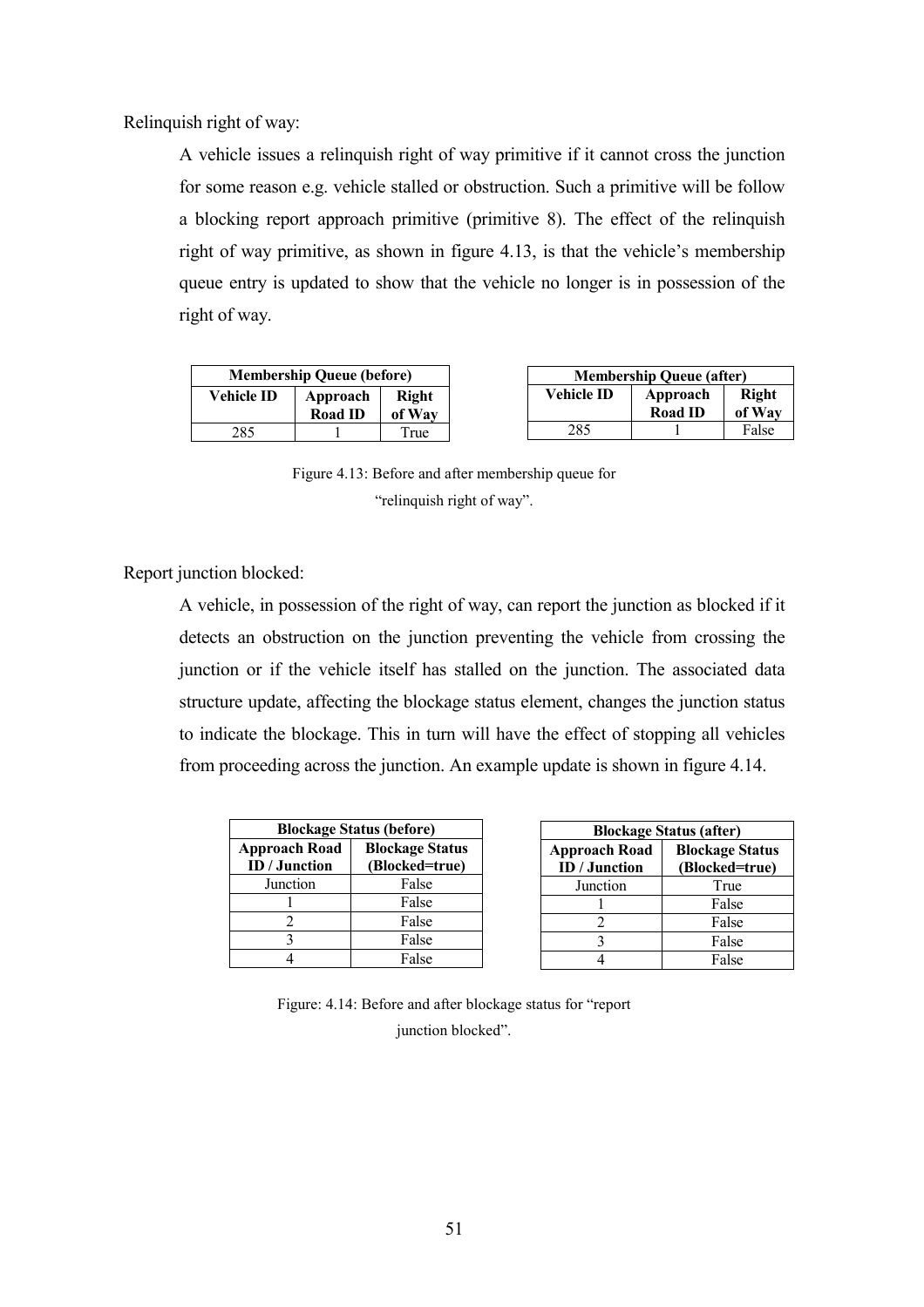Relinquish right of way:

A vehicle issues a relinquish right of way primitive if it cannot cross the junction for some reason e.g. vehicle stalled or obstruction. Such a primitive will be follow a blocking report approach primitive (primitive 8). The effect of the relinquish right of way primitive, as shown in figure 4.13, is that the vehicle's membership queue entry is updated to show that the vehicle no longer is in possession of the right of way.

| **Membership Queue (before)** | | |
|---|---|---|
| **Vehicle ID** | **Approach Road ID** | **Right of Way** |
| 285 | 1 | True |

| **Membership Queue (after)** | | |
|---|---|---|
| **Vehicle ID** | **Approach Road ID** | **Right of Way** |
| 285 | 1 | False |

Figure 4.13: Before and after membership queue for "relinquish right of way".

Report junction blocked:

A vehicle, in possession of the right of way, can report the junction as blocked if it detects an obstruction on the junction preventing the vehicle from crossing the junction or if the vehicle itself has stalled on the junction. The associated data structure update, affecting the blockage status element, changes the junction status to indicate the blockage. This in turn will have the effect of stopping all vehicles from proceeding across the junction. An example update is shown in figure 4.14.

| **Blockage Status (before)** | |
|---|---|
| **Approach Road ID / Junction** | **Blockage Status (Blocked=true)** |
| Junction | False |
| 1 | False |
| 2 | False |
| 3 | False |
| 4 | False |

| **Blockage Status (after)** | |
|---|---|
| **Approach Road ID / Junction** | **Blockage Status (Blocked=true)** |
| Junction | True |
| 1 | False |
| 2 | False |
| 3 | False |
| 4 | False |

Figure: 4.14: Before and after blockage status for "report junction blocked".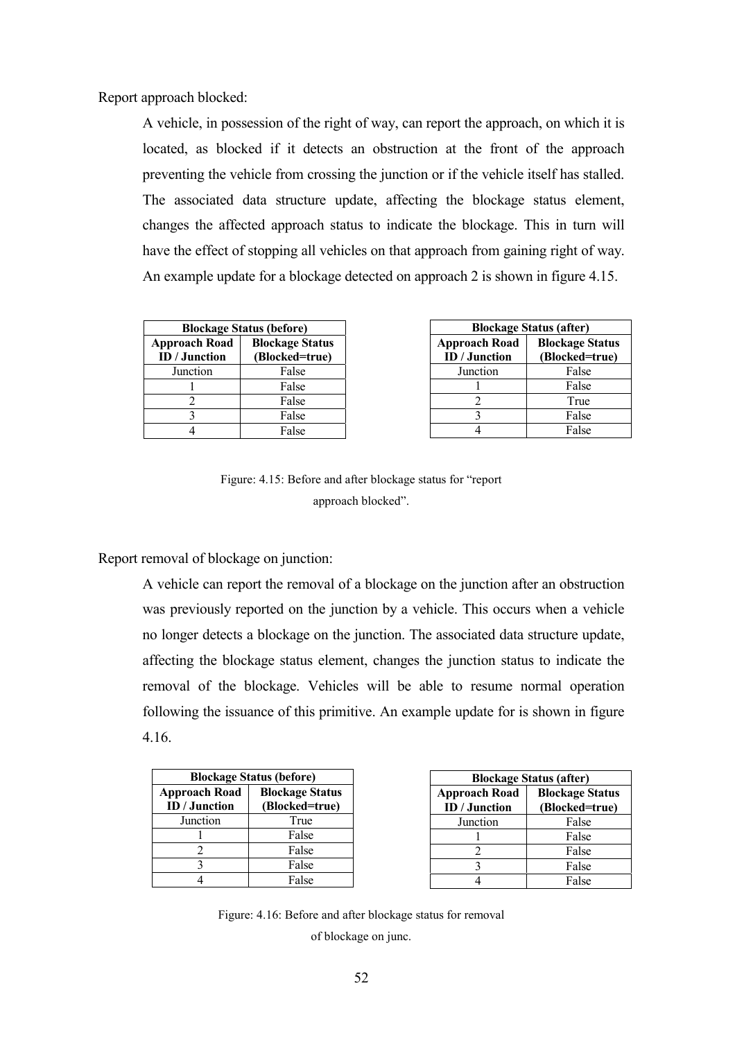Report approach blocked:

A vehicle, in possession of the right of way, can report the approach, on which it is located, as blocked if it detects an obstruction at the front of the approach preventing the vehicle from crossing the junction or if the vehicle itself has stalled. The associated data structure update, affecting the blockage status element, changes the affected approach status to indicate the blockage. This in turn will have the effect of stopping all vehicles on that approach from gaining right of way. An example update for a blockage detected on approach 2 is shown in figure 4.15.

| **Blockage Status (before)** | |
|---|---|
| **Approach Road ID / Junction** | **Blockage Status (Blocked=true)** |
| Junction | False |
| 1 | False |
| 2 | False |
| 3 | False |
| 4 | False |

| **Blockage Status (after)** | |
|---|---|
| **Approach Road ID / Junction** | **Blockage Status (Blocked=true)** |
| Junction | False |
| 1 | False |
| 2 | True |
| 3 | False |
| 4 | False |

Figure: 4.15: Before and after blockage status for "report approach blocked".

Report removal of blockage on junction:

A vehicle can report the removal of a blockage on the junction after an obstruction was previously reported on the junction by a vehicle. This occurs when a vehicle no longer detects a blockage on the junction. The associated data structure update, affecting the blockage status element, changes the junction status to indicate the removal of the blockage. Vehicles will be able to resume normal operation following the issuance of this primitive. An example update for is shown in figure 4.16.

| **Blockage Status (before)** | |
|---|---|
| **Approach Road ID / Junction** | **Blockage Status (Blocked=true)** |
| Junction | True |
| 1 | False |
| 2 | False |
| 3 | False |
| 4 | False |

| **Blockage Status (after)** | |
|---|---|
| **Approach Road ID / Junction** | **Blockage Status (Blocked=true)** |
| Junction | False |
| 1 | False |
| 2 | False |
| 3 | False |
| 4 | False |

Figure: 4.16: Before and after blockage status for removal of blockage on junc.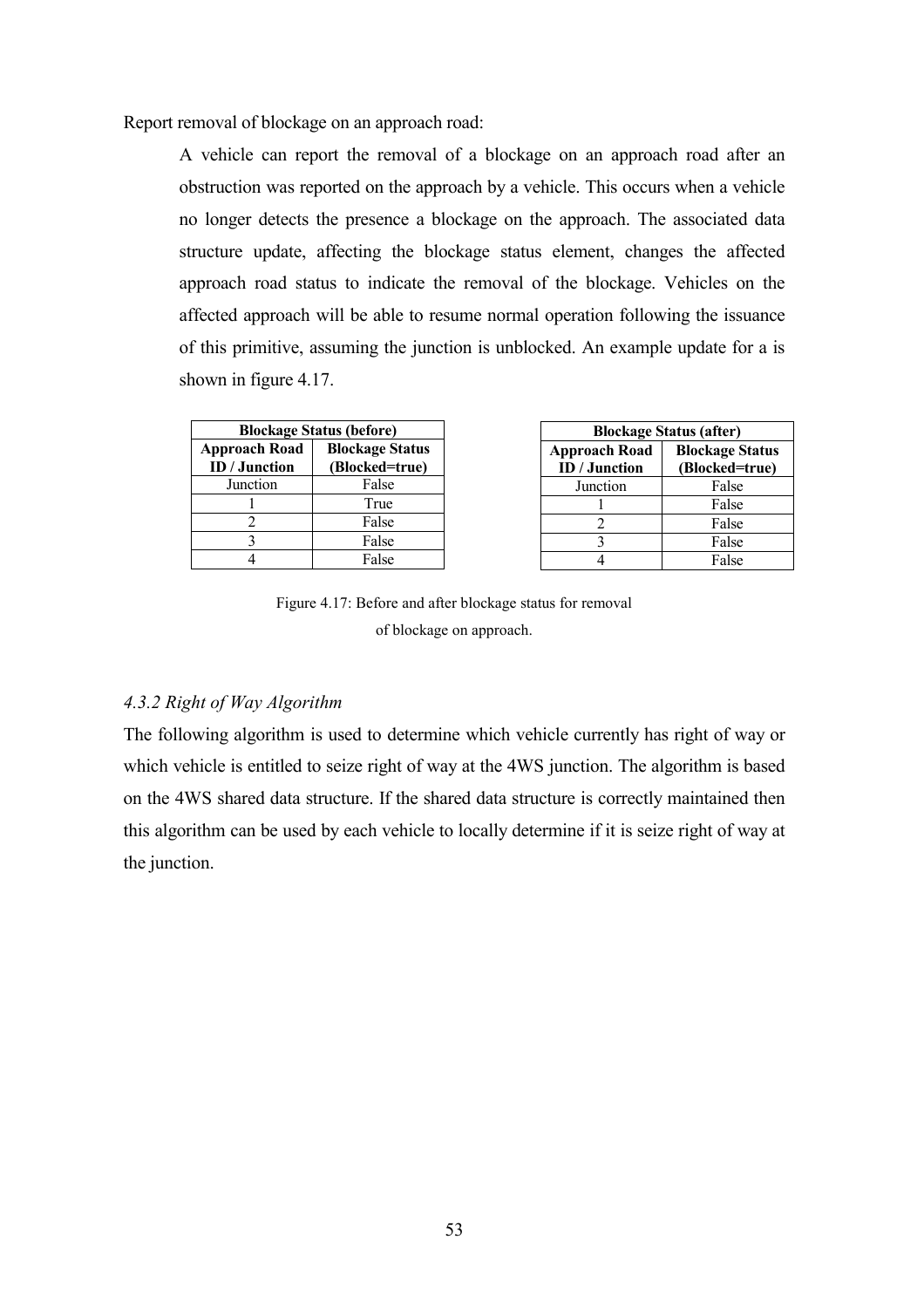Report removal of blockage on an approach road:

A vehicle can report the removal of a blockage on an approach road after an obstruction was reported on the approach by a vehicle. This occurs when a vehicle no longer detects the presence a blockage on the approach. The associated data structure update, affecting the blockage status element, changes the affected approach road status to indicate the removal of the blockage. Vehicles on the affected approach will be able to resume normal operation following the issuance of this primitive, assuming the junction is unblocked. An example update for a is shown in figure 4.17.

| **Blockage Status (before)** | |
|---|---|
| **Approach Road ID / Junction** | **Blockage Status (Blocked=true)** |
| Junction | False |
| 1 | True |
| 2 | False |
| 3 | False |
| 4 | False |

| **Blockage Status (after)** | |
|---|---|
| **Approach Road ID / Junction** | **Blockage Status (Blocked=true)** |
| Junction | False |
| 1 | False |
| 2 | False |
| 3 | False |
| 4 | False |

Figure 4.17: Before and after blockage status for removal of blockage on approach.

### *4.3.2 Right of Way Algorithm*

The following algorithm is used to determine which vehicle currently has right of way or which vehicle is entitled to seize right of way at the 4WS junction. The algorithm is based on the 4WS shared data structure. If the shared data structure is correctly maintained then this algorithm can be used by each vehicle to locally determine if it is seize right of way at the junction.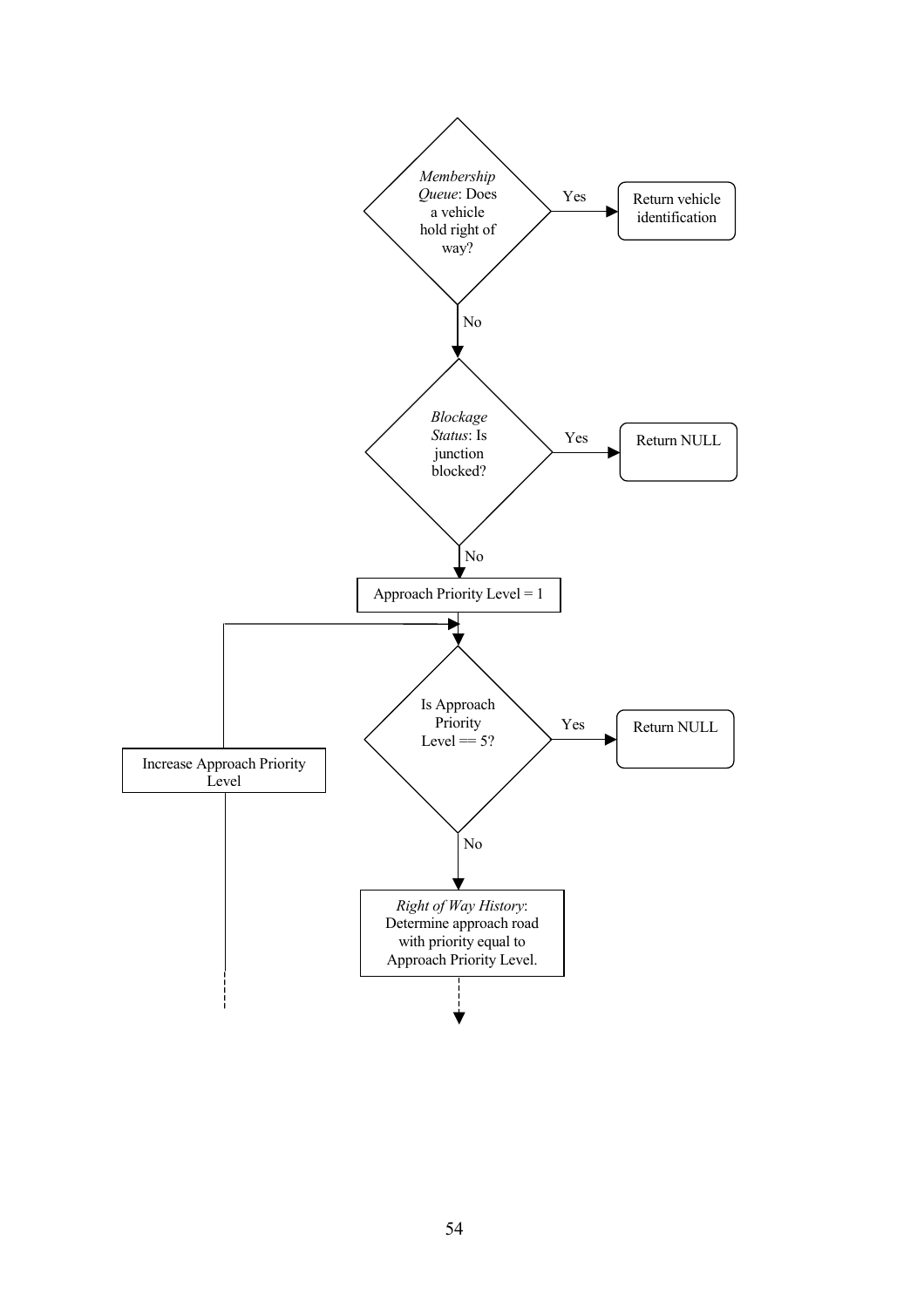*Membership Queue*: Does a vehicle hold right of way?

Yes → Return vehicle identification

No ↓

*Blockage Status*: Is junction blocked?

Yes → Return NULL

No ↓

Approach Priority Level = 1

Is Approach Priority Level == 5?

Yes → Return NULL

No ↓

*Right of Way History*: Determine approach road with priority equal to Approach Priority Level.

Increase Approach Priority Level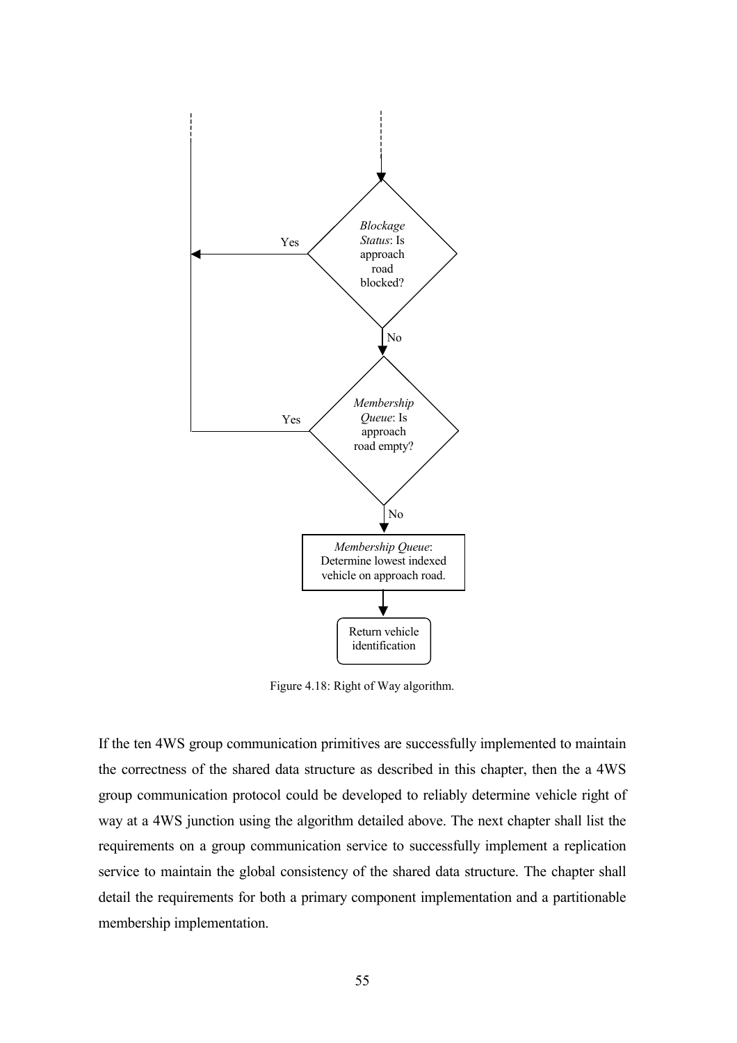*Blockage Status*: Is approach road blocked?

Yes

No

*Membership Queue*: Is approach road empty?

Yes

No

*Membership Queue*: Determine lowest indexed vehicle on approach road.

Return vehicle identification

Figure 4.18: Right of Way algorithm.

If the ten 4WS group communication primitives are successfully implemented to maintain the correctness of the shared data structure as described in this chapter, then the a 4WS group communication protocol could be developed to reliably determine vehicle right of way at a 4WS junction using the algorithm detailed above. The next chapter shall list the requirements on a group communication service to successfully implement a replication service to maintain the global consistency of the shared data structure. The chapter shall detail the requirements for both a primary component implementation and a partitionable membership implementation.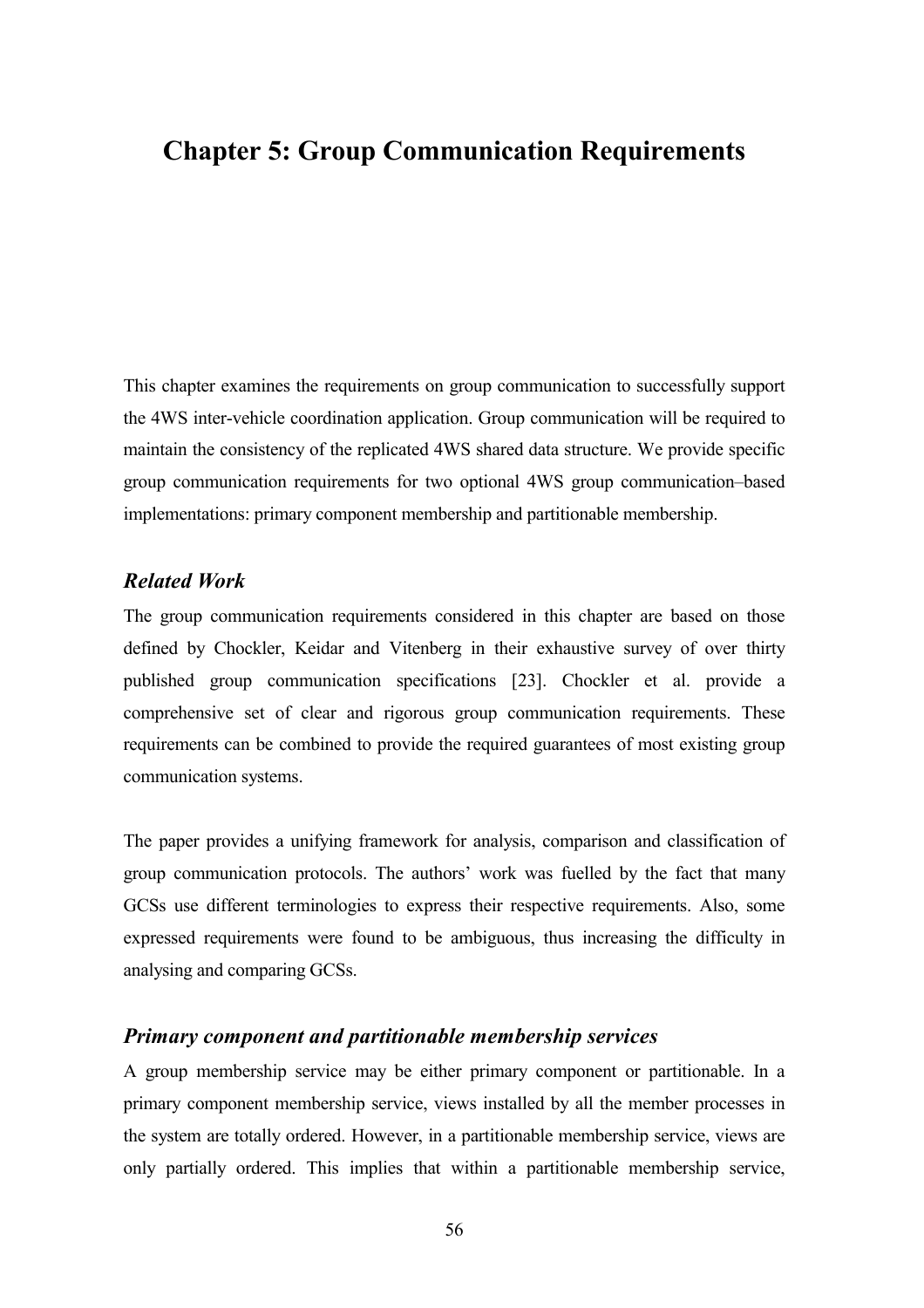# Chapter 5: Group Communication Requirements

This chapter examines the requirements on group communication to successfully support the 4WS inter-vehicle coordination application. Group communication will be required to maintain the consistency of the replicated 4WS shared data structure. We provide specific group communication requirements for two optional 4WS group communication–based implementations: primary component membership and partitionable membership.

### *Related Work*

The group communication requirements considered in this chapter are based on those defined by Chockler, Keidar and Vitenberg in their exhaustive survey of over thirty published group communication specifications [23]. Chockler et al. provide a comprehensive set of clear and rigorous group communication requirements. These requirements can be combined to provide the required guarantees of most existing group communication systems.

The paper provides a unifying framework for analysis, comparison and classification of group communication protocols. The authors' work was fuelled by the fact that many GCSs use different terminologies to express their respective requirements. Also, some expressed requirements were found to be ambiguous, thus increasing the difficulty in analysing and comparing GCSs.

### *Primary component and partitionable membership services*

A group membership service may be either primary component or partitionable. In a primary component membership service, views installed by all the member processes in the system are totally ordered. However, in a partitionable membership service, views are only partially ordered. This implies that within a partitionable membership service,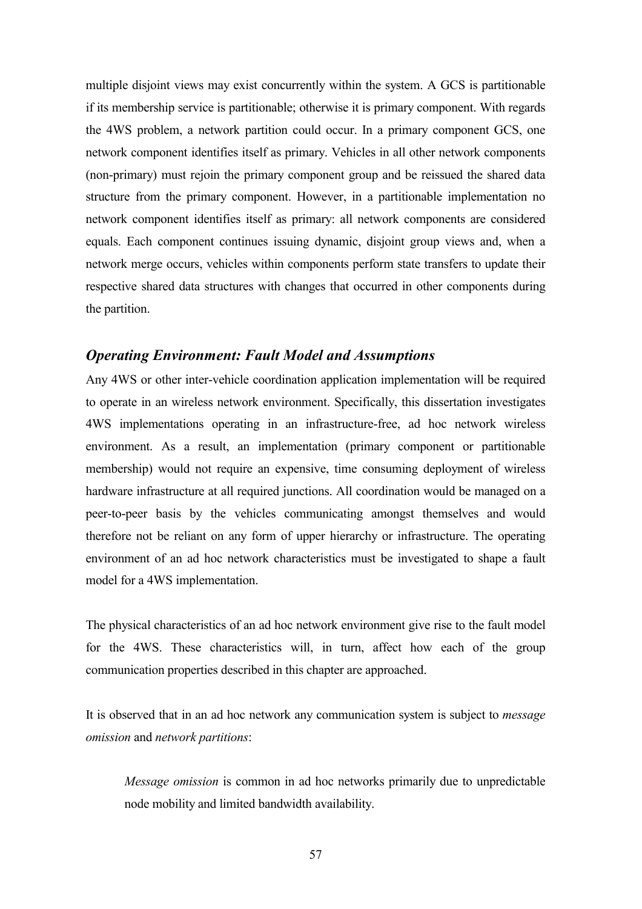multiple disjoint views may exist concurrently within the system. A GCS is partitionable if its membership service is partitionable; otherwise it is primary component. With regards the 4WS problem, a network partition could occur. In a primary component GCS, one network component identifies itself as primary. Vehicles in all other network components (non-primary) must rejoin the primary component group and be reissued the shared data structure from the primary component. However, in a partitionable implementation no network component identifies itself as primary: all network components are considered equals. Each component continues issuing dynamic, disjoint group views and, when a network merge occurs, vehicles within components perform state transfers to update their respective shared data structures with changes that occurred in other components during the partition.

### *Operating Environment: Fault Model and Assumptions*

Any 4WS or other inter-vehicle coordination application implementation will be required to operate in an wireless network environment. Specifically, this dissertation investigates 4WS implementations operating in an infrastructure-free, ad hoc network wireless environment. As a result, an implementation (primary component or partitionable membership) would not require an expensive, time consuming deployment of wireless hardware infrastructure at all required junctions. All coordination would be managed on a peer-to-peer basis by the vehicles communicating amongst themselves and would therefore not be reliant on any form of upper hierarchy or infrastructure. The operating environment of an ad hoc network characteristics must be investigated to shape a fault model for a 4WS implementation.

The physical characteristics of an ad hoc network environment give rise to the fault model for the 4WS. These characteristics will, in turn, affect how each of the group communication properties described in this chapter are approached.

It is observed that in an ad hoc network any communication system is subject to *message omission* and *network partitions*:

> *Message omission* is common in ad hoc networks primarily due to unpredictable node mobility and limited bandwidth availability.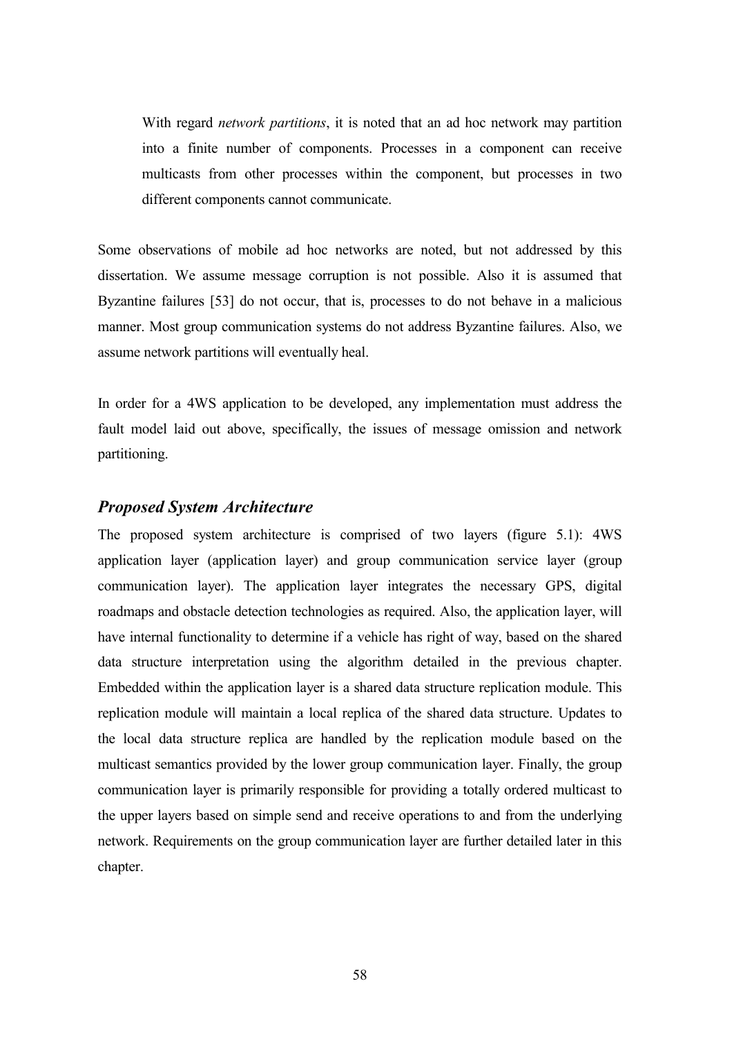With regard *network partitions*, it is noted that an ad hoc network may partition into a finite number of components. Processes in a component can receive multicasts from other processes within the component, but processes in two different components cannot communicate.

Some observations of mobile ad hoc networks are noted, but not addressed by this dissertation. We assume message corruption is not possible. Also it is assumed that Byzantine failures [53] do not occur, that is, processes to do not behave in a malicious manner. Most group communication systems do not address Byzantine failures. Also, we assume network partitions will eventually heal.

In order for a 4WS application to be developed, any implementation must address the fault model laid out above, specifically, the issues of message omission and network partitioning.

### *Proposed System Architecture*

The proposed system architecture is comprised of two layers (figure 5.1): 4WS application layer (application layer) and group communication service layer (group communication layer). The application layer integrates the necessary GPS, digital roadmaps and obstacle detection technologies as required. Also, the application layer, will have internal functionality to determine if a vehicle has right of way, based on the shared data structure interpretation using the algorithm detailed in the previous chapter. Embedded within the application layer is a shared data structure replication module. This replication module will maintain a local replica of the shared data structure. Updates to the local data structure replica are handled by the replication module based on the multicast semantics provided by the lower group communication layer. Finally, the group communication layer is primarily responsible for providing a totally ordered multicast to the upper layers based on simple send and receive operations to and from the underlying network. Requirements on the group communication layer are further detailed later in this chapter.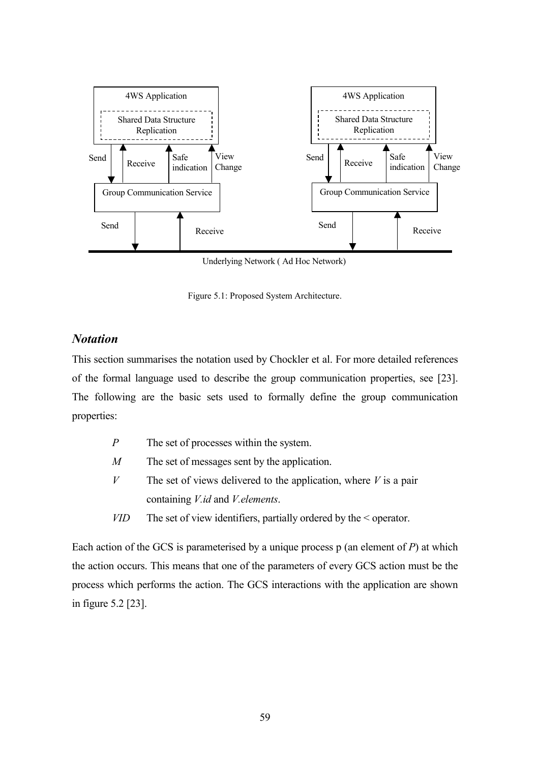Figure 5.1: Proposed System Architecture.

### *Notation*

This section summarises the notation used by Chockler et al. For more detailed references of the formal language used to describe the group communication properties, see [23]. The following are the basic sets used to formally define the group communication properties:

- *P* The set of processes within the system.
- *M* The set of messages sent by the application.
- *V* The set of views delivered to the application, where *V* is a pair containing *V.id* and *V.elements*.
- *VID* The set of view identifiers, partially ordered by the < operator.

Each action of the GCS is parameterised by a unique process p (an element of *P*) at which the action occurs. This means that one of the parameters of every GCS action must be the process which performs the action. The GCS interactions with the application are shown in figure 5.2 [23].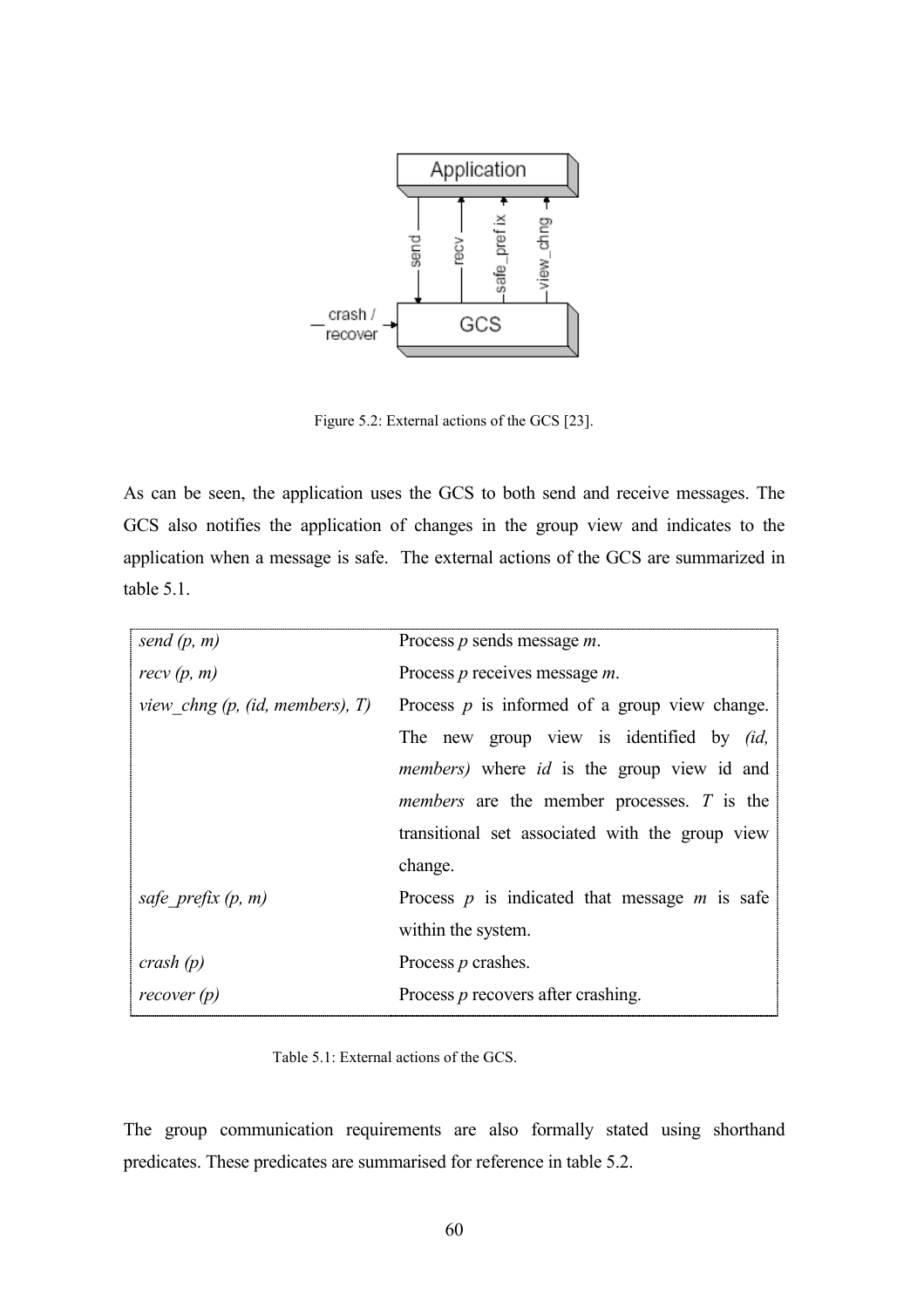Figure 5.2: External actions of the GCS [23].

As can be seen, the application uses the GCS to both send and receive messages. The GCS also notifies the application of changes in the group view and indicates to the application when a message is safe. The external actions of the GCS are summarized in table 5.1.

| | |
|---|---|
| *send (p, m)* | Process *p* sends message *m*. |
| *recv (p, m)* | Process *p* receives message *m*. |
| *view_chng (p, (id, members), T)* | Process *p* is informed of a group view change. The new group view is identified by *(id, members)* where *id* is the group view id and *members* are the member processes. *T* is the transitional set associated with the group view change. |
| *safe_prefix (p, m)* | Process *p* is indicated that message *m* is safe within the system. |
| *crash (p)* | Process *p* crashes. |
| *recover (p)* | Process *p* recovers after crashing. |

Table 5.1: External actions of the GCS.

The group communication requirements are also formally stated using shorthand predicates. These predicates are summarised for reference in table 5.2.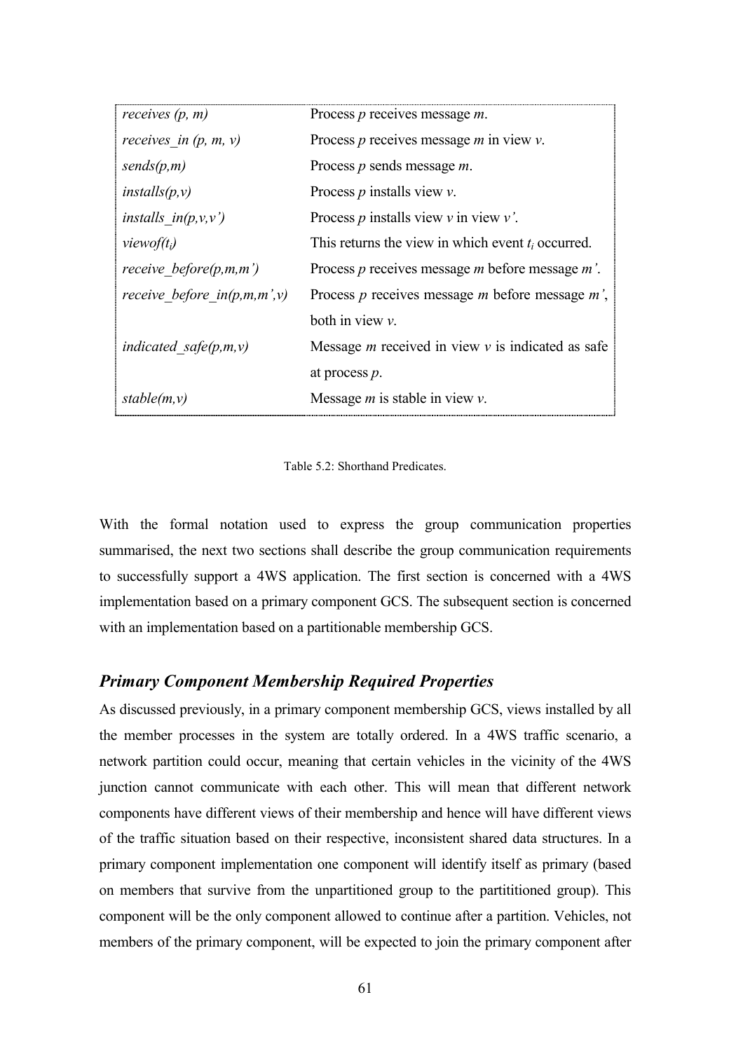| | |
|---|---|
| *receives (p, m)* | Process *p* receives message *m*. |
| *receives_in (p, m, v)* | Process *p* receives message *m* in view *v*. |
| *sends(p,m)* | Process *p* sends message *m*. |
| *installs(p,v)* | Process *p* installs view *v*. |
| *installs_in(p,v,v')* | Process *p* installs view *v* in view *v'*. |
| *viewof($t_i$)* | This returns the view in which event $t_i$ occurred. |
| *receive_before(p,m,m')* | Process *p* receives message *m* before message *m'*. |
| *receive_before_in(p,m,m',v)* | Process *p* receives message *m* before message *m'*, both in view *v*. |
| *indicated_safe(p,m,v)* | Message *m* received in view *v* is indicated as safe at process *p*. |
| *stable(m,v)* | Message *m* is stable in view *v*. |

Table 5.2: Shorthand Predicates.

With the formal notation used to express the group communication properties summarised, the next two sections shall describe the group communication requirements to successfully support a 4WS application. The first section is concerned with a 4WS implementation based on a primary component GCS. The subsequent section is concerned with an implementation based on a partitionable membership GCS.

### *Primary Component Membership Required Properties*

As discussed previously, in a primary component membership GCS, views installed by all the member processes in the system are totally ordered. In a 4WS traffic scenario, a network partition could occur, meaning that certain vehicles in the vicinity of the 4WS junction cannot communicate with each other. This will mean that different network components have different views of their membership and hence will have different views of the traffic situation based on their respective, inconsistent shared data structures. In a primary component implementation one component will identify itself as primary (based on members that survive from the unpartitioned group to the partititioned group). This component will be the only component allowed to continue after a partition. Vehicles, not members of the primary component, will be expected to join the primary component after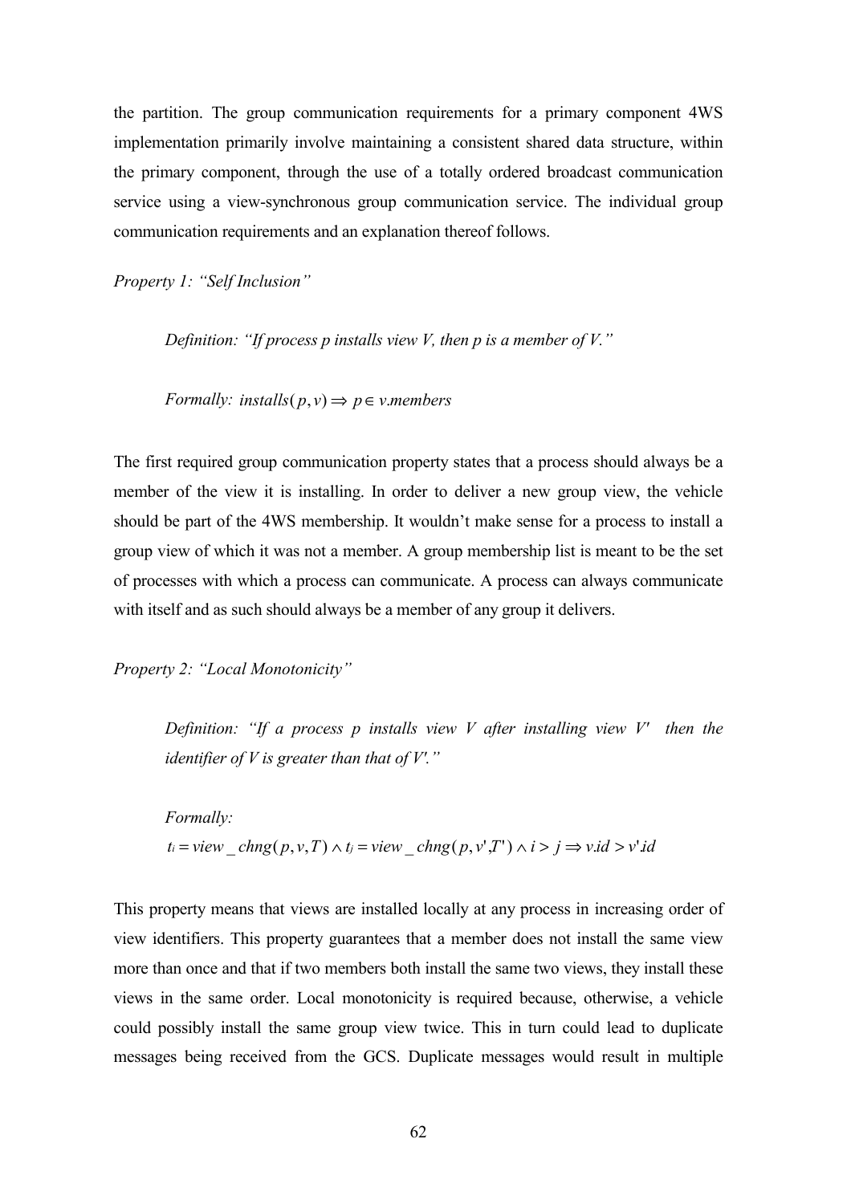the partition. The group communication requirements for a primary component 4WS implementation primarily involve maintaining a consistent shared data structure, within the primary component, through the use of a totally ordered broadcast communication service using a view-synchronous group communication service. The individual group communication requirements and an explanation thereof follows.

*Property 1: "Self Inclusion"*

> *Definition: "If process p installs view V, then p is a member of V."*
>
> *Formally:* $installs(p, v) \Rightarrow p \in v.members$

The first required group communication property states that a process should always be a member of the view it is installing. In order to deliver a new group view, the vehicle should be part of the 4WS membership. It wouldn't make sense for a process to install a group view of which it was not a member. A group membership list is meant to be the set of processes with which a process can communicate. A process can always communicate with itself and as such should always be a member of any group it delivers.

*Property 2: "Local Monotonicity"*

> *Definition: "If a process p installs view V after installing view V' then the identifier of V is greater than that of V'."*
>
> *Formally:*
>
> $t_i = view\_chng(p, v, T) \wedge t_j = view\_chng(p, v', T') \wedge i > j \Rightarrow v.id > v'.id$

This property means that views are installed locally at any process in increasing order of view identifiers. This property guarantees that a member does not install the same view more than once and that if two members both install the same two views, they install these views in the same order. Local monotonicity is required because, otherwise, a vehicle could possibly install the same group view twice. This in turn could lead to duplicate messages being received from the GCS. Duplicate messages would result in multiple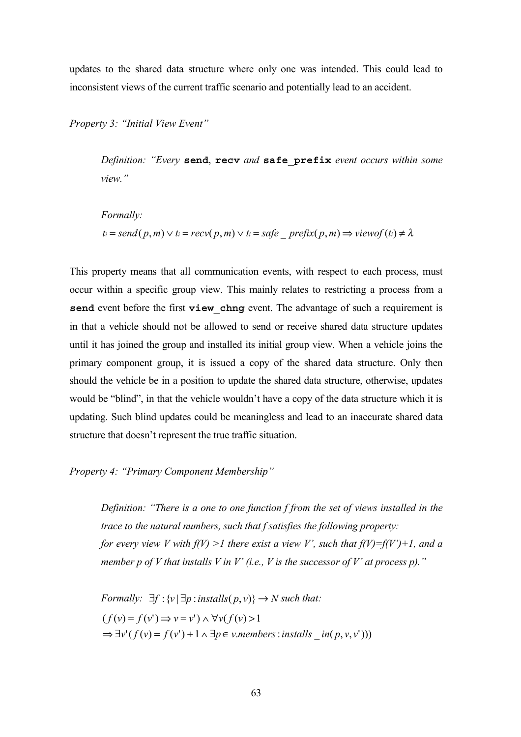updates to the shared data structure where only one was intended. This could lead to inconsistent views of the current traffic scenario and potentially lead to an accident.

*Property 3: "Initial View Event"*

> *Definition: "Every* **send**, **recv** *and* **safe_prefix** *event occurs within some view."*
>
> *Formally:*
>
> $$t_i = send(p,m) \vee t_i = recv(p,m) \vee t_i = safe\_prefix(p,m) \Rightarrow viewof(t_i) \neq \lambda$$

This property means that all communication events, with respect to each process, must occur within a specific group view. This mainly relates to restricting a process from a **send** event before the first **view_chng** event. The advantage of such a requirement is in that a vehicle should not be allowed to send or receive shared data structure updates until it has joined the group and installed its initial group view. When a vehicle joins the primary component group, it is issued a copy of the shared data structure. Only then should the vehicle be in a position to update the shared data structure, otherwise, updates would be "blind", in that the vehicle wouldn't have a copy of the data structure which it is updating. Such blind updates could be meaningless and lead to an inaccurate shared data structure that doesn't represent the true traffic situation.

*Property 4: "Primary Component Membership"*

> *Definition: "There is a one to one function f from the set of views installed in the trace to the natural numbers, such that f satisfies the following property: for every view V with f(V) >1 there exist a view V', such that f(V)=f(V')+1, and a member p of V that installs V in V' (i.e., V is the successor of V' at process p)."*
>
> *Formally:* $\exists f : \{v \mid \exists p : installs(p,v)\} \rightarrow N$ *such that:*
>
> $$(f(v) = f(v') \Rightarrow v = v') \wedge \forall v(f(v) > 1$$
> $$\Rightarrow \exists v'(f(v) = f(v') + 1 \wedge \exists p \in v.members : installs\_in(p,v,v')))$$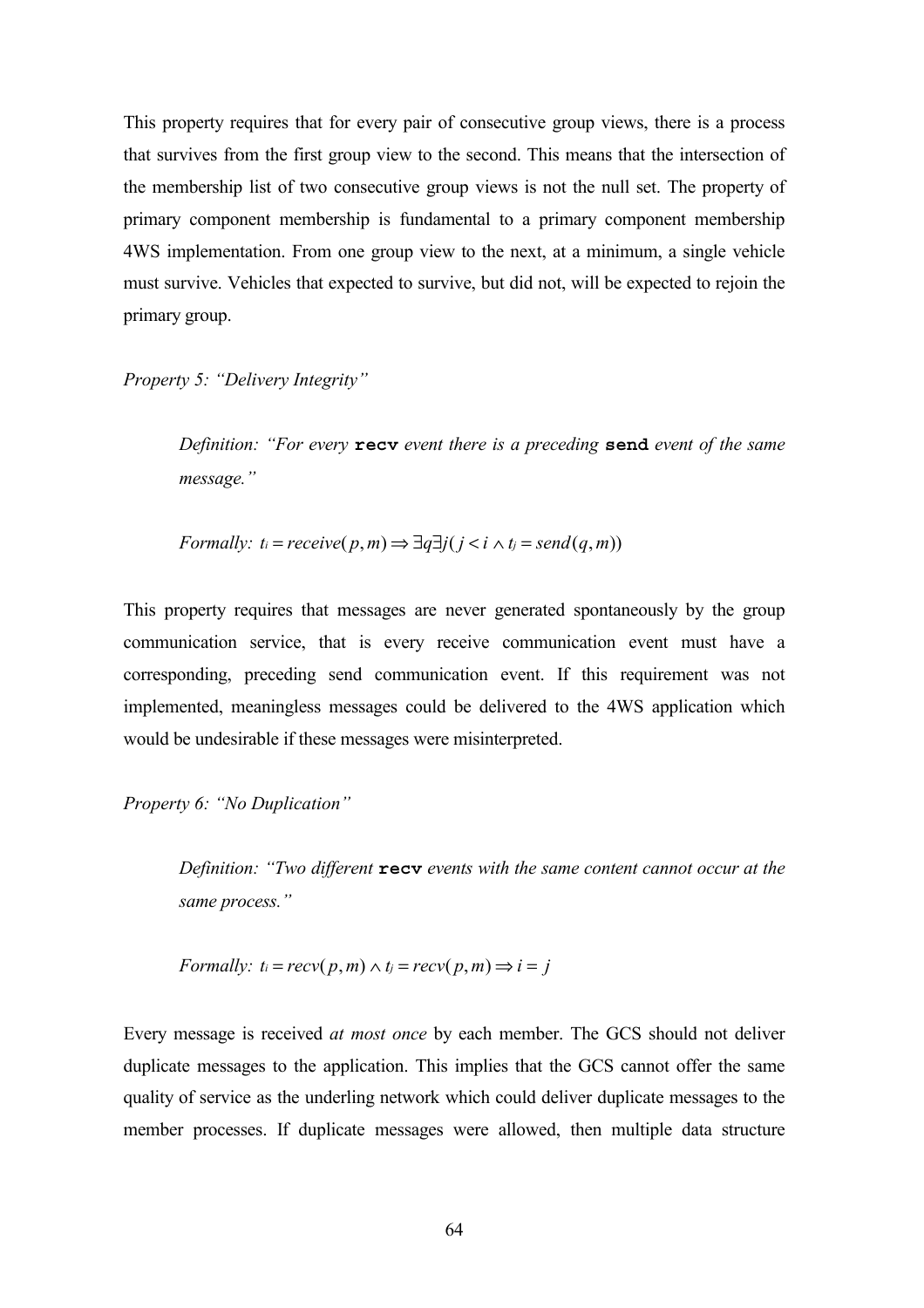This property requires that for every pair of consecutive group views, there is a process that survives from the first group view to the second. This means that the intersection of the membership list of two consecutive group views is not the null set. The property of primary component membership is fundamental to a primary component membership 4WS implementation. From one group view to the next, at a minimum, a single vehicle must survive. Vehicles that expected to survive, but did not, will be expected to rejoin the primary group.

*Property 5: "Delivery Integrity"*

> *Definition: "For every* **`recv`** *event there is a preceding* **`send`** *event of the same message."*
>
> *Formally:* $t_i = receive(p, m) \Rightarrow \exists q \exists j (j < i \wedge t_j = send(q, m))$

This property requires that messages are never generated spontaneously by the group communication service, that is every receive communication event must have a corresponding, preceding send communication event. If this requirement was not implemented, meaningless messages could be delivered to the 4WS application which would be undesirable if these messages were misinterpreted.

*Property 6: "No Duplication"*

> *Definition: "Two different* **`recv`** *events with the same content cannot occur at the same process."*
>
> *Formally:* $t_i = recv(p, m) \wedge t_j = recv(p, m) \Rightarrow i = j$

Every message is received *at most once* by each member. The GCS should not deliver duplicate messages to the application. This implies that the GCS cannot offer the same quality of service as the underling network which could deliver duplicate messages to the member processes. If duplicate messages were allowed, then multiple data structure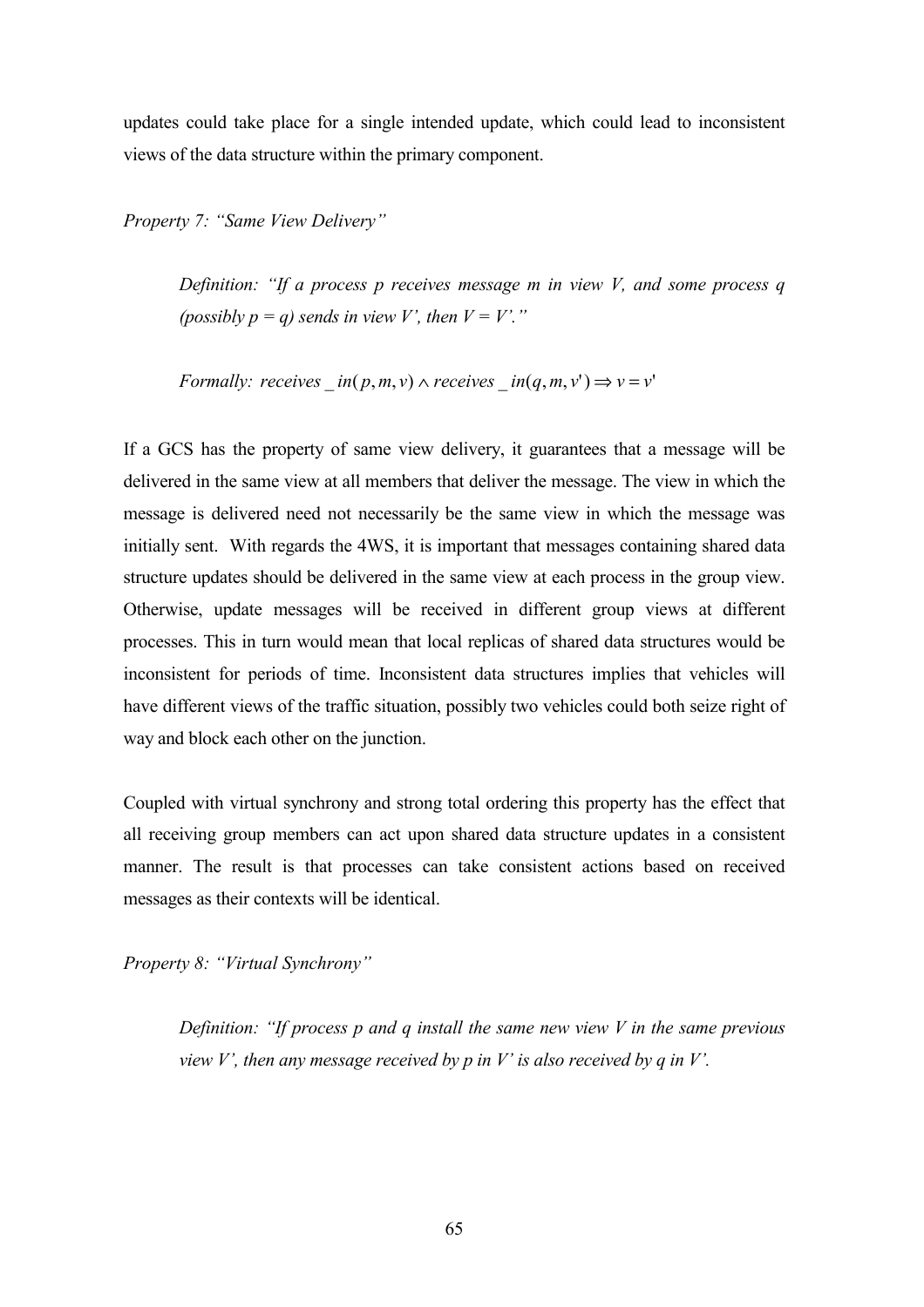updates could take place for a single intended update, which could lead to inconsistent views of the data structure within the primary component.

*Property 7: "Same View Delivery"*

> *Definition: "If a process p receives message m in view V, and some process q (possibly p = q) sends in view V', then V = V'."*
>
> *Formally:* $receives\_in(p, m, v) \wedge receives\_in(q, m, v') \Rightarrow v = v'$

If a GCS has the property of same view delivery, it guarantees that a message will be delivered in the same view at all members that deliver the message. The view in which the message is delivered need not necessarily be the same view in which the message was initially sent. With regards the 4WS, it is important that messages containing shared data structure updates should be delivered in the same view at each process in the group view. Otherwise, update messages will be received in different group views at different processes. This in turn would mean that local replicas of shared data structures would be inconsistent for periods of time. Inconsistent data structures implies that vehicles will have different views of the traffic situation, possibly two vehicles could both seize right of way and block each other on the junction.

Coupled with virtual synchrony and strong total ordering this property has the effect that all receiving group members can act upon shared data structure updates in a consistent manner. The result is that processes can take consistent actions based on received messages as their contexts will be identical.

*Property 8: "Virtual Synchrony"*

> *Definition: "If process p and q install the same new view V in the same previous view V', then any message received by p in V' is also received by q in V'.*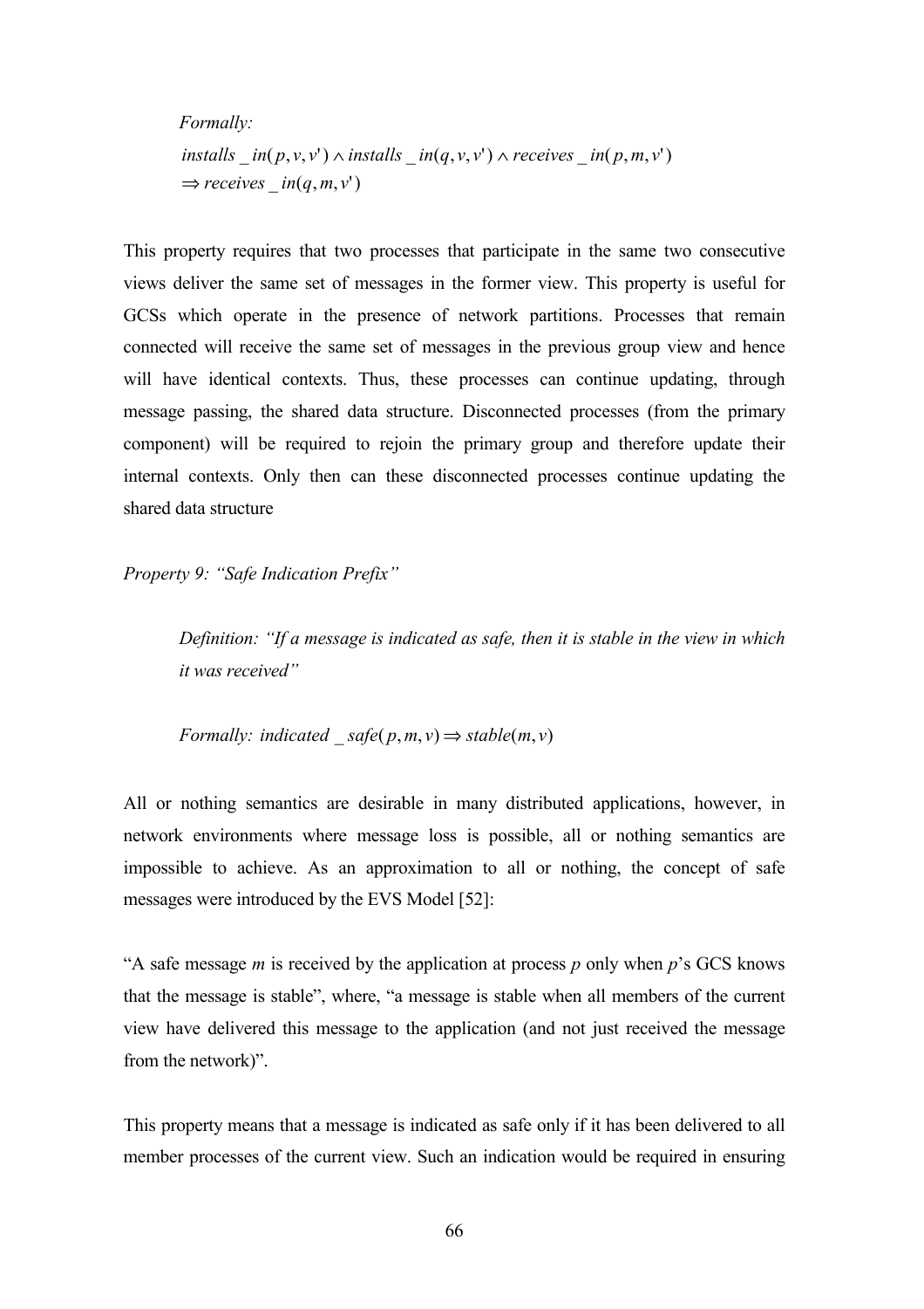*Formally:*

$$installs\_in(p,v,v') \wedge installs\_in(q,v,v') \wedge receives\_in(p,m,v')$$
$$\Rightarrow receives\_in(q,m,v')$$

This property requires that two processes that participate in the same two consecutive views deliver the same set of messages in the former view. This property is useful for GCSs which operate in the presence of network partitions. Processes that remain connected will receive the same set of messages in the previous group view and hence will have identical contexts. Thus, these processes can continue updating, through message passing, the shared data structure. Disconnected processes (from the primary component) will be required to rejoin the primary group and therefore update their internal contexts. Only then can these disconnected processes continue updating the shared data structure

*Property 9: "Safe Indication Prefix"*

> *Definition: "If a message is indicated as safe, then it is stable in the view in which it was received"*
>
> *Formally:* $indicated\_safe(p,m,v) \Rightarrow stable(m,v)$

All or nothing semantics are desirable in many distributed applications, however, in network environments where message loss is possible, all or nothing semantics are impossible to achieve. As an approximation to all or nothing, the concept of safe messages were introduced by the EVS Model [52]:

"A safe message *m* is received by the application at process *p* only when *p*'s GCS knows that the message is stable", where, "a message is stable when all members of the current view have delivered this message to the application (and not just received the message from the network)".

This property means that a message is indicated as safe only if it has been delivered to all member processes of the current view. Such an indication would be required in ensuring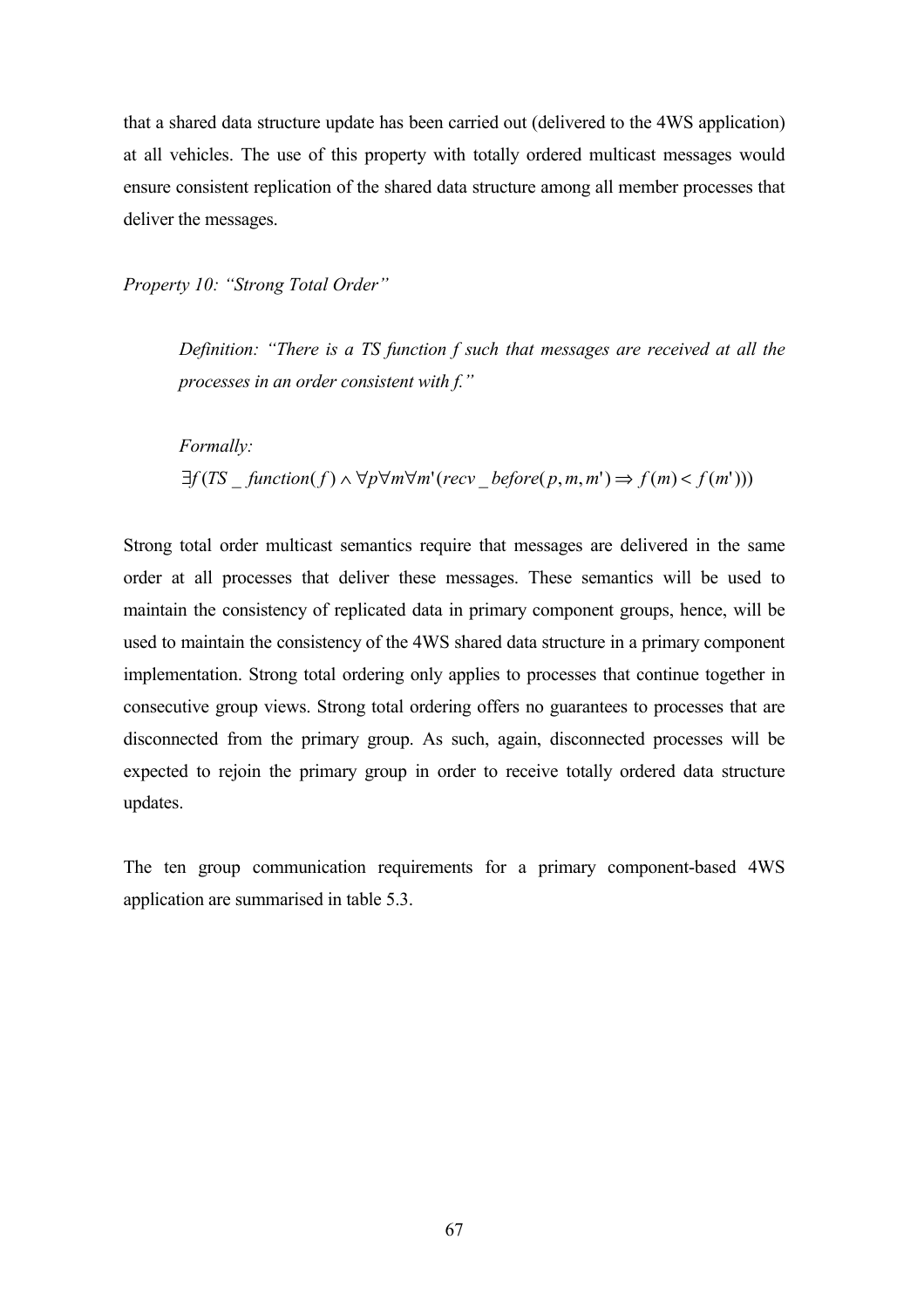that a shared data structure update has been carried out (delivered to the 4WS application) at all vehicles. The use of this property with totally ordered multicast messages would ensure consistent replication of the shared data structure among all member processes that deliver the messages.

*Property 10: "Strong Total Order"*

> *Definition: "There is a TS function f such that messages are received at all the processes in an order consistent with f."*
>
> *Formally:*
>
> $$\exists f(TS\_function(f) \wedge \forall p \forall m \forall m'(recv\_before(p,m,m') \Rightarrow f(m) < f(m')))$$

Strong total order multicast semantics require that messages are delivered in the same order at all processes that deliver these messages. These semantics will be used to maintain the consistency of replicated data in primary component groups, hence, will be used to maintain the consistency of the 4WS shared data structure in a primary component implementation. Strong total ordering only applies to processes that continue together in consecutive group views. Strong total ordering offers no guarantees to processes that are disconnected from the primary group. As such, again, disconnected processes will be expected to rejoin the primary group in order to receive totally ordered data structure updates.

The ten group communication requirements for a primary component-based 4WS application are summarised in table 5.3.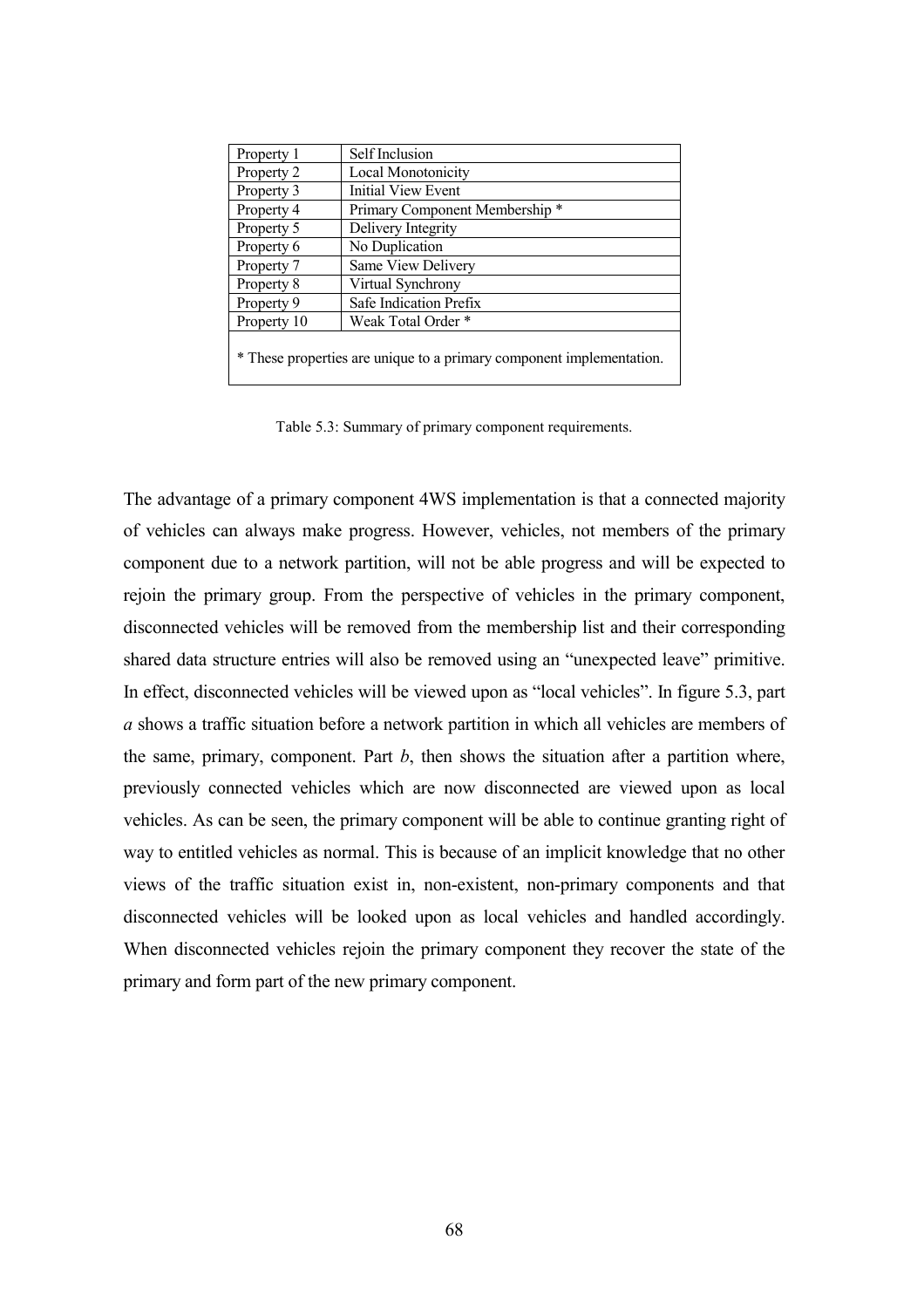| Property 1 | Self Inclusion |
|---|---|
| Property 2 | Local Monotonicity |
| Property 3 | Initial View Event |
| Property 4 | Primary Component Membership * |
| Property 5 | Delivery Integrity |
| Property 6 | No Duplication |
| Property 7 | Same View Delivery |
| Property 8 | Virtual Synchrony |
| Property 9 | Safe Indication Prefix |
| Property 10 | Weak Total Order * |

* These properties are unique to a primary component implementation.

Table 5.3: Summary of primary component requirements.

The advantage of a primary component 4WS implementation is that a connected majority of vehicles can always make progress. However, vehicles, not members of the primary component due to a network partition, will not be able progress and will be expected to rejoin the primary group. From the perspective of vehicles in the primary component, disconnected vehicles will be removed from the membership list and their corresponding shared data structure entries will also be removed using an "unexpected leave" primitive. In effect, disconnected vehicles will be viewed upon as "local vehicles". In figure 5.3, part *a* shows a traffic situation before a network partition in which all vehicles are members of the same, primary, component. Part *b*, then shows the situation after a partition where, previously connected vehicles which are now disconnected are viewed upon as local vehicles. As can be seen, the primary component will be able to continue granting right of way to entitled vehicles as normal. This is because of an implicit knowledge that no other views of the traffic situation exist in, non-existent, non-primary components and that disconnected vehicles will be looked upon as local vehicles and handled accordingly. When disconnected vehicles rejoin the primary component they recover the state of the primary and form part of the new primary component.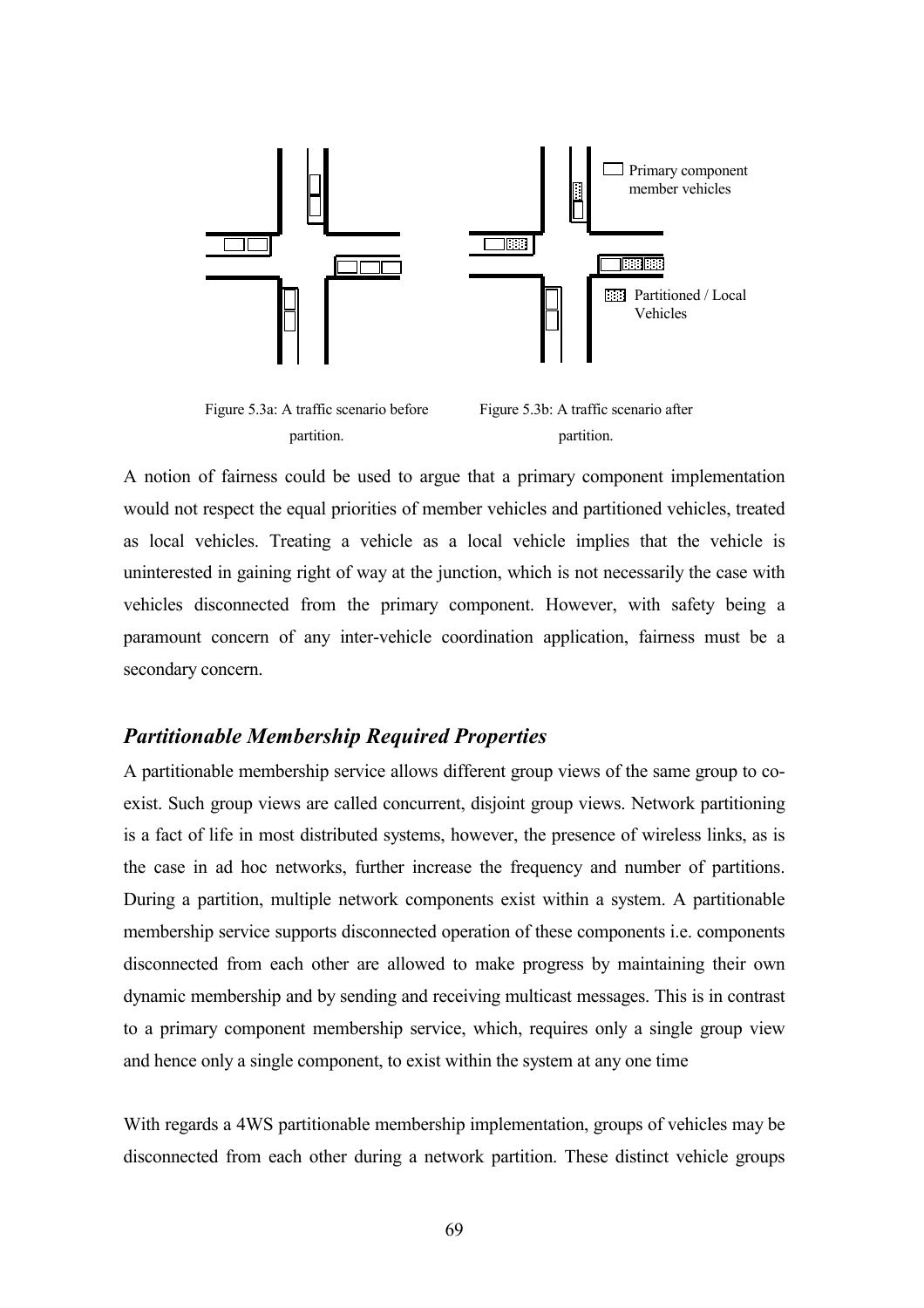Figure 5.3a: A traffic scenario before partition.

Figure 5.3b: A traffic scenario after partition.

A notion of fairness could be used to argue that a primary component implementation would not respect the equal priorities of member vehicles and partitioned vehicles, treated as local vehicles. Treating a vehicle as a local vehicle implies that the vehicle is uninterested in gaining right of way at the junction, which is not necessarily the case with vehicles disconnected from the primary component. However, with safety being a paramount concern of any inter-vehicle coordination application, fairness must be a secondary concern.

### *Partitionable Membership Required Properties*

A partitionable membership service allows different group views of the same group to co-exist. Such group views are called concurrent, disjoint group views. Network partitioning is a fact of life in most distributed systems, however, the presence of wireless links, as is the case in ad hoc networks, further increase the frequency and number of partitions. During a partition, multiple network components exist within a system. A partitionable membership service supports disconnected operation of these components i.e. components disconnected from each other are allowed to make progress by maintaining their own dynamic membership and by sending and receiving multicast messages. This is in contrast to a primary component membership service, which, requires only a single group view and hence only a single component, to exist within the system at any one time

With regards a 4WS partitionable membership implementation, groups of vehicles may be disconnected from each other during a network partition. These distinct vehicle groups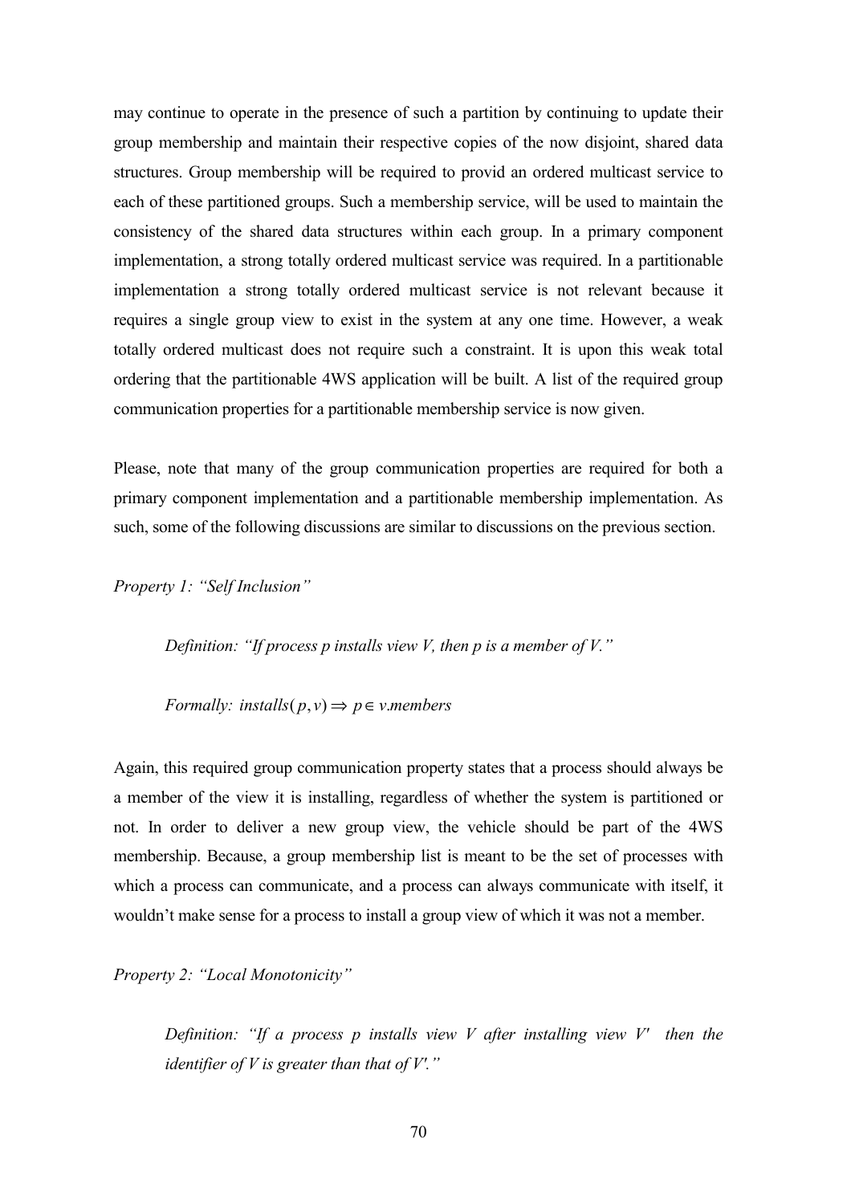may continue to operate in the presence of such a partition by continuing to update their group membership and maintain their respective copies of the now disjoint, shared data structures. Group membership will be required to provid an ordered multicast service to each of these partitioned groups. Such a membership service, will be used to maintain the consistency of the shared data structures within each group. In a primary component implementation, a strong totally ordered multicast service was required. In a partitionable implementation a strong totally ordered multicast service is not relevant because it requires a single group view to exist in the system at any one time. However, a weak totally ordered multicast does not require such a constraint. It is upon this weak total ordering that the partitionable 4WS application will be built. A list of the required group communication properties for a partitionable membership service is now given.

Please, note that many of the group communication properties are required for both a primary component implementation and a partitionable membership implementation. As such, some of the following discussions are similar to discussions on the previous section.

*Property 1: "Self Inclusion"*

> *Definition: "If process p installs view V, then p is a member of V."*
>
> *Formally:* $installs(p, v) \Rightarrow p \in v.members$

Again, this required group communication property states that a process should always be a member of the view it is installing, regardless of whether the system is partitioned or not. In order to deliver a new group view, the vehicle should be part of the 4WS membership. Because, a group membership list is meant to be the set of processes with which a process can communicate, and a process can always communicate with itself, it wouldn't make sense for a process to install a group view of which it was not a member.

*Property 2: "Local Monotonicity"*

> *Definition: "If a process p installs view V after installing view V′ then the identifier of V is greater than that of V′."*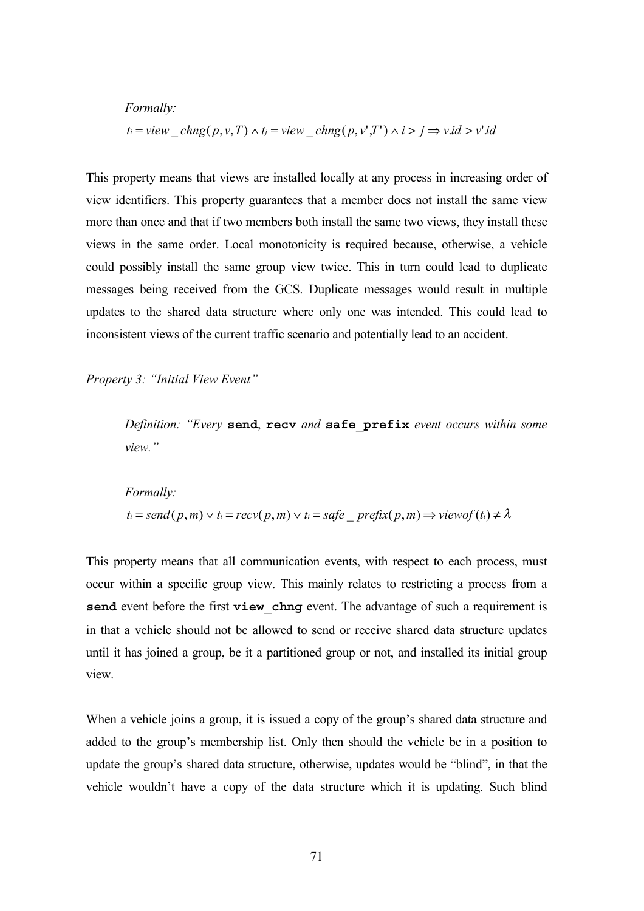*Formally:*

$$t_i = view\_chng(p, v, T) \wedge t_j = view\_chng(p, v', T') \wedge i > j \Rightarrow v.id > v'.id$$

This property means that views are installed locally at any process in increasing order of view identifiers. This property guarantees that a member does not install the same view more than once and that if two members both install the same two views, they install these views in the same order. Local monotonicity is required because, otherwise, a vehicle could possibly install the same group view twice. This in turn could lead to duplicate messages being received from the GCS. Duplicate messages would result in multiple updates to the shared data structure where only one was intended. This could lead to inconsistent views of the current traffic scenario and potentially lead to an accident.

*Property 3: "Initial View Event"*

*Definition: "Every* **send**, **recv** *and* **safe_prefix** *event occurs within some view."*

*Formally:*

$$t_i = send(p, m) \vee t_i = recv(p, m) \vee t_i = safe\_prefix(p, m) \Rightarrow viewof(t_i) \neq \lambda$$

This property means that all communication events, with respect to each process, must occur within a specific group view. This mainly relates to restricting a process from a **send** event before the first **view_chng** event. The advantage of such a requirement is in that a vehicle should not be allowed to send or receive shared data structure updates until it has joined a group, be it a partitioned group or not, and installed its initial group view.

When a vehicle joins a group, it is issued a copy of the group's shared data structure and added to the group's membership list. Only then should the vehicle be in a position to update the group's shared data structure, otherwise, updates would be "blind", in that the vehicle wouldn't have a copy of the data structure which it is updating. Such blind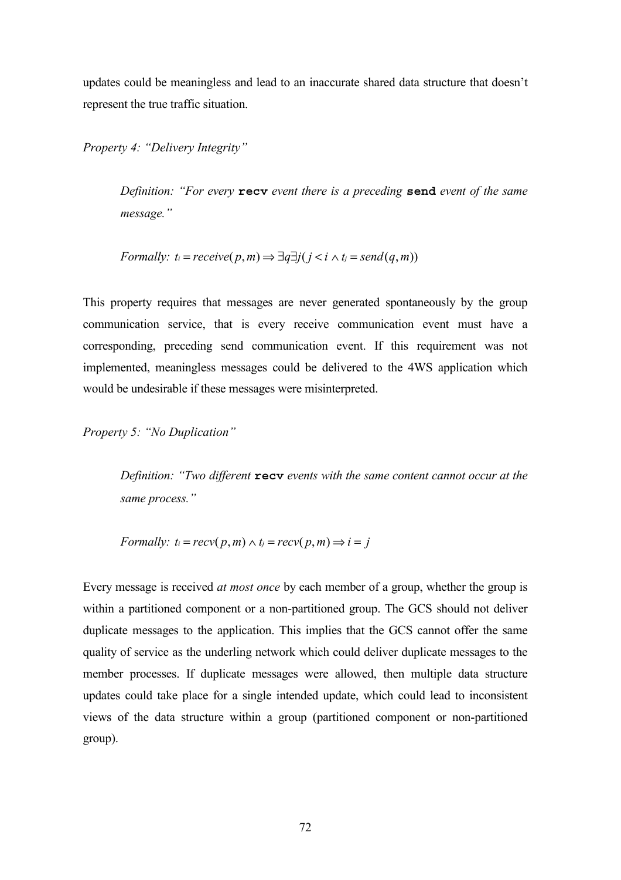updates could be meaningless and lead to an inaccurate shared data structure that doesn't represent the true traffic situation.

*Property 4: "Delivery Integrity"*

> *Definition: "For every* **recv** *event there is a preceding* **send** *event of the same message."*
>
> *Formally:* $t_i = receive(p, m) \Rightarrow \exists q \exists j ( j < i \wedge t_j = send(q, m))$

This property requires that messages are never generated spontaneously by the group communication service, that is every receive communication event must have a corresponding, preceding send communication event. If this requirement was not implemented, meaningless messages could be delivered to the 4WS application which would be undesirable if these messages were misinterpreted.

*Property 5: "No Duplication"*

> *Definition: "Two different* **recv** *events with the same content cannot occur at the same process."*
>
> *Formally:* $t_i = recv(p, m) \wedge t_j = recv(p, m) \Rightarrow i = j$

Every message is received *at most once* by each member of a group, whether the group is within a partitioned component or a non-partitioned group. The GCS should not deliver duplicate messages to the application. This implies that the GCS cannot offer the same quality of service as the underling network which could deliver duplicate messages to the member processes. If duplicate messages were allowed, then multiple data structure updates could take place for a single intended update, which could lead to inconsistent views of the data structure within a group (partitioned component or non-partitioned group).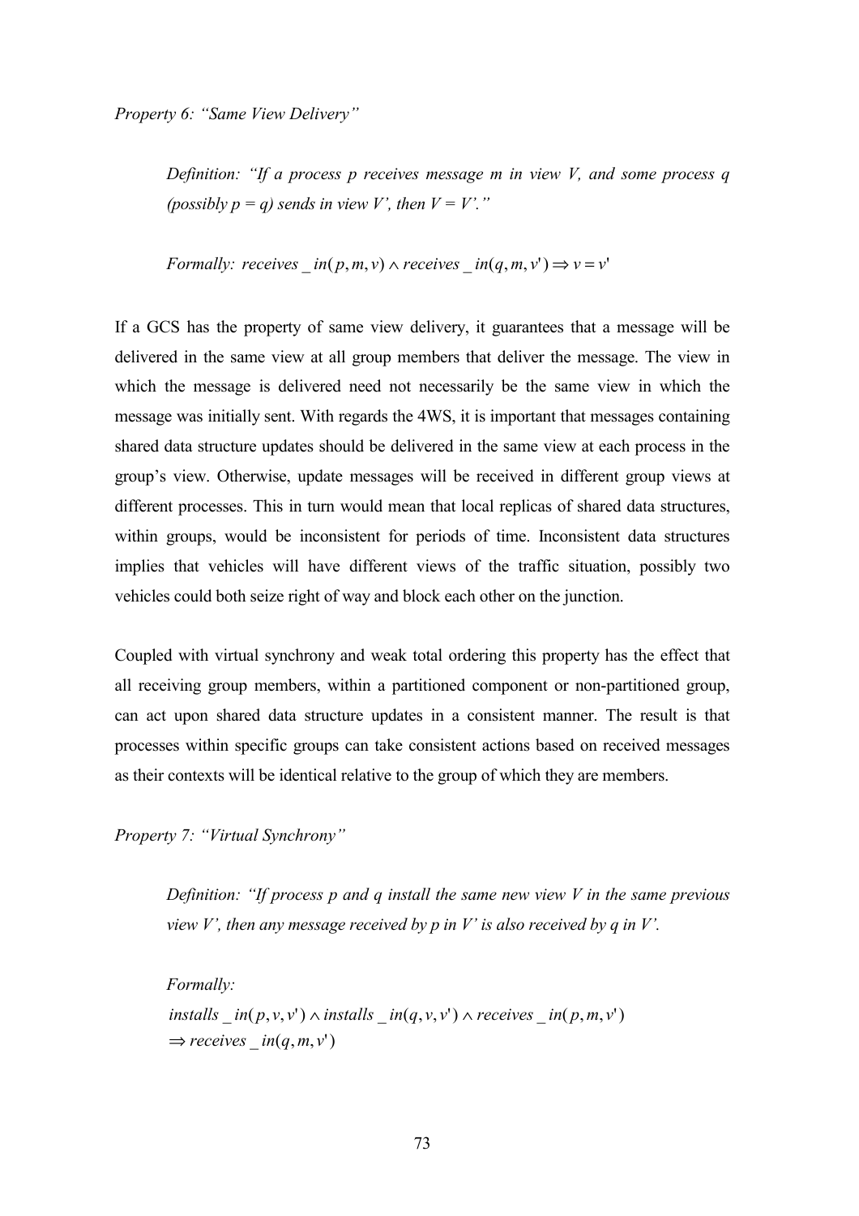*Property 6: "Same View Delivery"*

> *Definition: "If a process p receives message m in view V, and some process q (possibly p = q) sends in view V', then V = V'."*
>
> *Formally:* $receives\_in(p,m,v) \wedge receives\_in(q,m,v') \Rightarrow v = v'$

If a GCS has the property of same view delivery, it guarantees that a message will be delivered in the same view at all group members that deliver the message. The view in which the message is delivered need not necessarily be the same view in which the message was initially sent. With regards the 4WS, it is important that messages containing shared data structure updates should be delivered in the same view at each process in the group's view. Otherwise, update messages will be received in different group views at different processes. This in turn would mean that local replicas of shared data structures, within groups, would be inconsistent for periods of time. Inconsistent data structures implies that vehicles will have different views of the traffic situation, possibly two vehicles could both seize right of way and block each other on the junction.

Coupled with virtual synchrony and weak total ordering this property has the effect that all receiving group members, within a partitioned component or non-partitioned group, can act upon shared data structure updates in a consistent manner. The result is that processes within specific groups can take consistent actions based on received messages as their contexts will be identical relative to the group of which they are members.

*Property 7: "Virtual Synchrony"*

> *Definition: "If process p and q install the same new view V in the same previous view V', then any message received by p in V' is also received by q in V'.*
>
> *Formally:*
>
> $$installs\_in(p,v,v') \wedge installs\_in(q,v,v') \wedge receives\_in(p,m,v')$$
> $$\Rightarrow receives\_in(q,m,v')$$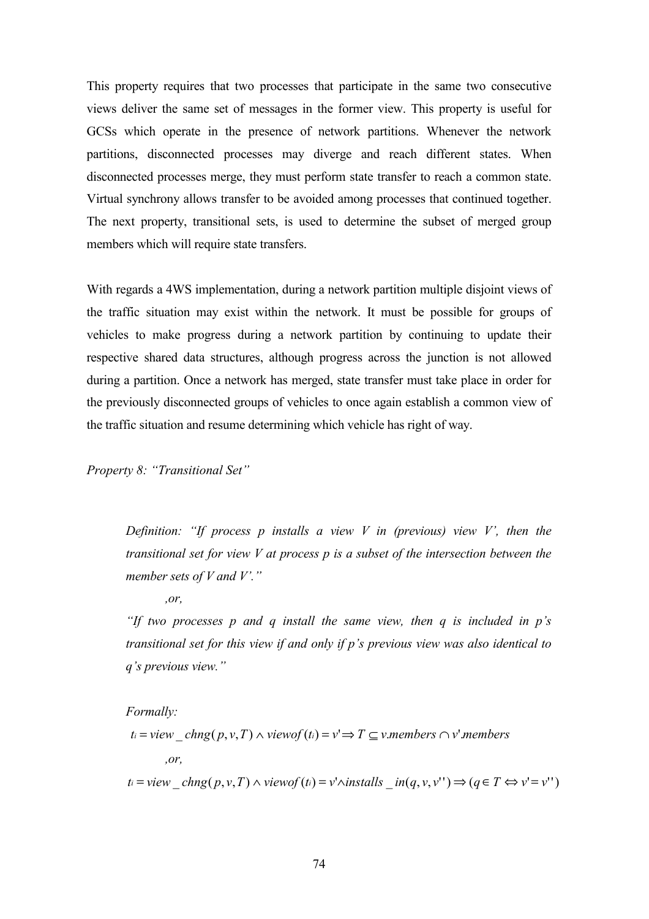This property requires that two processes that participate in the same two consecutive views deliver the same set of messages in the former view. This property is useful for GCSs which operate in the presence of network partitions. Whenever the network partitions, disconnected processes may diverge and reach different states. When disconnected processes merge, they must perform state transfer to reach a common state. Virtual synchrony allows transfer to be avoided among processes that continued together. The next property, transitional sets, is used to determine the subset of merged group members which will require state transfers.

With regards a 4WS implementation, during a network partition multiple disjoint views of the traffic situation may exist within the network. It must be possible for groups of vehicles to make progress during a network partition by continuing to update their respective shared data structures, although progress across the junction is not allowed during a partition. Once a network has merged, state transfer must take place in order for the previously disconnected groups of vehicles to once again establish a common view of the traffic situation and resume determining which vehicle has right of way.

*Property 8: "Transitional Set"*

> *Definition: "If process p installs a view V in (previous) view V', then the transitional set for view V at process p is a subset of the intersection between the member sets of V and V'."*
>
> *,or,*
>
> *"If two processes p and q install the same view, then q is included in p's transitional set for this view if and only if p's previous view was also identical to q's previous view."*
>
> *Formally:*
>
> $$t_i = view\_chng(p, v, T) \wedge viewof(t_i) = v' \Rightarrow T \subseteq v.members \cap v'.members$$
>
> *,or,*
>
> $$t_i = view\_chng(p, v, T) \wedge viewof(t_i) = v' \wedge installs\_in(q, v, v'') \Rightarrow (q \in T \Leftrightarrow v' = v'')$$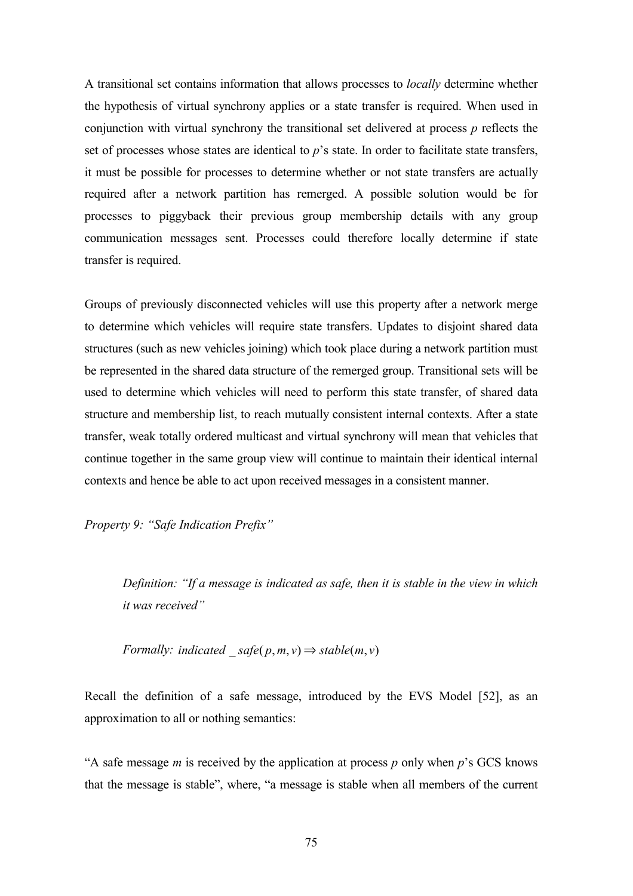A transitional set contains information that allows processes to *locally* determine whether the hypothesis of virtual synchrony applies or a state transfer is required. When used in conjunction with virtual synchrony the transitional set delivered at process $p$ reflects the set of processes whose states are identical to $p$'s state. In order to facilitate state transfers, it must be possible for processes to determine whether or not state transfers are actually required after a network partition has remerged. A possible solution would be for processes to piggyback their previous group membership details with any group communication messages sent. Processes could therefore locally determine if state transfer is required.

Groups of previously disconnected vehicles will use this property after a network merge to determine which vehicles will require state transfers. Updates to disjoint shared data structures (such as new vehicles joining) which took place during a network partition must be represented in the shared data structure of the remerged group. Transitional sets will be used to determine which vehicles will need to perform this state transfer, of shared data structure and membership list, to reach mutually consistent internal contexts. After a state transfer, weak totally ordered multicast and virtual synchrony will mean that vehicles that continue together in the same group view will continue to maintain their identical internal contexts and hence be able to act upon received messages in a consistent manner.

*Property 9: "Safe Indication Prefix"*

> *Definition: "If a message is indicated as safe, then it is stable in the view in which it was received"*
>
> *Formally:* $indicated\_safe(p,m,v) \Rightarrow stable(m,v)$

Recall the definition of a safe message, introduced by the EVS Model [52], as an approximation to all or nothing semantics:

"A safe message $m$ is received by the application at process $p$ only when $p$'s GCS knows that the message is stable", where, "a message is stable when all members of the current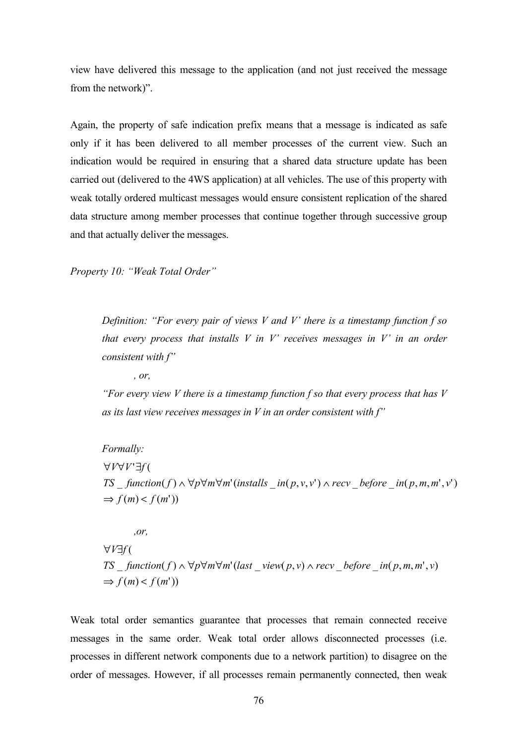view have delivered this message to the application (and not just received the message from the network)".

Again, the property of safe indication prefix means that a message is indicated as safe only if it has been delivered to all member processes of the current view. Such an indication would be required in ensuring that a shared data structure update has been carried out (delivered to the 4WS application) at all vehicles. The use of this property with weak totally ordered multicast messages would ensure consistent replication of the shared data structure among member processes that continue together through successive group and that actually deliver the messages.

*Property 10: "Weak Total Order"*

> *Definition: "For every pair of views V and V' there is a timestamp function f so that every process that installs V in V' receives messages in V' in an order consistent with f"*
>
> *, or,*
>
> *"For every view V there is a timestamp function f so that every process that has V as its last view receives messages in V in an order consistent with f"*
>
> *Formally:*
>
> $$\forall V \forall V' \exists f ( TS\_function(f) \wedge \forall p \forall m \forall m' (installs\_in(p, v, v') \wedge recv\_before\_in(p, m, m', v') \Rightarrow f(m) < f(m'))$$
>
> *,or,*
>
> $$\forall V \exists f ( TS\_function(f) \wedge \forall p \forall m \forall m' (last\_view(p, v) \wedge recv\_before\_in(p, m, m', v) \Rightarrow f(m) < f(m'))$$

Weak total order semantics guarantee that processes that remain connected receive messages in the same order. Weak total order allows disconnected processes (i.e. processes in different network components due to a network partition) to disagree on the order of messages. However, if all processes remain permanently connected, then weak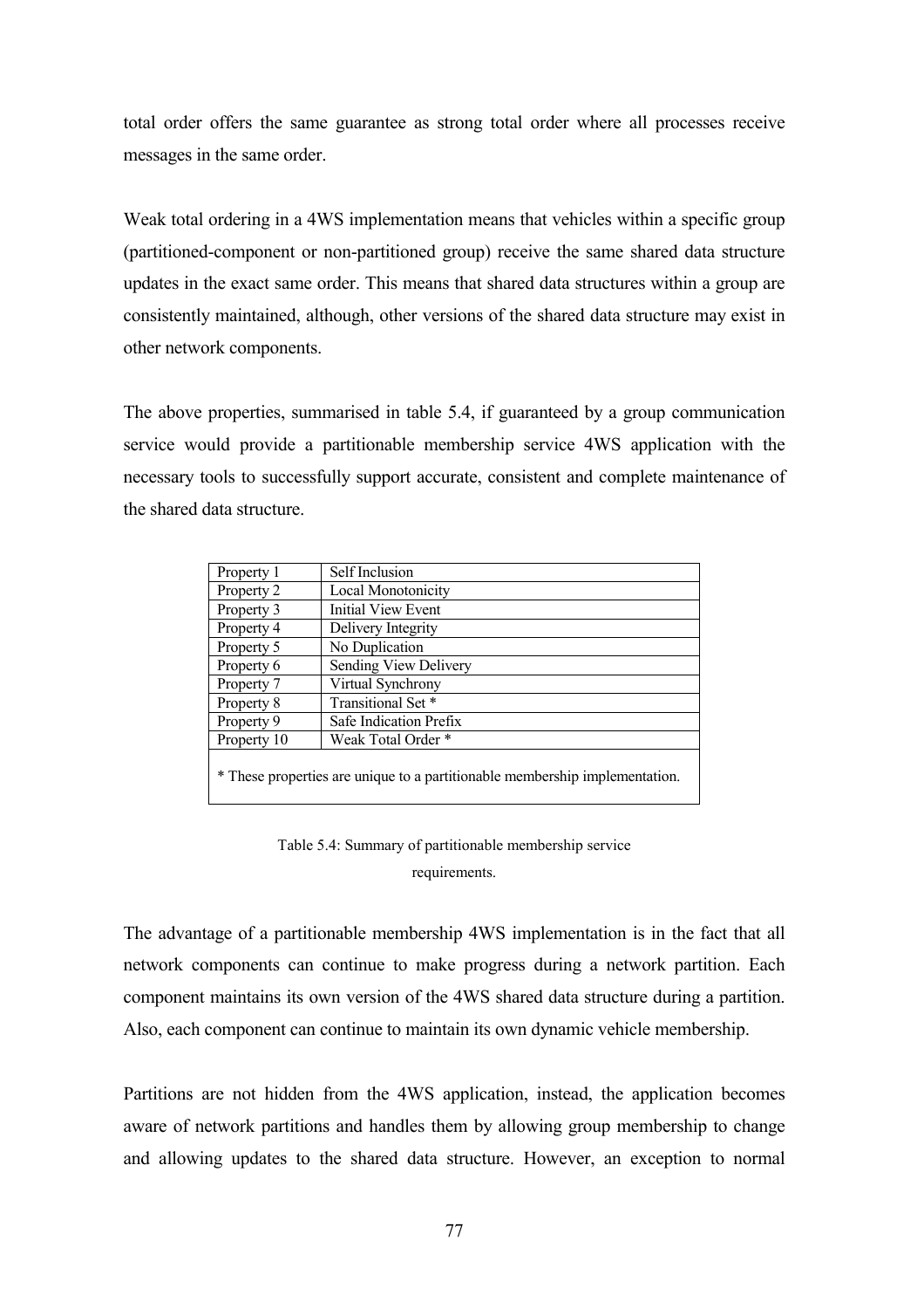total order offers the same guarantee as strong total order where all processes receive messages in the same order.

Weak total ordering in a 4WS implementation means that vehicles within a specific group (partitioned-component or non-partitioned group) receive the same shared data structure updates in the exact same order. This means that shared data structures within a group are consistently maintained, although, other versions of the shared data structure may exist in other network components.

The above properties, summarised in table 5.4, if guaranteed by a group communication service would provide a partitionable membership service 4WS application with the necessary tools to successfully support accurate, consistent and complete maintenance of the shared data structure.

| Property | Requirement |
|---|---|
| Property 1 | Self Inclusion |
| Property 2 | Local Monotonicity |
| Property 3 | Initial View Event |
| Property 4 | Delivery Integrity |
| Property 5 | No Duplication |
| Property 6 | Sending View Delivery |
| Property 7 | Virtual Synchrony |
| Property 8 | Transitional Set * |
| Property 9 | Safe Indication Prefix |
| Property 10 | Weak Total Order * |

* These properties are unique to a partitionable membership implementation.

Table 5.4: Summary of partitionable membership service requirements.

The advantage of a partitionable membership 4WS implementation is in the fact that all network components can continue to make progress during a network partition. Each component maintains its own version of the 4WS shared data structure during a partition. Also, each component can continue to maintain its own dynamic vehicle membership.

Partitions are not hidden from the 4WS application, instead, the application becomes aware of network partitions and handles them by allowing group membership to change and allowing updates to the shared data structure. However, an exception to normal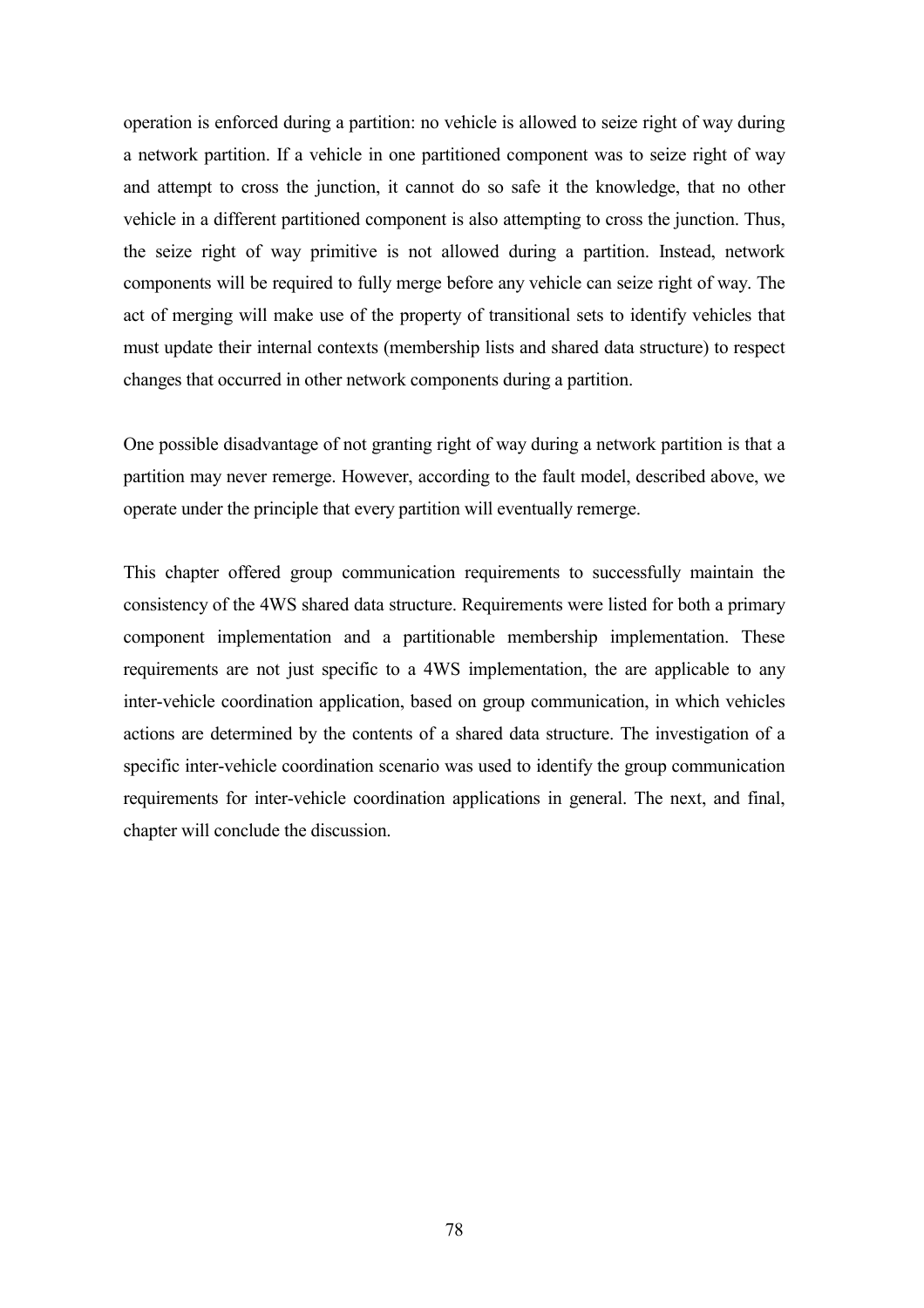operation is enforced during a partition: no vehicle is allowed to seize right of way during a network partition. If a vehicle in one partitioned component was to seize right of way and attempt to cross the junction, it cannot do so safe it the knowledge, that no other vehicle in a different partitioned component is also attempting to cross the junction. Thus, the seize right of way primitive is not allowed during a partition. Instead, network components will be required to fully merge before any vehicle can seize right of way. The act of merging will make use of the property of transitional sets to identify vehicles that must update their internal contexts (membership lists and shared data structure) to respect changes that occurred in other network components during a partition.

One possible disadvantage of not granting right of way during a network partition is that a partition may never remerge. However, according to the fault model, described above, we operate under the principle that every partition will eventually remerge.

This chapter offered group communication requirements to successfully maintain the consistency of the 4WS shared data structure. Requirements were listed for both a primary component implementation and a partitionable membership implementation. These requirements are not just specific to a 4WS implementation, the are applicable to any inter-vehicle coordination application, based on group communication, in which vehicles actions are determined by the contents of a shared data structure. The investigation of a specific inter-vehicle coordination scenario was used to identify the group communication requirements for inter-vehicle coordination applications in general. The next, and final, chapter will conclude the discussion.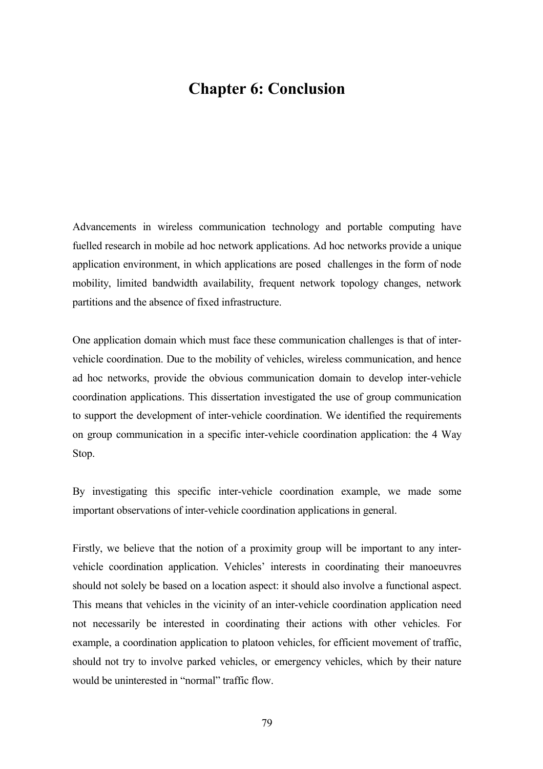# Chapter 6: Conclusion

Advancements in wireless communication technology and portable computing have fuelled research in mobile ad hoc network applications. Ad hoc networks provide a unique application environment, in which applications are posed challenges in the form of node mobility, limited bandwidth availability, frequent network topology changes, network partitions and the absence of fixed infrastructure.

One application domain which must face these communication challenges is that of inter-vehicle coordination. Due to the mobility of vehicles, wireless communication, and hence ad hoc networks, provide the obvious communication domain to develop inter-vehicle coordination applications. This dissertation investigated the use of group communication to support the development of inter-vehicle coordination. We identified the requirements on group communication in a specific inter-vehicle coordination application: the 4 Way Stop.

By investigating this specific inter-vehicle coordination example, we made some important observations of inter-vehicle coordination applications in general.

Firstly, we believe that the notion of a proximity group will be important to any inter-vehicle coordination application. Vehicles' interests in coordinating their manoeuvres should not solely be based on a location aspect: it should also involve a functional aspect. This means that vehicles in the vicinity of an inter-vehicle coordination application need not necessarily be interested in coordinating their actions with other vehicles. For example, a coordination application to platoon vehicles, for efficient movement of traffic, should not try to involve parked vehicles, or emergency vehicles, which by their nature would be uninterested in "normal" traffic flow.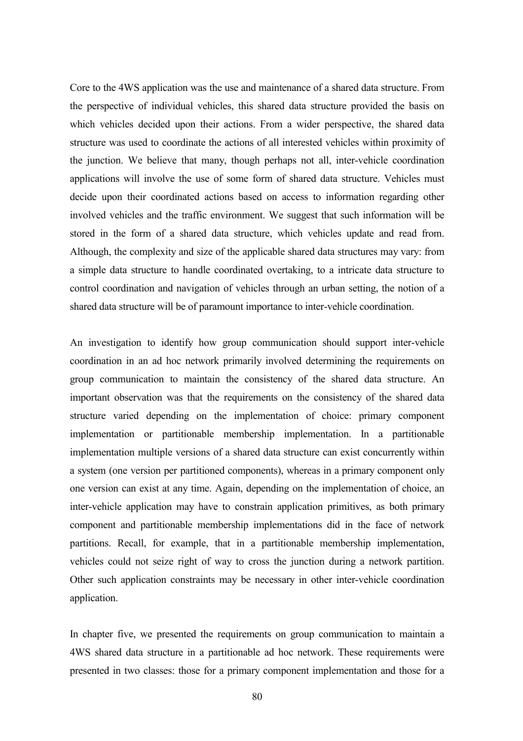Core to the 4WS application was the use and maintenance of a shared data structure. From the perspective of individual vehicles, this shared data structure provided the basis on which vehicles decided upon their actions. From a wider perspective, the shared data structure was used to coordinate the actions of all interested vehicles within proximity of the junction. We believe that many, though perhaps not all, inter-vehicle coordination applications will involve the use of some form of shared data structure. Vehicles must decide upon their coordinated actions based on access to information regarding other involved vehicles and the traffic environment. We suggest that such information will be stored in the form of a shared data structure, which vehicles update and read from. Although, the complexity and size of the applicable shared data structures may vary: from a simple data structure to handle coordinated overtaking, to a intricate data structure to control coordination and navigation of vehicles through an urban setting, the notion of a shared data structure will be of paramount importance to inter-vehicle coordination.

An investigation to identify how group communication should support inter-vehicle coordination in an ad hoc network primarily involved determining the requirements on group communication to maintain the consistency of the shared data structure. An important observation was that the requirements on the consistency of the shared data structure varied depending on the implementation of choice: primary component implementation or partitionable membership implementation. In a partitionable implementation multiple versions of a shared data structure can exist concurrently within a system (one version per partitioned components), whereas in a primary component only one version can exist at any time. Again, depending on the implementation of choice, an inter-vehicle application may have to constrain application primitives, as both primary component and partitionable membership implementations did in the face of network partitions. Recall, for example, that in a partitionable membership implementation, vehicles could not seize right of way to cross the junction during a network partition. Other such application constraints may be necessary in other inter-vehicle coordination application.

In chapter five, we presented the requirements on group communication to maintain a 4WS shared data structure in a partitionable ad hoc network. These requirements were presented in two classes: those for a primary component implementation and those for a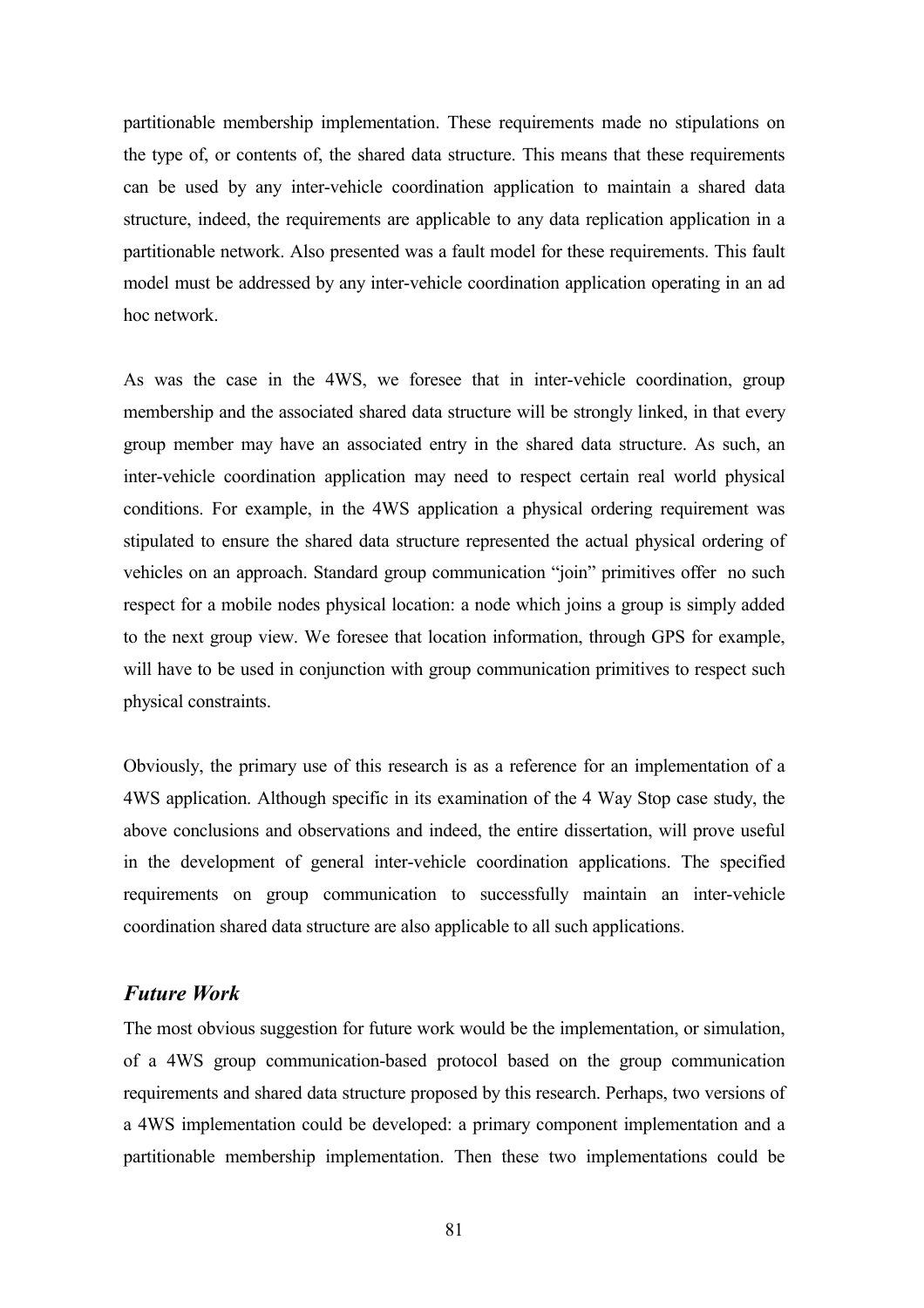partitionable membership implementation. These requirements made no stipulations on the type of, or contents of, the shared data structure. This means that these requirements can be used by any inter-vehicle coordination application to maintain a shared data structure, indeed, the requirements are applicable to any data replication application in a partitionable network. Also presented was a fault model for these requirements. This fault model must be addressed by any inter-vehicle coordination application operating in an ad hoc network.

As was the case in the 4WS, we foresee that in inter-vehicle coordination, group membership and the associated shared data structure will be strongly linked, in that every group member may have an associated entry in the shared data structure. As such, an inter-vehicle coordination application may need to respect certain real world physical conditions. For example, in the 4WS application a physical ordering requirement was stipulated to ensure the shared data structure represented the actual physical ordering of vehicles on an approach. Standard group communication "join" primitives offer no such respect for a mobile nodes physical location: a node which joins a group is simply added to the next group view. We foresee that location information, through GPS for example, will have to be used in conjunction with group communication primitives to respect such physical constraints.

Obviously, the primary use of this research is as a reference for an implementation of a 4WS application. Although specific in its examination of the 4 Way Stop case study, the above conclusions and observations and indeed, the entire dissertation, will prove useful in the development of general inter-vehicle coordination applications. The specified requirements on group communication to successfully maintain an inter-vehicle coordination shared data structure are also applicable to all such applications.

### *Future Work*

The most obvious suggestion for future work would be the implementation, or simulation, of a 4WS group communication-based protocol based on the group communication requirements and shared data structure proposed by this research. Perhaps, two versions of a 4WS implementation could be developed: a primary component implementation and a partitionable membership implementation. Then these two implementations could be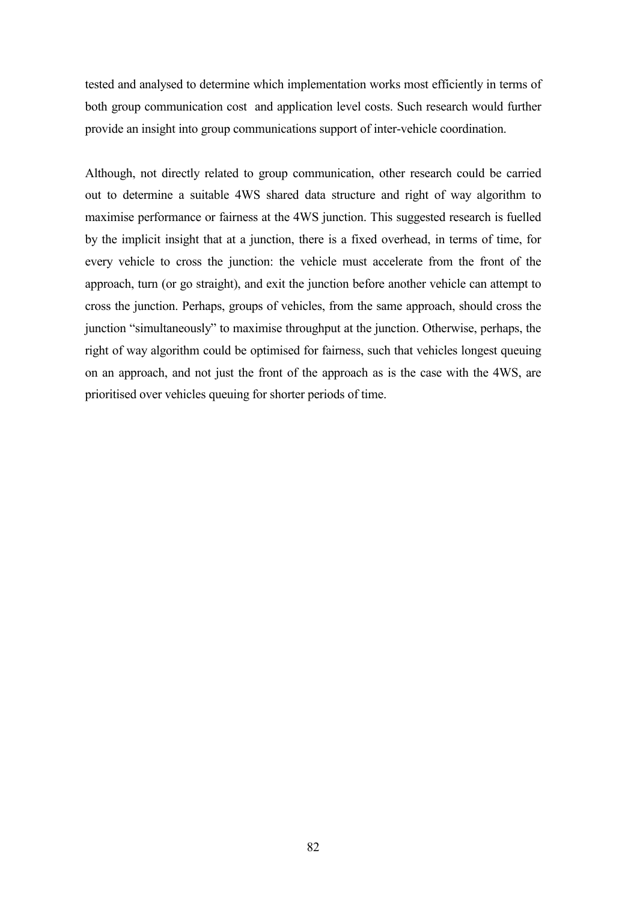tested and analysed to determine which implementation works most efficiently in terms of both group communication cost  and application level costs. Such research would further provide an insight into group communications support of inter-vehicle coordination.

Although, not directly related to group communication, other research could be carried out to determine a suitable 4WS shared data structure and right of way algorithm to maximise performance or fairness at the 4WS junction. This suggested research is fuelled by the implicit insight that at a junction, there is a fixed overhead, in terms of time, for every vehicle to cross the junction: the vehicle must accelerate from the front of the approach, turn (or go straight), and exit the junction before another vehicle can attempt to cross the junction. Perhaps, groups of vehicles, from the same approach, should cross the junction "simultaneously" to maximise throughput at the junction. Otherwise, perhaps, the right of way algorithm could be optimised for fairness, such that vehicles longest queuing on an approach, and not just the front of the approach as is the case with the 4WS, are prioritised over vehicles queuing for shorter periods of time.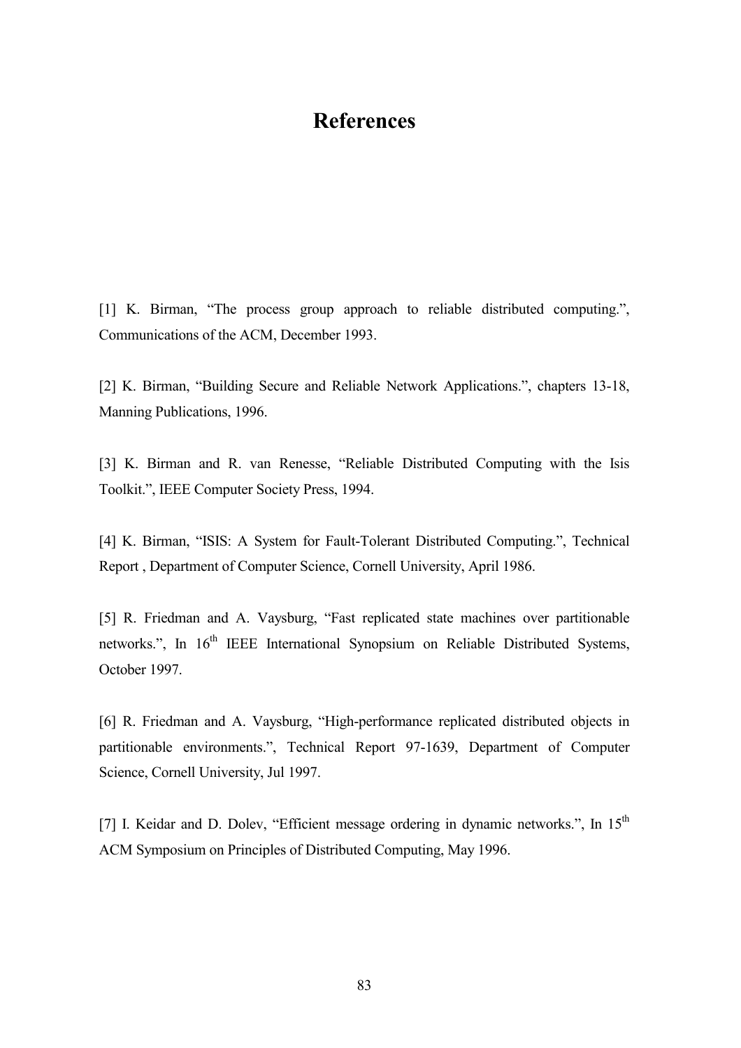# References

[1] K. Birman, “The process group approach to reliable distributed computing.”, Communications of the ACM, December 1993.

[2] K. Birman, “Building Secure and Reliable Network Applications.”, chapters 13-18, Manning Publications, 1996.

[3] K. Birman and R. van Renesse, “Reliable Distributed Computing with the Isis Toolkit.”, IEEE Computer Society Press, 1994.

[4] K. Birman, “ISIS: A System for Fault-Tolerant Distributed Computing.”, Technical Report , Department of Computer Science, Cornell University, April 1986.

[5] R. Friedman and A. Vaysburg, “Fast replicated state machines over partitionable networks.”, In 16th IEEE International Synopsium on Reliable Distributed Systems, October 1997.

[6] R. Friedman and A. Vaysburg, “High-performance replicated distributed objects in partitionable environments.”, Technical Report 97-1639, Department of Computer Science, Cornell University, Jul 1997.

[7] I. Keidar and D. Dolev, “Efficient message ordering in dynamic networks.”, In 15th ACM Symposium on Principles of Distributed Computing, May 1996.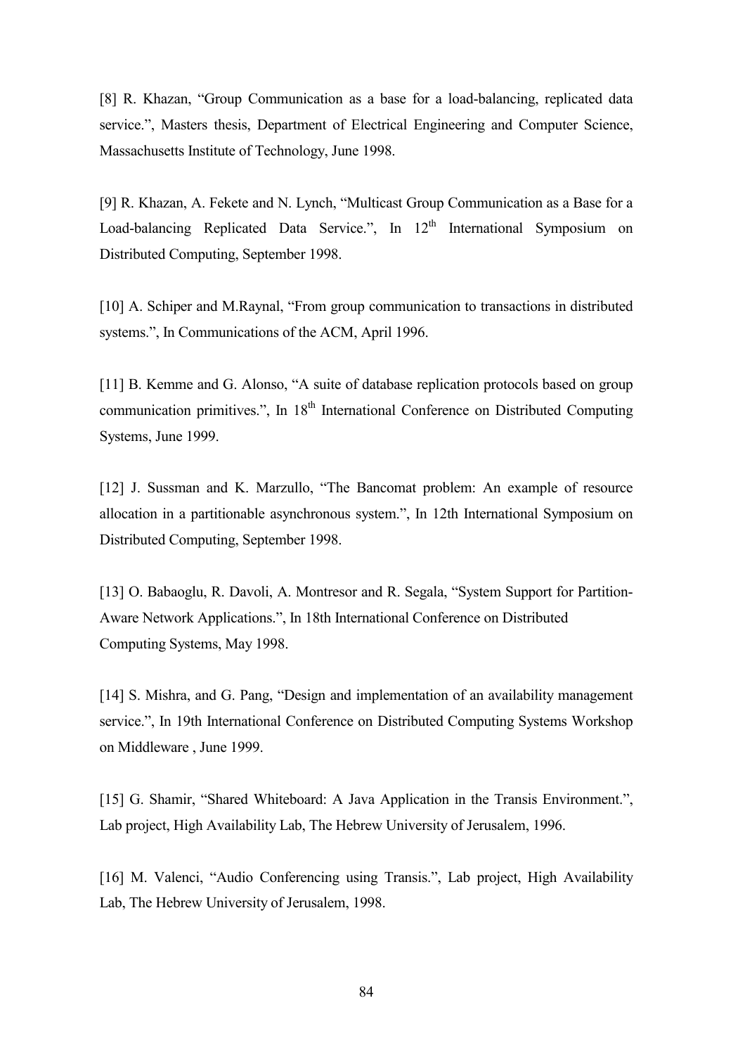[8] R. Khazan, "Group Communication as a base for a load-balancing, replicated data service.", Masters thesis, Department of Electrical Engineering and Computer Science, Massachusetts Institute of Technology, June 1998.

[9] R. Khazan, A. Fekete and N. Lynch, "Multicast Group Communication as a Base for a Load-balancing Replicated Data Service.", In 12th International Symposium on Distributed Computing, September 1998.

[10] A. Schiper and M.Raynal, "From group communication to transactions in distributed systems.", In Communications of the ACM, April 1996.

[11] B. Kemme and G. Alonso, "A suite of database replication protocols based on group communication primitives.", In 18th International Conference on Distributed Computing Systems, June 1999.

[12] J. Sussman and K. Marzullo, "The Bancomat problem: An example of resource allocation in a partitionable asynchronous system.", In 12th International Symposium on Distributed Computing, September 1998.

[13] O. Babaoglu, R. Davoli, A. Montresor and R. Segala, "System Support for Partition-Aware Network Applications.", In 18th International Conference on Distributed Computing Systems, May 1998.

[14] S. Mishra, and G. Pang, "Design and implementation of an availability management service.", In 19th International Conference on Distributed Computing Systems Workshop on Middleware , June 1999.

[15] G. Shamir, "Shared Whiteboard: A Java Application in the Transis Environment.", Lab project, High Availability Lab, The Hebrew University of Jerusalem, 1996.

[16] M. Valenci, "Audio Conferencing using Transis.", Lab project, High Availability Lab, The Hebrew University of Jerusalem, 1998.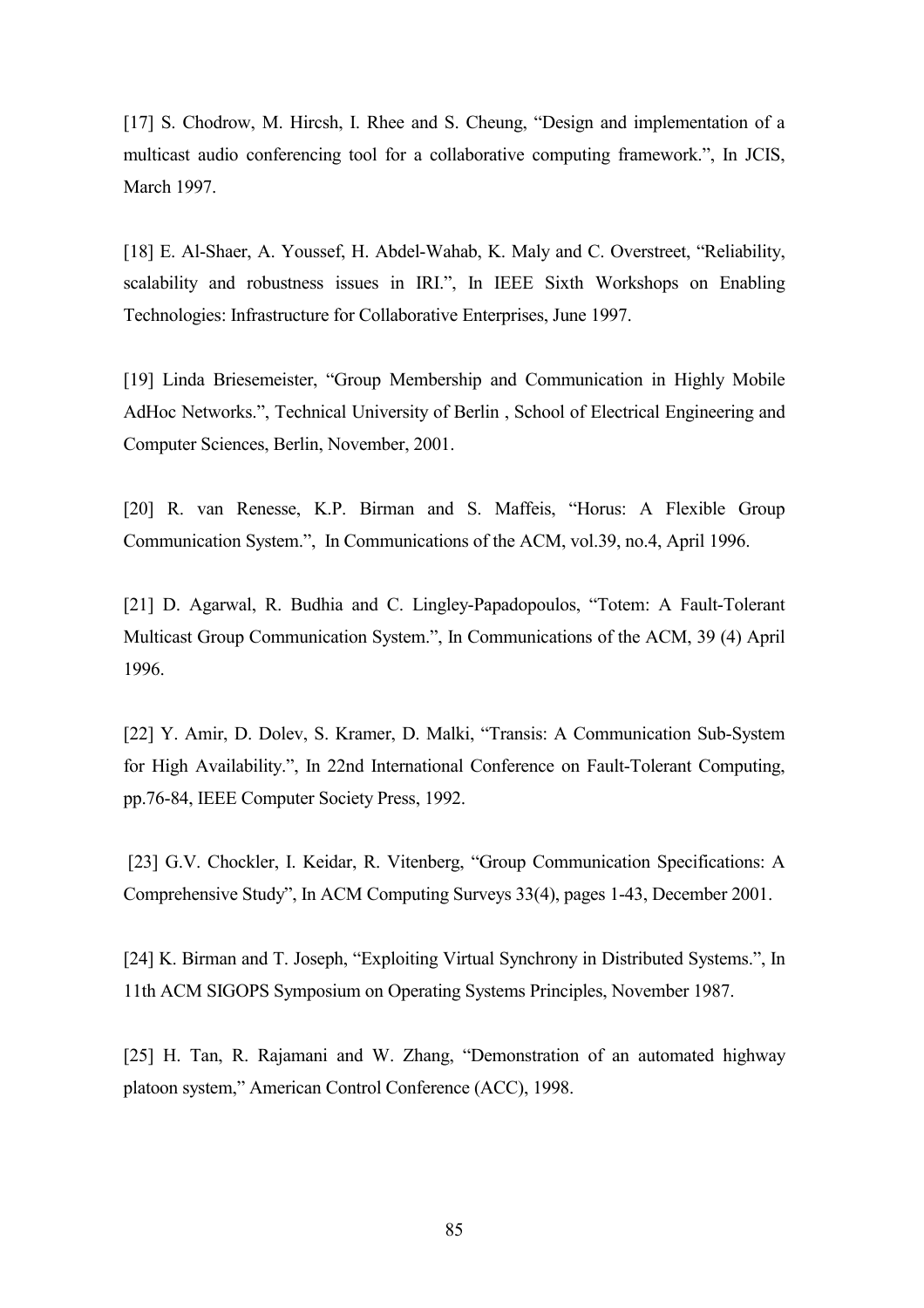[17] S. Chodrow, M. Hircsh, I. Rhee and S. Cheung, “Design and implementation of a multicast audio conferencing tool for a collaborative computing framework.”, In JCIS, March 1997.

[18] E. Al-Shaer, A. Youssef, H. Abdel-Wahab, K. Maly and C. Overstreet, “Reliability, scalability and robustness issues in IRI.”, In IEEE Sixth Workshops on Enabling Technologies: Infrastructure for Collaborative Enterprises, June 1997.

[19] Linda Briesemeister, “Group Membership and Communication in Highly Mobile AdHoc Networks.”, Technical University of Berlin , School of Electrical Engineering and Computer Sciences, Berlin, November, 2001.

[20] R. van Renesse, K.P. Birman and S. Maffeis, “Horus: A Flexible Group Communication System.”, In Communications of the ACM, vol.39, no.4, April 1996.

[21] D. Agarwal, R. Budhia and C. Lingley-Papadopoulos, “Totem: A Fault-Tolerant Multicast Group Communication System.”, In Communications of the ACM, 39 (4) April 1996.

[22] Y. Amir, D. Dolev, S. Kramer, D. Malki, “Transis: A Communication Sub-System for High Availability.”, In 22nd International Conference on Fault-Tolerant Computing, pp.76-84, IEEE Computer Society Press, 1992.

[23] G.V. Chockler, I. Keidar, R. Vitenberg, “Group Communication Specifications: A Comprehensive Study”, In ACM Computing Surveys 33(4), pages 1-43, December 2001.

[24] K. Birman and T. Joseph, “Exploiting Virtual Synchrony in Distributed Systems.”, In 11th ACM SIGOPS Symposium on Operating Systems Principles, November 1987.

[25] H. Tan, R. Rajamani and W. Zhang, “Demonstration of an automated highway platoon system,” American Control Conference (ACC), 1998.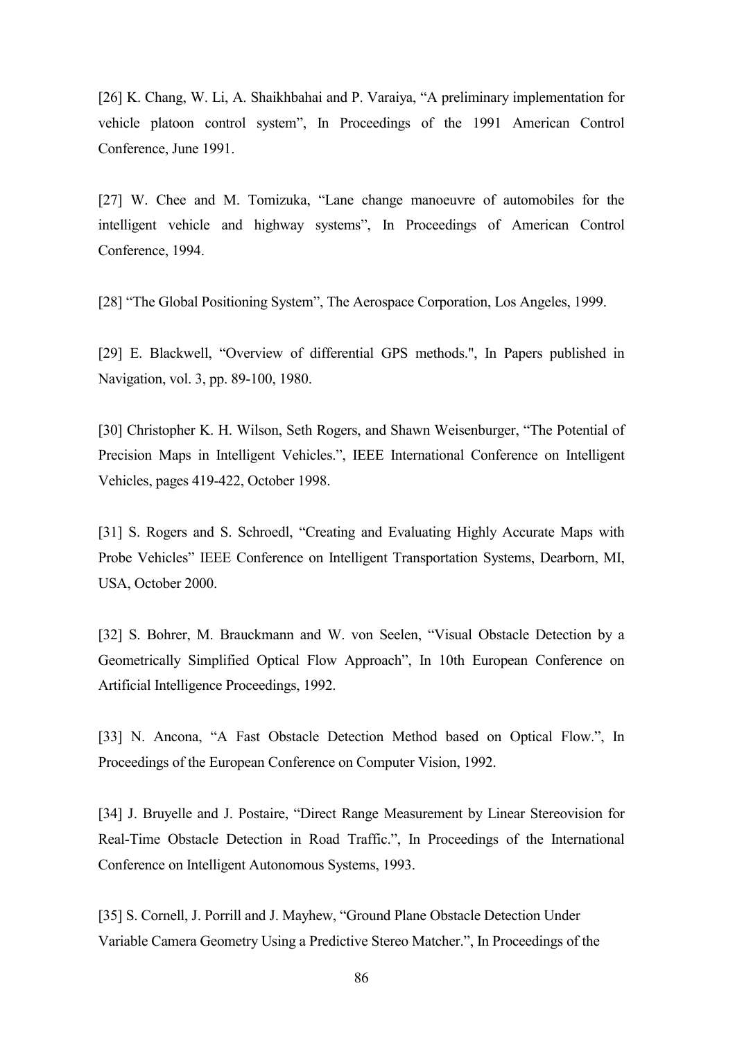[26] K. Chang, W. Li, A. Shaikhbahai and P. Varaiya, “A preliminary implementation for vehicle platoon control system”, In Proceedings of the 1991 American Control Conference, June 1991.

[27] W. Chee and M. Tomizuka, “Lane change manoeuvre of automobiles for the intelligent vehicle and highway systems”, In Proceedings of American Control Conference, 1994.

[28] “The Global Positioning System”, The Aerospace Corporation, Los Angeles, 1999.

[29] E. Blackwell, “Overview of differential GPS methods.", In Papers published in Navigation, vol. 3, pp. 89-100, 1980.

[30] Christopher K. H. Wilson, Seth Rogers, and Shawn Weisenburger, “The Potential of Precision Maps in Intelligent Vehicles.”, IEEE International Conference on Intelligent Vehicles, pages 419-422, October 1998.

[31] S. Rogers and S. Schroedl, “Creating and Evaluating Highly Accurate Maps with Probe Vehicles” IEEE Conference on Intelligent Transportation Systems, Dearborn, MI, USA, October 2000.

[32] S. Bohrer, M. Brauckmann and W. von Seelen, “Visual Obstacle Detection by a Geometrically Simplified Optical Flow Approach”, In 10th European Conference on Artificial Intelligence Proceedings, 1992.

[33] N. Ancona, “A Fast Obstacle Detection Method based on Optical Flow.”, In Proceedings of the European Conference on Computer Vision, 1992.

[34] J. Bruyelle and J. Postaire, “Direct Range Measurement by Linear Stereovision for Real-Time Obstacle Detection in Road Traffic.”, In Proceedings of the International Conference on Intelligent Autonomous Systems, 1993.

[35] S. Cornell, J. Porrill and J. Mayhew, “Ground Plane Obstacle Detection Under Variable Camera Geometry Using a Predictive Stereo Matcher.”, In Proceedings of the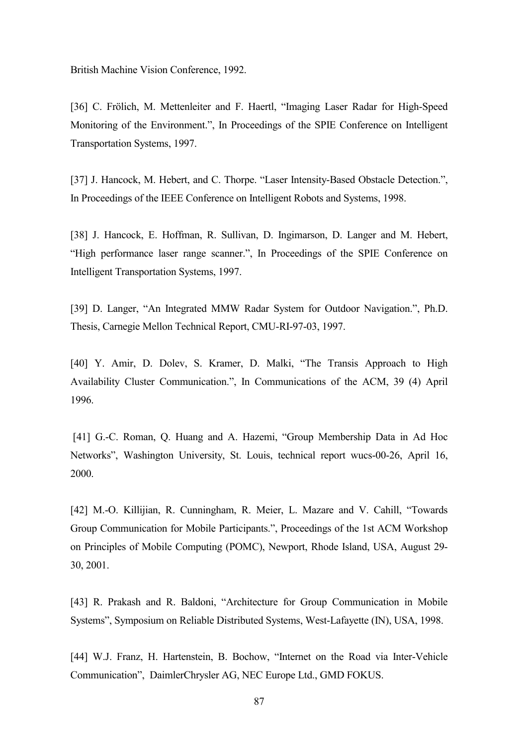British Machine Vision Conference, 1992.

[36] C. Frölich, M. Mettenleiter and F. Haertl, “Imaging Laser Radar for High-Speed Monitoring of the Environment.”, In Proceedings of the SPIE Conference on Intelligent Transportation Systems, 1997.

[37] J. Hancock, M. Hebert, and C. Thorpe. “Laser Intensity-Based Obstacle Detection.”, In Proceedings of the IEEE Conference on Intelligent Robots and Systems, 1998.

[38] J. Hancock, E. Hoffman, R. Sullivan, D. Ingimarson, D. Langer and M. Hebert, “High performance laser range scanner.”, In Proceedings of the SPIE Conference on Intelligent Transportation Systems, 1997.

[39] D. Langer, “An Integrated MMW Radar System for Outdoor Navigation.”, Ph.D. Thesis, Carnegie Mellon Technical Report, CMU-RI-97-03, 1997.

[40] Y. Amir, D. Dolev, S. Kramer, D. Malki, “The Transis Approach to High Availability Cluster Communication.”, In Communications of the ACM, 39 (4) April 1996.

[41] G.-C. Roman, Q. Huang and A. Hazemi, “Group Membership Data in Ad Hoc Networks”, Washington University, St. Louis, technical report wucs-00-26, April 16, 2000.

[42] M.-O. Killijian, R. Cunningham, R. Meier, L. Mazare and V. Cahill, “Towards Group Communication for Mobile Participants.”, Proceedings of the 1st ACM Workshop on Principles of Mobile Computing (POMC), Newport, Rhode Island, USA, August 29-30, 2001.

[43] R. Prakash and R. Baldoni, “Architecture for Group Communication in Mobile Systems”, Symposium on Reliable Distributed Systems, West-Lafayette (IN), USA, 1998.

[44] W.J. Franz, H. Hartenstein, B. Bochow, “Internet on the Road via Inter-Vehicle Communication”, DaimlerChrysler AG, NEC Europe Ltd., GMD FOKUS.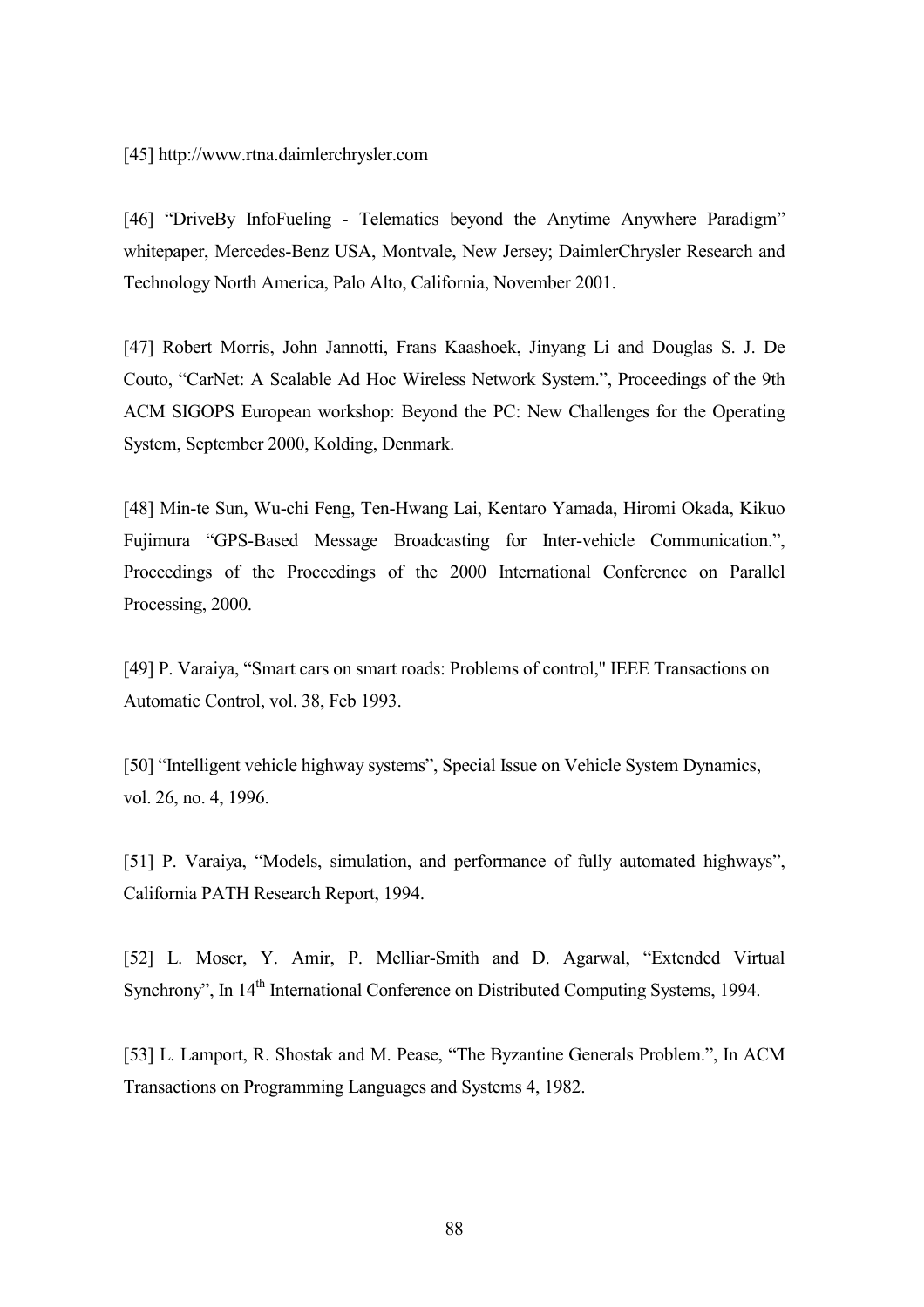[45] http://www.rtna.daimlerchrysler.com

[46] "DriveBy InfoFueling - Telematics beyond the Anytime Anywhere Paradigm" whitepaper, Mercedes-Benz USA, Montvale, New Jersey; DaimlerChrysler Research and Technology North America, Palo Alto, California, November 2001.

[47] Robert Morris, John Jannotti, Frans Kaashoek, Jinyang Li and Douglas S. J. De Couto, "CarNet: A Scalable Ad Hoc Wireless Network System.", Proceedings of the 9th ACM SIGOPS European workshop: Beyond the PC: New Challenges for the Operating System, September 2000, Kolding, Denmark.

[48] Min-te Sun, Wu-chi Feng, Ten-Hwang Lai, Kentaro Yamada, Hiromi Okada, Kikuo Fujimura "GPS-Based Message Broadcasting for Inter-vehicle Communication.", Proceedings of the Proceedings of the 2000 International Conference on Parallel Processing, 2000.

[49] P. Varaiya, "Smart cars on smart roads: Problems of control," IEEE Transactions on Automatic Control, vol. 38, Feb 1993.

[50] "Intelligent vehicle highway systems", Special Issue on Vehicle System Dynamics, vol. 26, no. 4, 1996.

[51] P. Varaiya, "Models, simulation, and performance of fully automated highways", California PATH Research Report, 1994.

[52] L. Moser, Y. Amir, P. Melliar-Smith and D. Agarwal, "Extended Virtual Synchrony", In 14th International Conference on Distributed Computing Systems, 1994.

[53] L. Lamport, R. Shostak and M. Pease, "The Byzantine Generals Problem.", In ACM Transactions on Programming Languages and Systems 4, 1982.